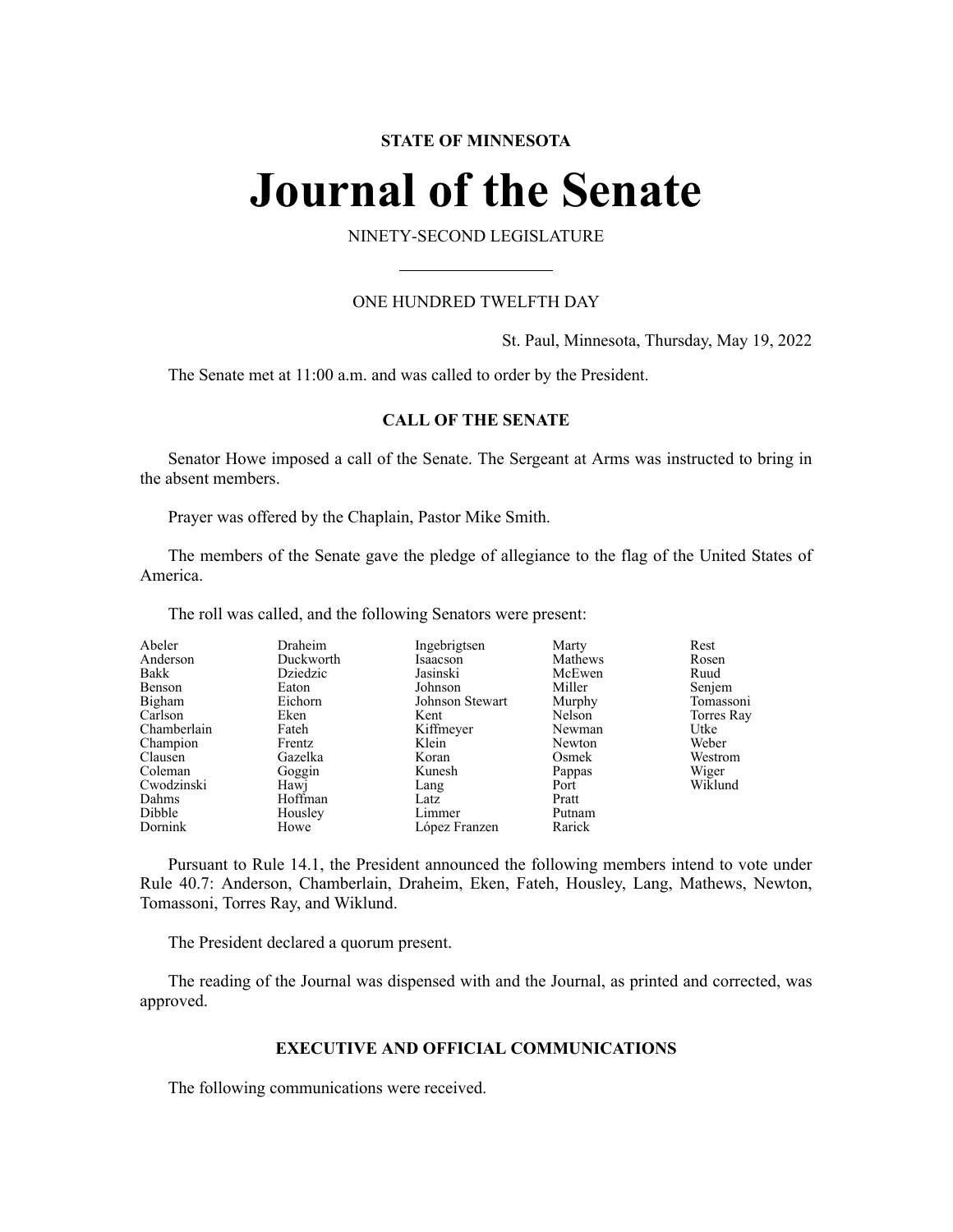**STATE OF MINNESOTA**

# Journal of the Senate

NINETY-SECOND LEGISLATURE

---

ONE HUNDRED TWELFTH DAY

St. Paul, Minnesota, Thursday, May 19, 2022

The Senate met at 11:00 a.m. and was called to order by the President.

### CALL OF THE SENATE

Senator Howe imposed a call of the Senate. The Sergeant at Arms was instructed to bring in the absent members.

Prayer was offered by the Chaplain, Pastor Mike Smith.

The members of the Senate gave the pledge of allegiance to the flag of the United States of America.

The roll was called, and the following Senators were present:

| | | | | |
|---|---|---|---|---|
| Abeler | Draheim | Ingebrigtsen | Marty | Rest |
| Anderson | Duckworth | Isaacson | Mathews | Rosen |
| Bakk | Dziedzic | Jasinski | McEwen | Ruud |
| Benson | Eaton | Johnson | Miller | Senjem |
| Bigham | Eichorn | Johnson Stewart | Murphy | Tomassoni |
| Carlson | Eken | Kent | Nelson | Torres Ray |
| Chamberlain | Fateh | Kiffmeyer | Newman | Utke |
| Champion | Frentz | Klein | Newton | Weber |
| Clausen | Gazelka | Koran | Osmek | Westrom |
| Coleman | Goggin | Kunesh | Pappas | Wiger |
| Cwodzinski | Hawj | Lang | Port | Wiklund |
| Dahms | Hoffman | Latz | Pratt | |
| Dibble | Housley | Limmer | Putnam | |
| Dornink | Howe | López Franzen | Rarick | |

Pursuant to Rule 14.1, the President announced the following members intend to vote under Rule 40.7: Anderson, Chamberlain, Draheim, Eken, Fateh, Housley, Lang, Mathews, Newton, Tomassoni, Torres Ray, and Wiklund.

The President declared a quorum present.

The reading of the Journal was dispensed with and the Journal, as printed and corrected, was approved.

### EXECUTIVE AND OFFICIAL COMMUNICATIONS

The following communications were received.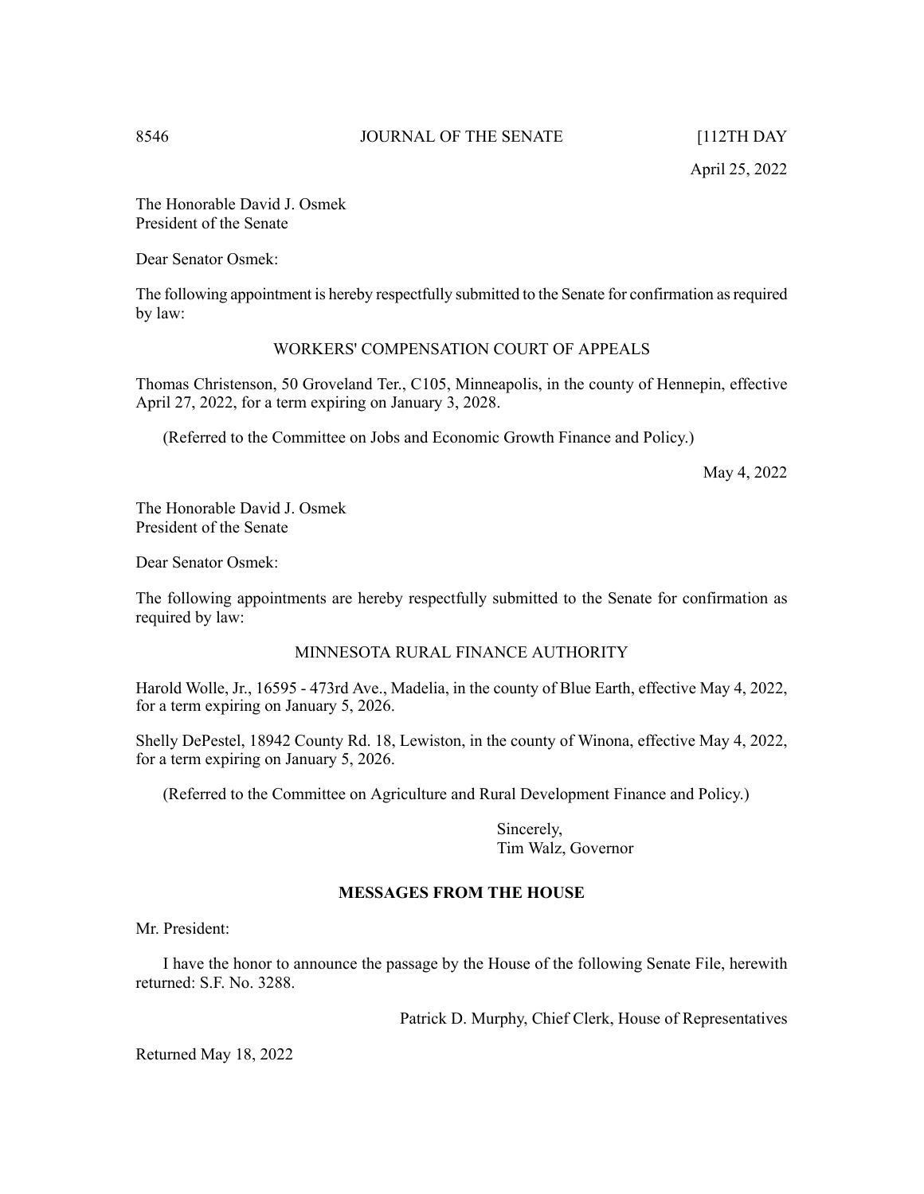April 25, 2022

The Honorable David J. Osmek
President of the Senate

Dear Senator Osmek:

The following appointment is hereby respectfully submitted to the Senate for confirmation as required by law:

WORKERS' COMPENSATION COURT OF APPEALS

Thomas Christenson, 50 Groveland Ter., C105, Minneapolis, in the county of Hennepin, effective April 27, 2022, for a term expiring on January 3, 2028.

(Referred to the Committee on Jobs and Economic Growth Finance and Policy.)

May 4, 2022

The Honorable David J. Osmek
President of the Senate

Dear Senator Osmek:

The following appointments are hereby respectfully submitted to the Senate for confirmation as required by law:

MINNESOTA RURAL FINANCE AUTHORITY

Harold Wolle, Jr., 16595 - 473rd Ave., Madelia, in the county of Blue Earth, effective May 4, 2022, for a term expiring on January 5, 2026.

Shelly DePestel, 18942 County Rd. 18, Lewiston, in the county of Winona, effective May 4, 2022, for a term expiring on January 5, 2026.

(Referred to the Committee on Agriculture and Rural Development Finance and Policy.)

Sincerely,
Tim Walz, Governor

## MESSAGES FROM THE HOUSE

Mr. President:

I have the honor to announce the passage by the House of the following Senate File, herewith returned: S.F. No. 3288.

Patrick D. Murphy, Chief Clerk, House of Representatives

Returned May 18, 2022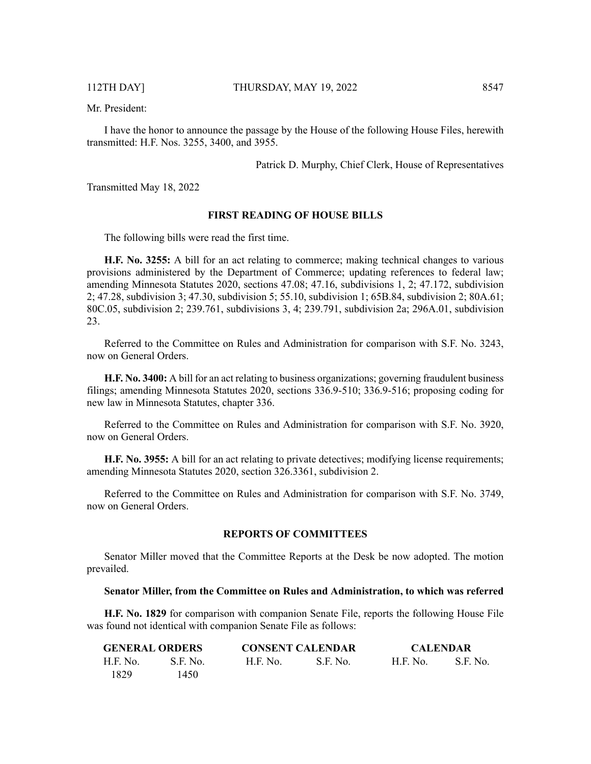Mr. President:

I have the honor to announce the passage by the House of the following House Files, herewith transmitted: H.F. Nos. 3255, 3400, and 3955.

Patrick D. Murphy, Chief Clerk, House of Representatives

Transmitted May 18, 2022

## FIRST READING OF HOUSE BILLS

The following bills were read the first time.

**H.F. No. 3255:** A bill for an act relating to commerce; making technical changes to various provisions administered by the Department of Commerce; updating references to federal law; amending Minnesota Statutes 2020, sections 47.08; 47.16, subdivisions 1, 2; 47.172, subdivision 2; 47.28, subdivision 3; 47.30, subdivision 5; 55.10, subdivision 1; 65B.84, subdivision 2; 80A.61; 80C.05, subdivision 2; 239.761, subdivisions 3, 4; 239.791, subdivision 2a; 296A.01, subdivision 23.

Referred to the Committee on Rules and Administration for comparison with S.F. No. 3243, now on General Orders.

**H.F. No. 3400:** A bill for an act relating to business organizations; governing fraudulent business filings; amending Minnesota Statutes 2020, sections 336.9-510; 336.9-516; proposing coding for new law in Minnesota Statutes, chapter 336.

Referred to the Committee on Rules and Administration for comparison with S.F. No. 3920, now on General Orders.

**H.F. No. 3955:** A bill for an act relating to private detectives; modifying license requirements; amending Minnesota Statutes 2020, section 326.3361, subdivision 2.

Referred to the Committee on Rules and Administration for comparison with S.F. No. 3749, now on General Orders.

## REPORTS OF COMMITTEES

Senator Miller moved that the Committee Reports at the Desk be now adopted. The motion prevailed.

**Senator Miller, from the Committee on Rules and Administration, to which was referred**

**H.F. No. 1829** for comparison with companion Senate File, reports the following House File was found not identical with companion Senate File as follows:

| GENERAL ORDERS | | CONSENT CALENDAR | | CALENDAR | |
|---|---|---|---|---|---|
| H.F. No. | S.F. No. | H.F. No. | S.F. No. | H.F. No. | S.F. No. |
| 1829 | 1450 | | | | |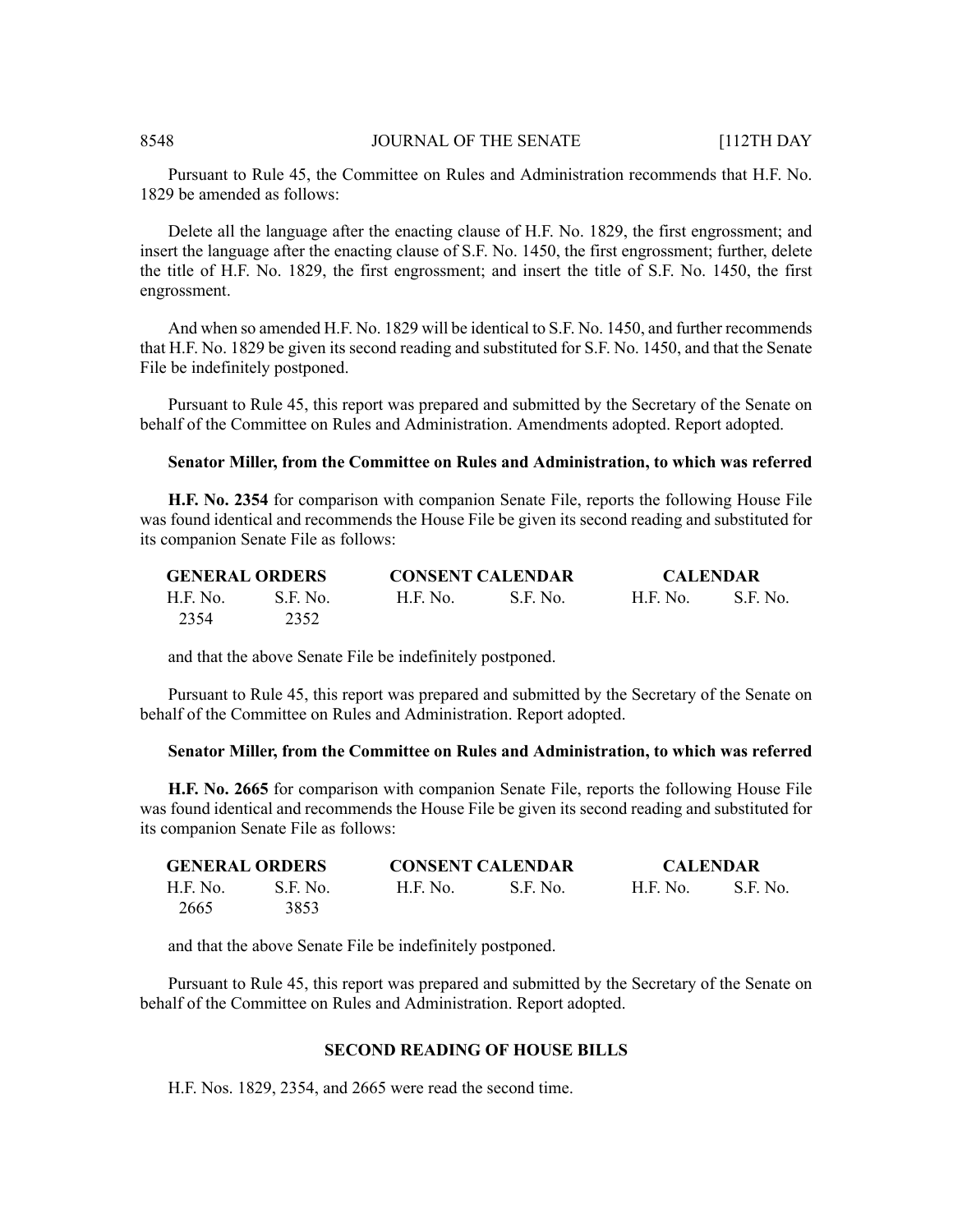Pursuant to Rule 45, the Committee on Rules and Administration recommends that H.F. No. 1829 be amended as follows:

Delete all the language after the enacting clause of H.F. No. 1829, the first engrossment; and insert the language after the enacting clause of S.F. No. 1450, the first engrossment; further, delete the title of H.F. No. 1829, the first engrossment; and insert the title of S.F. No. 1450, the first engrossment.

And when so amended H.F. No. 1829 will be identical to S.F. No. 1450, and further recommends that H.F. No. 1829 be given its second reading and substituted for S.F. No. 1450, and that the Senate File be indefinitely postponed.

Pursuant to Rule 45, this report was prepared and submitted by the Secretary of the Senate on behalf of the Committee on Rules and Administration. Amendments adopted. Report adopted.

**Senator Miller, from the Committee on Rules and Administration, to which was referred**

**H.F. No. 2354** for comparison with companion Senate File, reports the following House File was found identical and recommends the House File be given its second reading and substituted for its companion Senate File as follows:

| GENERAL ORDERS | | CONSENT CALENDAR | | CALENDAR | |
|---|---|---|---|---|---|
| H.F. No. | S.F. No. | H.F. No. | S.F. No. | H.F. No. | S.F. No. |
| 2354 | 2352 | | | | |

and that the above Senate File be indefinitely postponed.

Pursuant to Rule 45, this report was prepared and submitted by the Secretary of the Senate on behalf of the Committee on Rules and Administration. Report adopted.

**Senator Miller, from the Committee on Rules and Administration, to which was referred**

**H.F. No. 2665** for comparison with companion Senate File, reports the following House File was found identical and recommends the House File be given its second reading and substituted for its companion Senate File as follows:

| GENERAL ORDERS | | CONSENT CALENDAR | | CALENDAR | |
|---|---|---|---|---|---|
| H.F. No. | S.F. No. | H.F. No. | S.F. No. | H.F. No. | S.F. No. |
| 2665 | 3853 | | | | |

and that the above Senate File be indefinitely postponed.

Pursuant to Rule 45, this report was prepared and submitted by the Secretary of the Senate on behalf of the Committee on Rules and Administration. Report adopted.

## SECOND READING OF HOUSE BILLS

H.F. Nos. 1829, 2354, and 2665 were read the second time.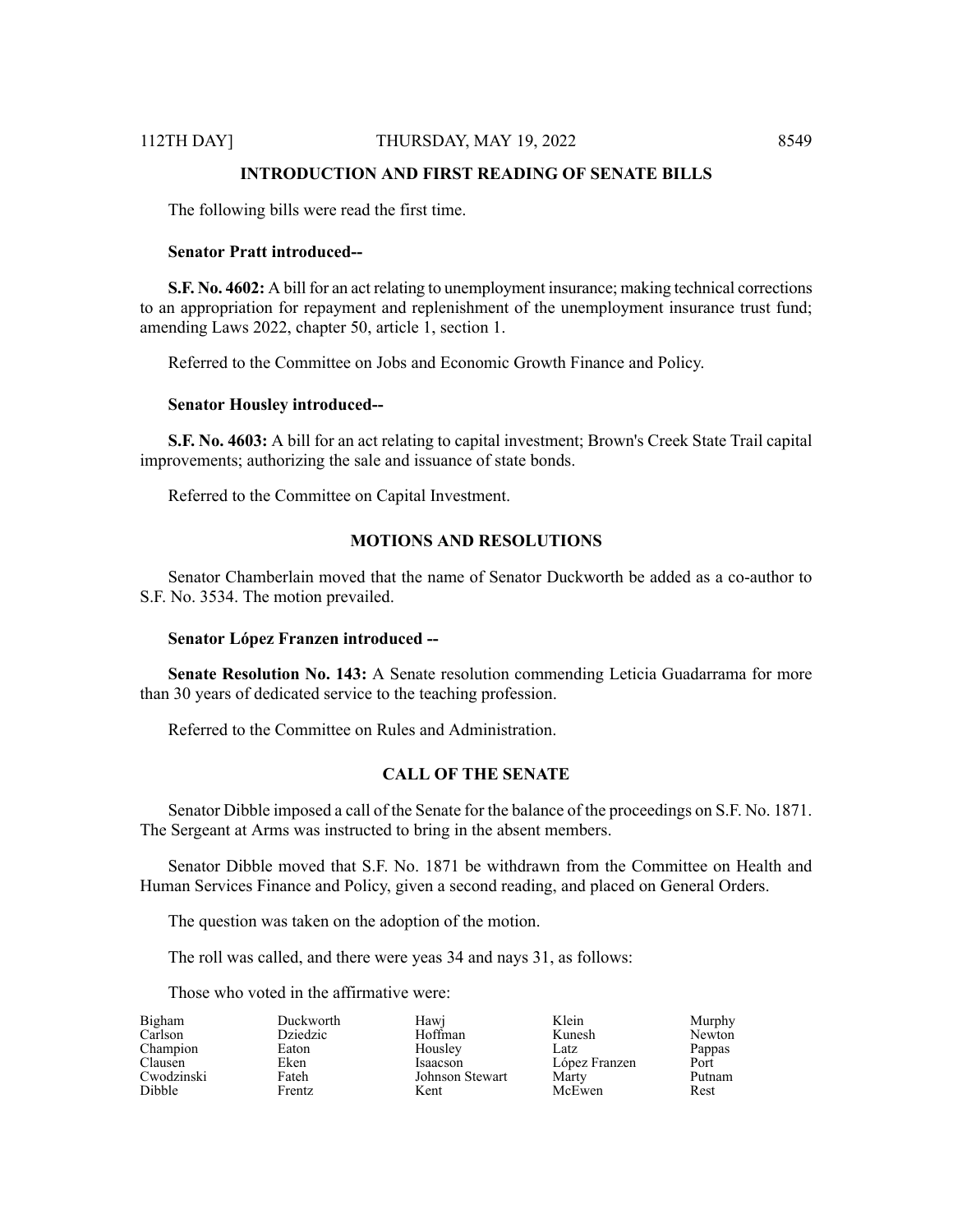## INTRODUCTION AND FIRST READING OF SENATE BILLS

The following bills were read the first time.

**Senator Pratt introduced--**

**S.F. No. 4602:** A bill for an act relating to unemployment insurance; making technical corrections to an appropriation for repayment and replenishment of the unemployment insurance trust fund; amending Laws 2022, chapter 50, article 1, section 1.

Referred to the Committee on Jobs and Economic Growth Finance and Policy.

**Senator Housley introduced--**

**S.F. No. 4603:** A bill for an act relating to capital investment; Brown's Creek State Trail capital improvements; authorizing the sale and issuance of state bonds.

Referred to the Committee on Capital Investment.

## MOTIONS AND RESOLUTIONS

Senator Chamberlain moved that the name of Senator Duckworth be added as a co-author to S.F. No. 3534. The motion prevailed.

**Senator López Franzen introduced --**

**Senate Resolution No. 143:** A Senate resolution commending Leticia Guadarrama for more than 30 years of dedicated service to the teaching profession.

Referred to the Committee on Rules and Administration.

## CALL OF THE SENATE

Senator Dibble imposed a call of the Senate for the balance of the proceedings on S.F. No. 1871. The Sergeant at Arms was instructed to bring in the absent members.

Senator Dibble moved that S.F. No. 1871 be withdrawn from the Committee on Health and Human Services Finance and Policy, given a second reading, and placed on General Orders.

The question was taken on the adoption of the motion.

The roll was called, and there were yeas 34 and nays 31, as follows:

Those who voted in the affirmative were:

| | | | | |
|---|---|---|---|---|
| Bigham | Duckworth | Hawj | Klein | Murphy |
| Carlson | Dziedzic | Hoffman | Kunesh | Newton |
| Champion | Eaton | Housley | Latz | Pappas |
| Clausen | Eken | Isaacson | López Franzen | Port |
| Cwodzinski | Fateh | Johnson Stewart | Marty | Putnam |
| Dibble | Frentz | Kent | McEwen | Rest |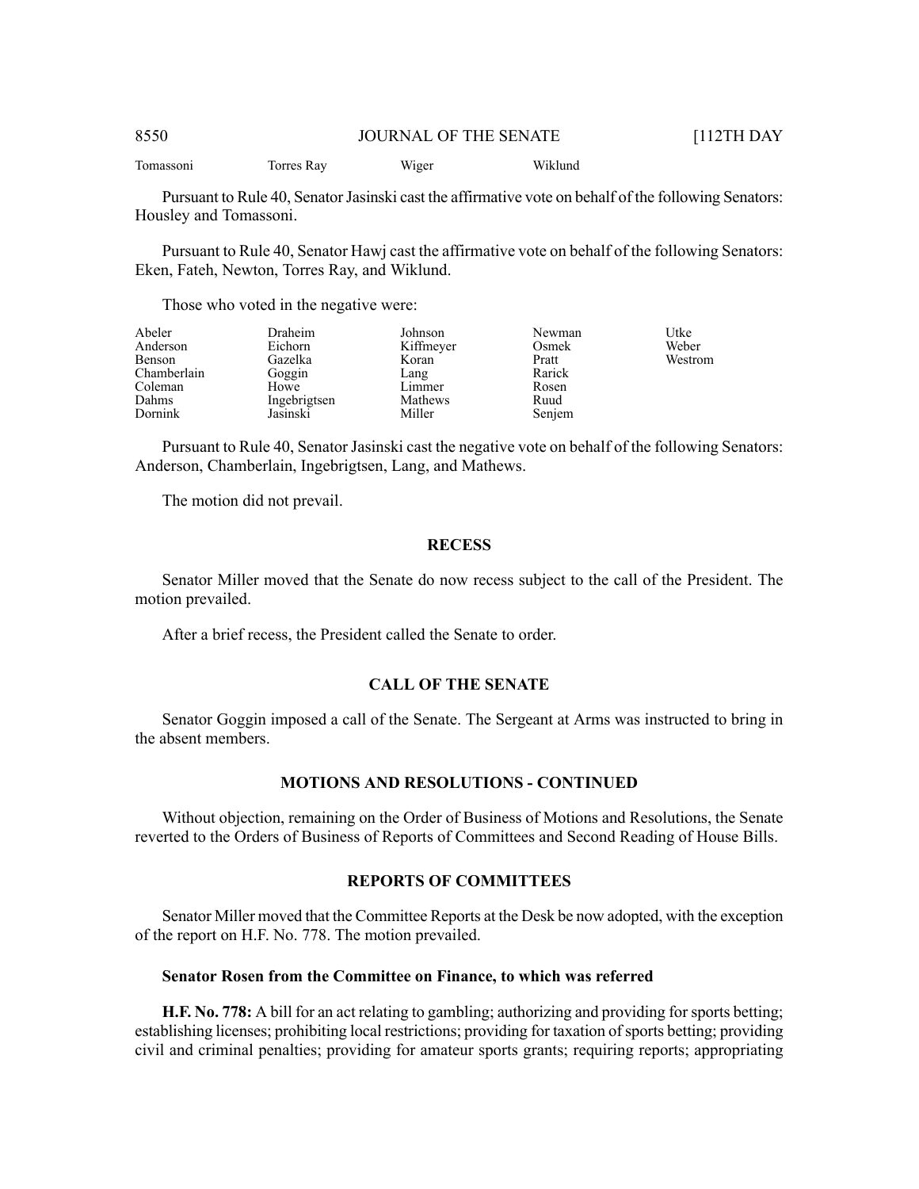| Tomassoni | Torres Ray | Wiger | Wiklund |
|---|---|---|---|

Pursuant to Rule 40, Senator Jasinski cast the affirmative vote on behalf of the following Senators: Housley and Tomassoni.

Pursuant to Rule 40, Senator Hawj cast the affirmative vote on behalf of the following Senators: Eken, Fateh, Newton, Torres Ray, and Wiklund.

Those who voted in the negative were:

| | | | | |
|---|---|---|---|---|
| Abeler | Draheim | Johnson | Newman | Utke |
| Anderson | Eichorn | Kiffmeyer | Osmek | Weber |
| Benson | Gazelka | Koran | Pratt | Westrom |
| Chamberlain | Goggin | Lang | Rarick | |
| Coleman | Howe | Limmer | Rosen | |
| Dahms | Ingebrigtsen | Mathews | Ruud | |
| Dornink | Jasinski | Miller | Senjem | |

Pursuant to Rule 40, Senator Jasinski cast the negative vote on behalf of the following Senators: Anderson, Chamberlain, Ingebrigtsen, Lang, and Mathews.

The motion did not prevail.

## RECESS

Senator Miller moved that the Senate do now recess subject to the call of the President. The motion prevailed.

After a brief recess, the President called the Senate to order.

## CALL OF THE SENATE

Senator Goggin imposed a call of the Senate. The Sergeant at Arms was instructed to bring in the absent members.

## MOTIONS AND RESOLUTIONS - CONTINUED

Without objection, remaining on the Order of Business of Motions and Resolutions, the Senate reverted to the Orders of Business of Reports of Committees and Second Reading of House Bills.

## REPORTS OF COMMITTEES

Senator Miller moved that the Committee Reports at the Desk be now adopted, with the exception of the report on H.F. No. 778. The motion prevailed.

**Senator Rosen from the Committee on Finance, to which was referred**

**H.F. No. 778:** A bill for an act relating to gambling; authorizing and providing for sports betting; establishing licenses; prohibiting local restrictions; providing for taxation of sports betting; providing civil and criminal penalties; providing for amateur sports grants; requiring reports; appropriating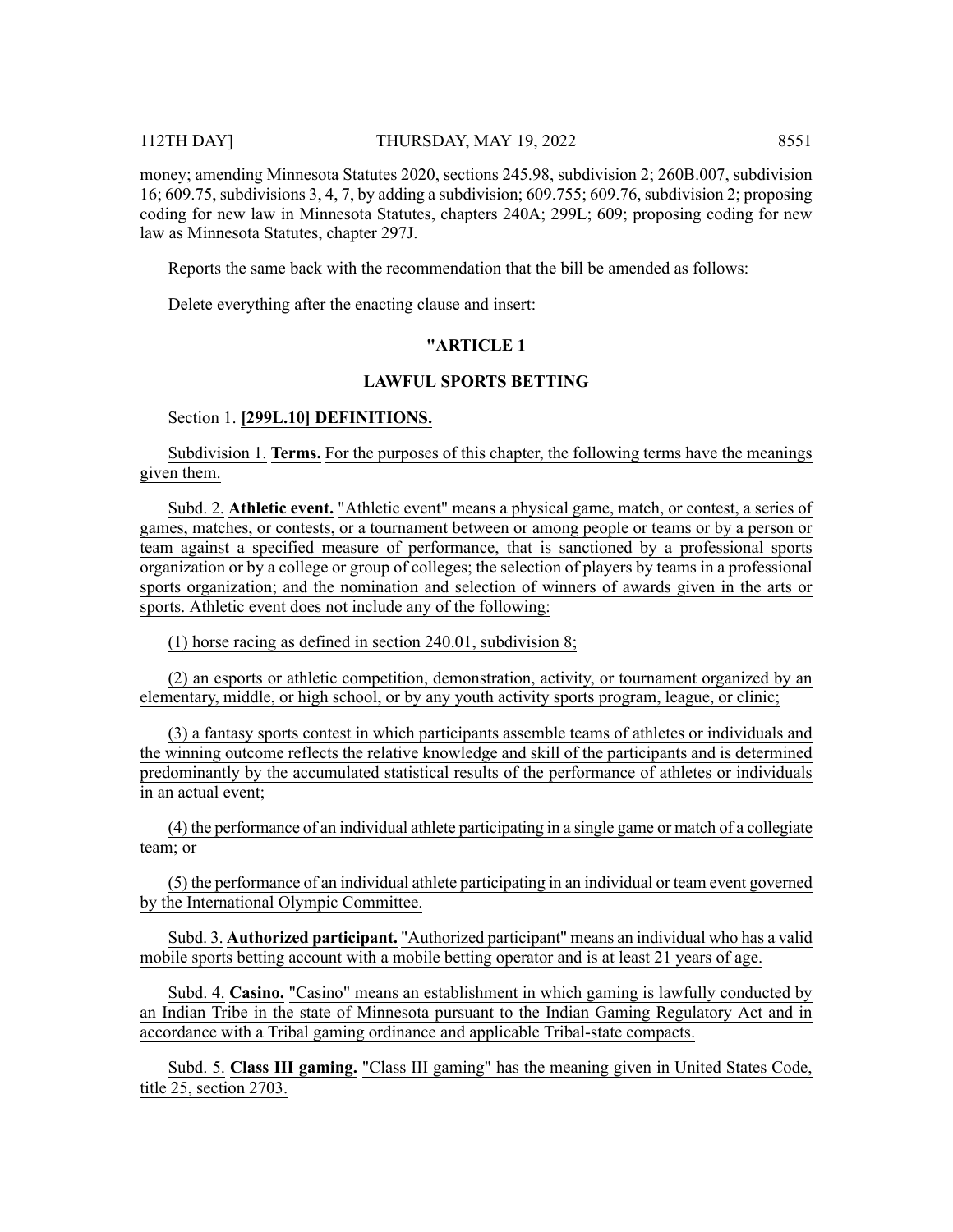money; amending Minnesota Statutes 2020, sections 245.98, subdivision 2; 260B.007, subdivision 16; 609.75, subdivisions 3, 4, 7, by adding a subdivision; 609.755; 609.76, subdivision 2; proposing coding for new law in Minnesota Statutes, chapters 240A; 299L; 609; proposing coding for new law as Minnesota Statutes, chapter 297J.

Reports the same back with the recommendation that the bill be amended as follows:

Delete everything after the enacting clause and insert:

**"ARTICLE 1**

**LAWFUL SPORTS BETTING**

Section 1. **[299L.10] DEFINITIONS.**

Subdivision 1. **Terms.** For the purposes of this chapter, the following terms have the meanings given them.

Subd. 2. **Athletic event.** "Athletic event" means a physical game, match, or contest, a series of games, matches, or contests, or a tournament between or among people or teams or by a person or team against a specified measure of performance, that is sanctioned by a professional sports organization or by a college or group of colleges; the selection of players by teams in a professional sports organization; and the nomination and selection of winners of awards given in the arts or sports. Athletic event does not include any of the following:

(1) horse racing as defined in section 240.01, subdivision 8;

(2) an esports or athletic competition, demonstration, activity, or tournament organized by an elementary, middle, or high school, or by any youth activity sports program, league, or clinic;

(3) a fantasy sports contest in which participants assemble teams of athletes or individuals and the winning outcome reflects the relative knowledge and skill of the participants and is determined predominantly by the accumulated statistical results of the performance of athletes or individuals in an actual event;

(4) the performance of an individual athlete participating in a single game or match of a collegiate team; or

(5) the performance of an individual athlete participating in an individual or team event governed by the International Olympic Committee.

Subd. 3. **Authorized participant.** "Authorized participant" means an individual who has a valid mobile sports betting account with a mobile betting operator and is at least 21 years of age.

Subd. 4. **Casino.** "Casino" means an establishment in which gaming is lawfully conducted by an Indian Tribe in the state of Minnesota pursuant to the Indian Gaming Regulatory Act and in accordance with a Tribal gaming ordinance and applicable Tribal-state compacts.

Subd. 5. **Class III gaming.** "Class III gaming" has the meaning given in United States Code, title 25, section 2703.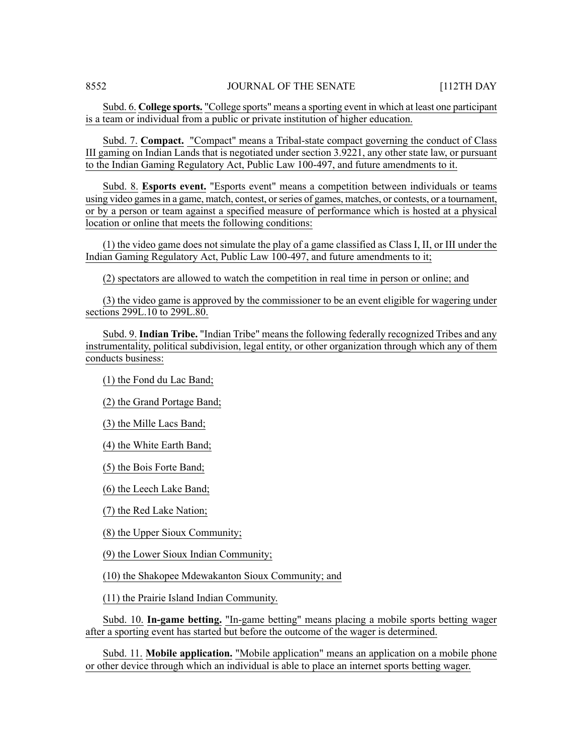Subd. 6. **College sports.** "College sports" means a sporting event in which at least one participant is a team or individual from a public or private institution of higher education.

Subd. 7. **Compact.** "Compact" means a Tribal-state compact governing the conduct of Class III gaming on Indian Lands that is negotiated under section 3.9221, any other state law, or pursuant to the Indian Gaming Regulatory Act, Public Law 100-497, and future amendments to it.

Subd. 8. **Esports event.** "Esports event" means a competition between individuals or teams using video games in a game, match, contest, or series of games, matches, or contests, or a tournament, or by a person or team against a specified measure of performance which is hosted at a physical location or online that meets the following conditions:

(1) the video game does not simulate the play of a game classified as Class I, II, or III under the Indian Gaming Regulatory Act, Public Law 100-497, and future amendments to it;

(2) spectators are allowed to watch the competition in real time in person or online; and

(3) the video game is approved by the commissioner to be an event eligible for wagering under sections 299L.10 to 299L.80.

Subd. 9. **Indian Tribe.** "Indian Tribe" means the following federally recognized Tribes and any instrumentality, political subdivision, legal entity, or other organization through which any of them conducts business:

(1) the Fond du Lac Band;

(2) the Grand Portage Band;

(3) the Mille Lacs Band;

(4) the White Earth Band;

(5) the Bois Forte Band;

(6) the Leech Lake Band;

(7) the Red Lake Nation;

(8) the Upper Sioux Community;

(9) the Lower Sioux Indian Community;

(10) the Shakopee Mdewakanton Sioux Community; and

(11) the Prairie Island Indian Community.

Subd. 10. **In-game betting.** "In-game betting" means placing a mobile sports betting wager after a sporting event has started but before the outcome of the wager is determined.

Subd. 11. **Mobile application.** "Mobile application" means an application on a mobile phone or other device through which an individual is able to place an internet sports betting wager.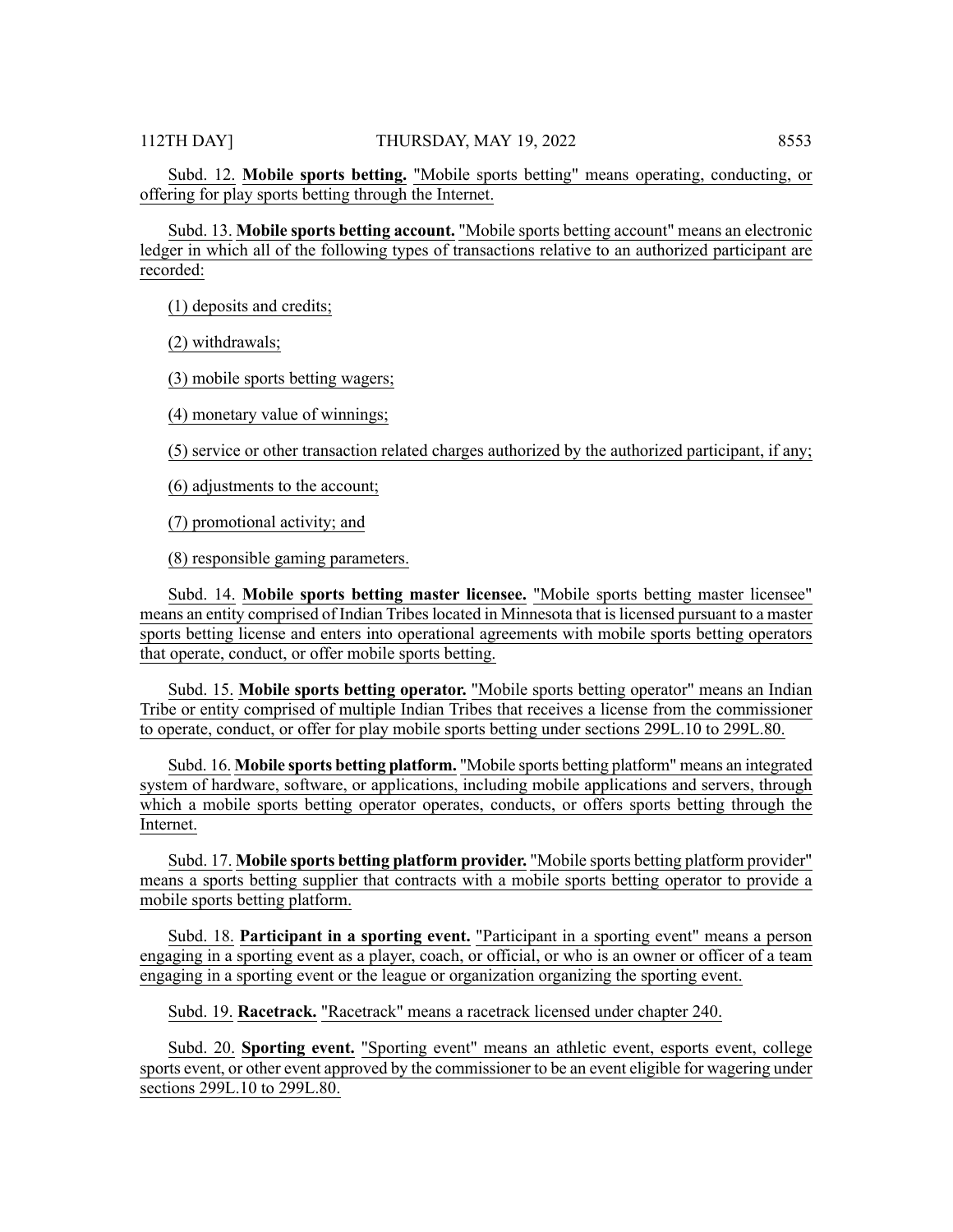Subd. 12. **Mobile sports betting.** "Mobile sports betting" means operating, conducting, or offering for play sports betting through the Internet.

Subd. 13. **Mobile sports betting account.** "Mobile sports betting account" means an electronic ledger in which all of the following types of transactions relative to an authorized participant are recorded:

(1) deposits and credits;

(2) withdrawals;

(3) mobile sports betting wagers;

(4) monetary value of winnings;

(5) service or other transaction related charges authorized by the authorized participant, if any;

(6) adjustments to the account;

(7) promotional activity; and

(8) responsible gaming parameters.

Subd. 14. **Mobile sports betting master licensee.** "Mobile sports betting master licensee" means an entity comprised of Indian Tribes located in Minnesota that is licensed pursuant to a master sports betting license and enters into operational agreements with mobile sports betting operators that operate, conduct, or offer mobile sports betting.

Subd. 15. **Mobile sports betting operator.** "Mobile sports betting operator" means an Indian Tribe or entity comprised of multiple Indian Tribes that receives a license from the commissioner to operate, conduct, or offer for play mobile sports betting under sections 299L.10 to 299L.80.

Subd. 16. **Mobile sports betting platform.** "Mobile sports betting platform" means an integrated system of hardware, software, or applications, including mobile applications and servers, through which a mobile sports betting operator operates, conducts, or offers sports betting through the Internet.

Subd. 17. **Mobile sports betting platform provider.** "Mobile sports betting platform provider" means a sports betting supplier that contracts with a mobile sports betting operator to provide a mobile sports betting platform.

Subd. 18. **Participant in a sporting event.** "Participant in a sporting event" means a person engaging in a sporting event as a player, coach, or official, or who is an owner or officer of a team engaging in a sporting event or the league or organization organizing the sporting event.

Subd. 19. **Racetrack.** "Racetrack" means a racetrack licensed under chapter 240.

Subd. 20. **Sporting event.** "Sporting event" means an athletic event, esports event, college sports event, or other event approved by the commissioner to be an event eligible for wagering under sections 299L.10 to 299L.80.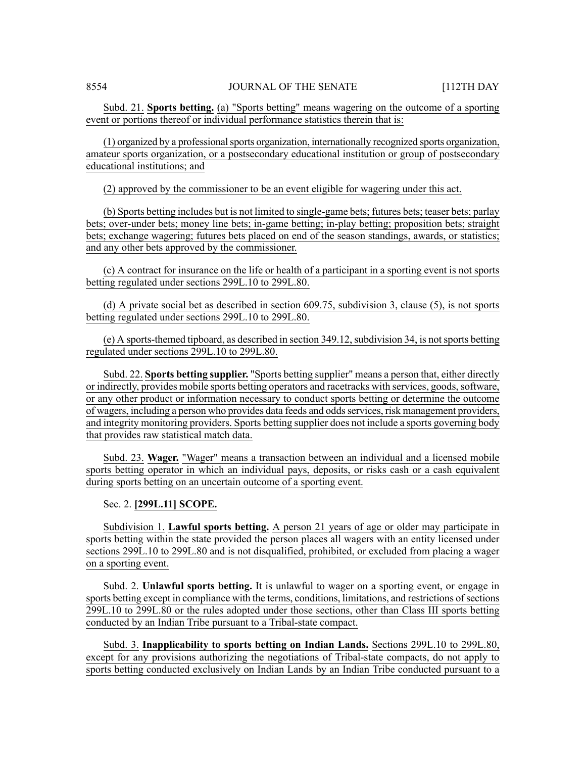Subd. 21. **Sports betting.** (a) "Sports betting" means wagering on the outcome of a sporting event or portions thereof or individual performance statistics therein that is:

(1) organized by a professional sports organization, internationally recognized sports organization, amateur sports organization, or a postsecondary educational institution or group of postsecondary educational institutions; and

(2) approved by the commissioner to be an event eligible for wagering under this act.

(b) Sports betting includes but is not limited to single-game bets; futures bets; teaser bets; parlay bets; over-under bets; money line bets; in-game betting; in-play betting; proposition bets; straight bets; exchange wagering; futures bets placed on end of the season standings, awards, or statistics; and any other bets approved by the commissioner.

(c) A contract for insurance on the life or health of a participant in a sporting event is not sports betting regulated under sections 299L.10 to 299L.80.

(d) A private social bet as described in section 609.75, subdivision 3, clause (5), is not sports betting regulated under sections 299L.10 to 299L.80.

(e) A sports-themed tipboard, as described in section 349.12, subdivision 34, is not sports betting regulated under sections 299L.10 to 299L.80.

Subd. 22. **Sports betting supplier.** "Sports betting supplier" means a person that, either directly or indirectly, provides mobile sports betting operators and racetracks with services, goods, software, or any other product or information necessary to conduct sports betting or determine the outcome of wagers, including a person who provides data feeds and odds services, risk management providers, and integrity monitoring providers. Sports betting supplier does not include a sports governing body that provides raw statistical match data.

Subd. 23. **Wager.** "Wager" means a transaction between an individual and a licensed mobile sports betting operator in which an individual pays, deposits, or risks cash or a cash equivalent during sports betting on an uncertain outcome of a sporting event.

Sec. 2. **[299L.11] SCOPE.**

Subdivision 1. **Lawful sports betting.** A person 21 years of age or older may participate in sports betting within the state provided the person places all wagers with an entity licensed under sections 299L.10 to 299L.80 and is not disqualified, prohibited, or excluded from placing a wager on a sporting event.

Subd. 2. **Unlawful sports betting.** It is unlawful to wager on a sporting event, or engage in sports betting except in compliance with the terms, conditions, limitations, and restrictions of sections 299L.10 to 299L.80 or the rules adopted under those sections, other than Class III sports betting conducted by an Indian Tribe pursuant to a Tribal-state compact.

Subd. 3. **Inapplicability to sports betting on Indian Lands.** Sections 299L.10 to 299L.80, except for any provisions authorizing the negotiations of Tribal-state compacts, do not apply to sports betting conducted exclusively on Indian Lands by an Indian Tribe conducted pursuant to a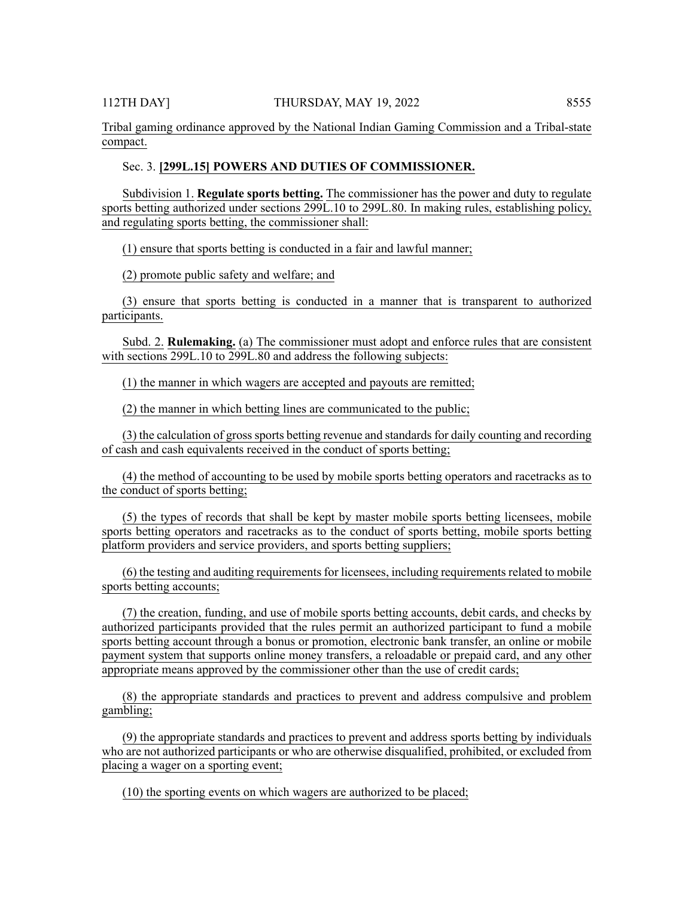Tribal gaming ordinance approved by the National Indian Gaming Commission and a Tribal-state compact.

Sec. 3. **[299L.15] POWERS AND DUTIES OF COMMISSIONER.**

Subdivision 1. **Regulate sports betting.** The commissioner has the power and duty to regulate sports betting authorized under sections 299L.10 to 299L.80. In making rules, establishing policy, and regulating sports betting, the commissioner shall:

(1) ensure that sports betting is conducted in a fair and lawful manner;

(2) promote public safety and welfare; and

(3) ensure that sports betting is conducted in a manner that is transparent to authorized participants.

Subd. 2. **Rulemaking.** (a) The commissioner must adopt and enforce rules that are consistent with sections 299L.10 to 299L.80 and address the following subjects:

(1) the manner in which wagers are accepted and payouts are remitted;

(2) the manner in which betting lines are communicated to the public;

(3) the calculation of gross sports betting revenue and standards for daily counting and recording of cash and cash equivalents received in the conduct of sports betting;

(4) the method of accounting to be used by mobile sports betting operators and racetracks as to the conduct of sports betting;

(5) the types of records that shall be kept by master mobile sports betting licensees, mobile sports betting operators and racetracks as to the conduct of sports betting, mobile sports betting platform providers and service providers, and sports betting suppliers;

(6) the testing and auditing requirements for licensees, including requirements related to mobile sports betting accounts;

(7) the creation, funding, and use of mobile sports betting accounts, debit cards, and checks by authorized participants provided that the rules permit an authorized participant to fund a mobile sports betting account through a bonus or promotion, electronic bank transfer, an online or mobile payment system that supports online money transfers, a reloadable or prepaid card, and any other appropriate means approved by the commissioner other than the use of credit cards;

(8) the appropriate standards and practices to prevent and address compulsive and problem gambling;

(9) the appropriate standards and practices to prevent and address sports betting by individuals who are not authorized participants or who are otherwise disqualified, prohibited, or excluded from placing a wager on a sporting event;

(10) the sporting events on which wagers are authorized to be placed;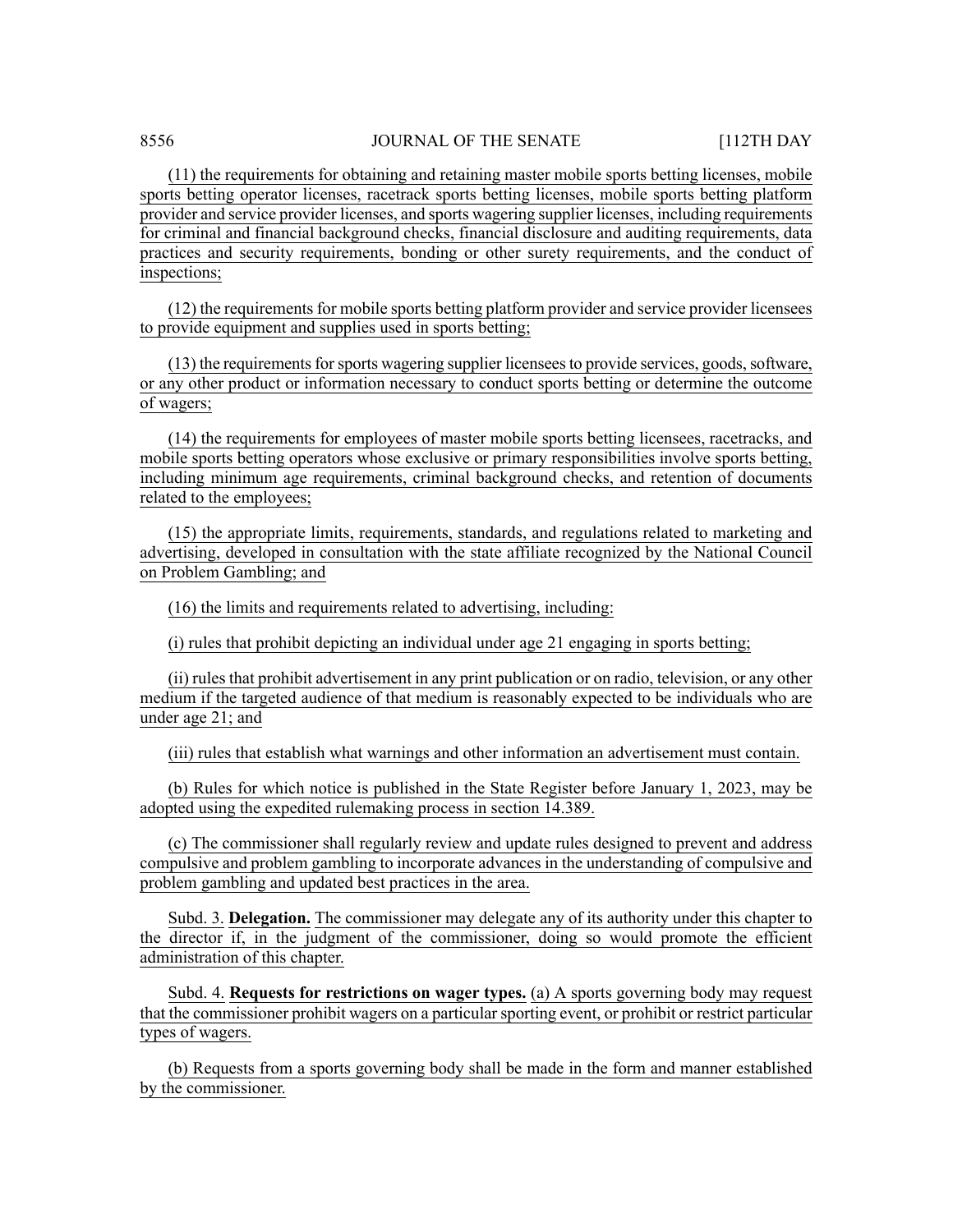(11) the requirements for obtaining and retaining master mobile sports betting licenses, mobile sports betting operator licenses, racetrack sports betting licenses, mobile sports betting platform provider and service provider licenses, and sports wagering supplier licenses, including requirements for criminal and financial background checks, financial disclosure and auditing requirements, data practices and security requirements, bonding or other surety requirements, and the conduct of inspections;

(12) the requirements for mobile sports betting platform provider and service provider licensees to provide equipment and supplies used in sports betting;

(13) the requirements for sports wagering supplier licensees to provide services, goods, software, or any other product or information necessary to conduct sports betting or determine the outcome of wagers;

(14) the requirements for employees of master mobile sports betting licensees, racetracks, and mobile sports betting operators whose exclusive or primary responsibilities involve sports betting, including minimum age requirements, criminal background checks, and retention of documents related to the employees;

(15) the appropriate limits, requirements, standards, and regulations related to marketing and advertising, developed in consultation with the state affiliate recognized by the National Council on Problem Gambling; and

(16) the limits and requirements related to advertising, including:

(i) rules that prohibit depicting an individual under age 21 engaging in sports betting;

(ii) rules that prohibit advertisement in any print publication or on radio, television, or any other medium if the targeted audience of that medium is reasonably expected to be individuals who are under age 21; and

(iii) rules that establish what warnings and other information an advertisement must contain.

(b) Rules for which notice is published in the State Register before January 1, 2023, may be adopted using the expedited rulemaking process in section 14.389.

(c) The commissioner shall regularly review and update rules designed to prevent and address compulsive and problem gambling to incorporate advances in the understanding of compulsive and problem gambling and updated best practices in the area.

Subd. 3. **Delegation.** The commissioner may delegate any of its authority under this chapter to the director if, in the judgment of the commissioner, doing so would promote the efficient administration of this chapter.

Subd. 4. **Requests for restrictions on wager types.** (a) A sports governing body may request that the commissioner prohibit wagers on a particular sporting event, or prohibit or restrict particular types of wagers.

(b) Requests from a sports governing body shall be made in the form and manner established by the commissioner.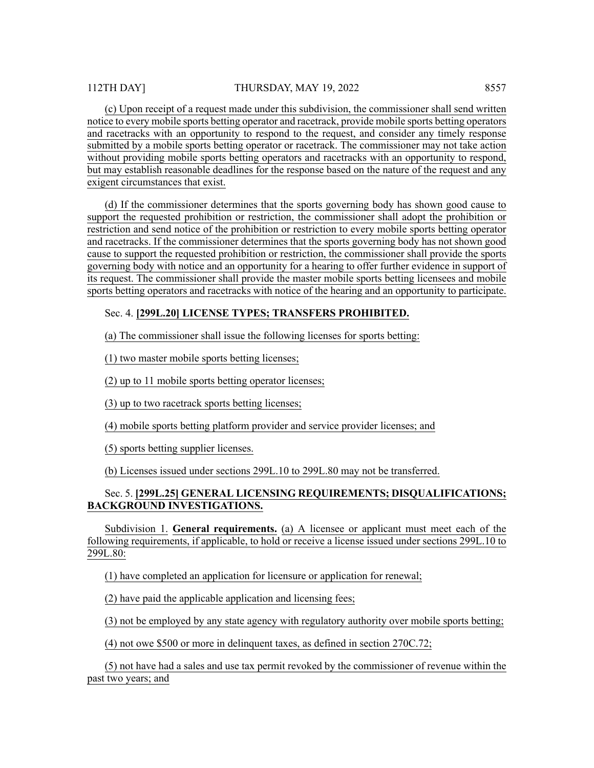(c) Upon receipt of a request made under this subdivision, the commissioner shall send written notice to every mobile sports betting operator and racetrack, provide mobile sports betting operators and racetracks with an opportunity to respond to the request, and consider any timely response submitted by a mobile sports betting operator or racetrack. The commissioner may not take action without providing mobile sports betting operators and racetracks with an opportunity to respond, but may establish reasonable deadlines for the response based on the nature of the request and any exigent circumstances that exist.

(d) If the commissioner determines that the sports governing body has shown good cause to support the requested prohibition or restriction, the commissioner shall adopt the prohibition or restriction and send notice of the prohibition or restriction to every mobile sports betting operator and racetracks. If the commissioner determines that the sports governing body has not shown good cause to support the requested prohibition or restriction, the commissioner shall provide the sports governing body with notice and an opportunity for a hearing to offer further evidence in support of its request. The commissioner shall provide the master mobile sports betting licensees and mobile sports betting operators and racetracks with notice of the hearing and an opportunity to participate.

Sec. 4. **[299L.20] LICENSE TYPES; TRANSFERS PROHIBITED.**

(a) The commissioner shall issue the following licenses for sports betting:

(1) two master mobile sports betting licenses;

(2) up to 11 mobile sports betting operator licenses;

(3) up to two racetrack sports betting licenses;

(4) mobile sports betting platform provider and service provider licenses; and

(5) sports betting supplier licenses.

(b) Licenses issued under sections 299L.10 to 299L.80 may not be transferred.

Sec. 5. **[299L.25] GENERAL LICENSING REQUIREMENTS; DISQUALIFICATIONS; BACKGROUND INVESTIGATIONS.**

Subdivision 1. **General requirements.** (a) A licensee or applicant must meet each of the following requirements, if applicable, to hold or receive a license issued under sections 299L.10 to 299L.80:

(1) have completed an application for licensure or application for renewal;

(2) have paid the applicable application and licensing fees;

(3) not be employed by any state agency with regulatory authority over mobile sports betting;

(4) not owe $500 or more in delinquent taxes, as defined in section 270C.72;

(5) not have had a sales and use tax permit revoked by the commissioner of revenue within the past two years; and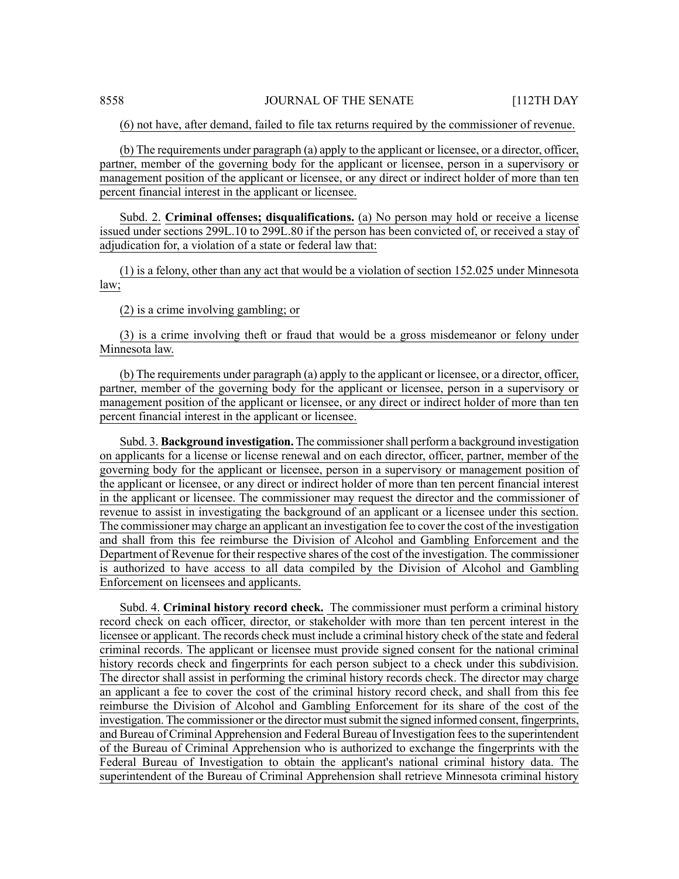(6) not have, after demand, failed to file tax returns required by the commissioner of revenue.

(b) The requirements under paragraph (a) apply to the applicant or licensee, or a director, officer, partner, member of the governing body for the applicant or licensee, person in a supervisory or management position of the applicant or licensee, or any direct or indirect holder of more than ten percent financial interest in the applicant or licensee.

Subd. 2. **Criminal offenses; disqualifications.** (a) No person may hold or receive a license issued under sections 299L.10 to 299L.80 if the person has been convicted of, or received a stay of adjudication for, a violation of a state or federal law that:

(1) is a felony, other than any act that would be a violation of section 152.025 under Minnesota law;

(2) is a crime involving gambling; or

(3) is a crime involving theft or fraud that would be a gross misdemeanor or felony under Minnesota law.

(b) The requirements under paragraph (a) apply to the applicant or licensee, or a director, officer, partner, member of the governing body for the applicant or licensee, person in a supervisory or management position of the applicant or licensee, or any direct or indirect holder of more than ten percent financial interest in the applicant or licensee.

Subd. 3. **Background investigation.** The commissioner shall perform a background investigation on applicants for a license or license renewal and on each director, officer, partner, member of the governing body for the applicant or licensee, person in a supervisory or management position of the applicant or licensee, or any direct or indirect holder of more than ten percent financial interest in the applicant or licensee. The commissioner may request the director and the commissioner of revenue to assist in investigating the background of an applicant or a licensee under this section. The commissioner may charge an applicant an investigation fee to cover the cost of the investigation and shall from this fee reimburse the Division of Alcohol and Gambling Enforcement and the Department of Revenue for their respective shares of the cost of the investigation. The commissioner is authorized to have access to all data compiled by the Division of Alcohol and Gambling Enforcement on licensees and applicants.

Subd. 4. **Criminal history record check.** The commissioner must perform a criminal history record check on each officer, director, or stakeholder with more than ten percent interest in the licensee or applicant. The records check must include a criminal history check of the state and federal criminal records. The applicant or licensee must provide signed consent for the national criminal history records check and fingerprints for each person subject to a check under this subdivision. The director shall assist in performing the criminal history records check. The director may charge an applicant a fee to cover the cost of the criminal history record check, and shall from this fee reimburse the Division of Alcohol and Gambling Enforcement for its share of the cost of the investigation. The commissioner or the director must submit the signed informed consent, fingerprints, and Bureau of Criminal Apprehension and Federal Bureau of Investigation fees to the superintendent of the Bureau of Criminal Apprehension who is authorized to exchange the fingerprints with the Federal Bureau of Investigation to obtain the applicant's national criminal history data. The superintendent of the Bureau of Criminal Apprehension shall retrieve Minnesota criminal history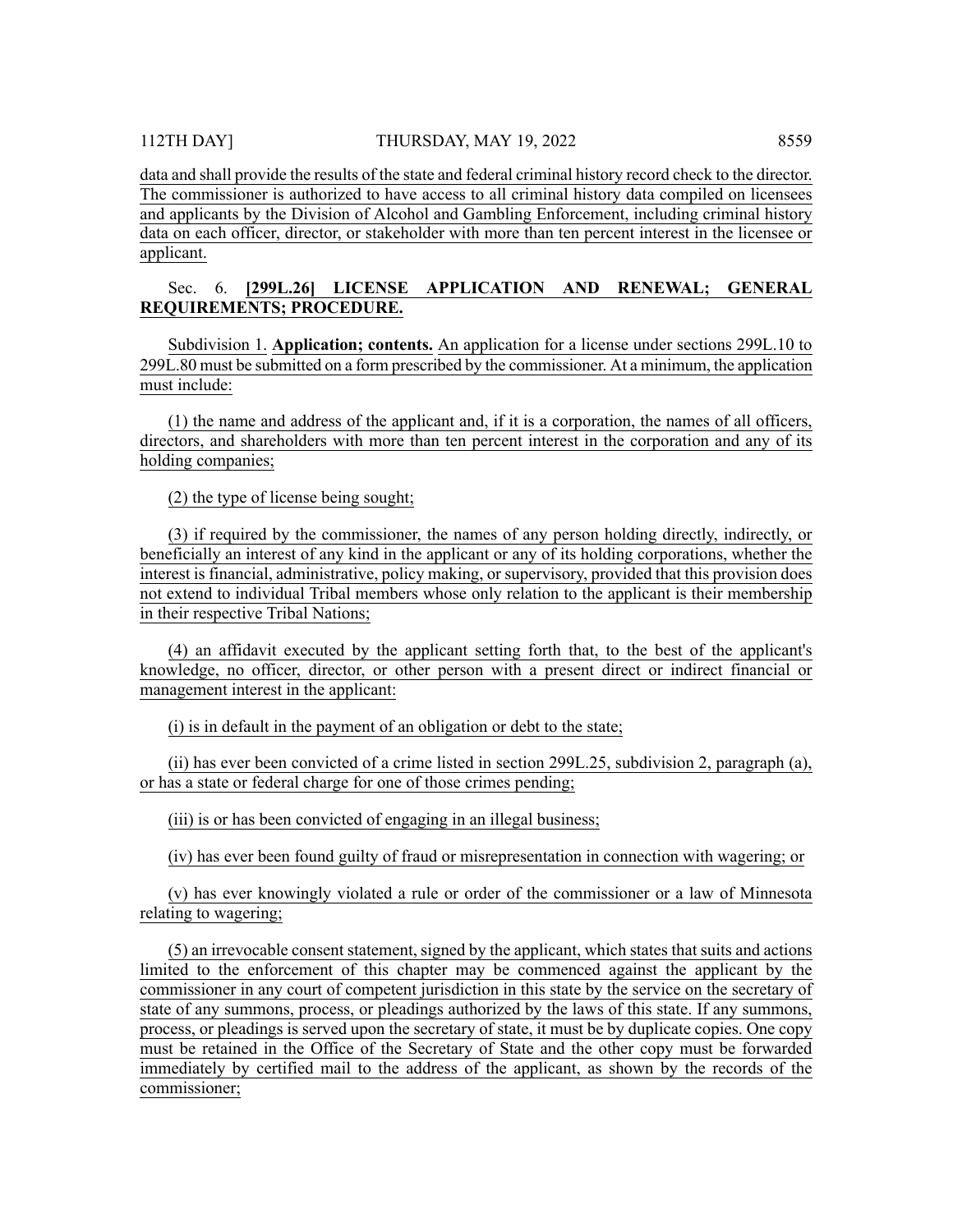data and shall provide the results of the state and federal criminal history record check to the director. The commissioner is authorized to have access to all criminal history data compiled on licensees and applicants by the Division of Alcohol and Gambling Enforcement, including criminal history data on each officer, director, or stakeholder with more than ten percent interest in the licensee or applicant.

Sec. 6. **[299L.26] LICENSE APPLICATION AND RENEWAL; GENERAL REQUIREMENTS; PROCEDURE.**

Subdivision 1. **Application; contents.** An application for a license under sections 299L.10 to 299L.80 must be submitted on a form prescribed by the commissioner. At a minimum, the application must include:

(1) the name and address of the applicant and, if it is a corporation, the names of all officers, directors, and shareholders with more than ten percent interest in the corporation and any of its holding companies;

(2) the type of license being sought;

(3) if required by the commissioner, the names of any person holding directly, indirectly, or beneficially an interest of any kind in the applicant or any of its holding corporations, whether the interest is financial, administrative, policy making, or supervisory, provided that this provision does not extend to individual Tribal members whose only relation to the applicant is their membership in their respective Tribal Nations;

(4) an affidavit executed by the applicant setting forth that, to the best of the applicant's knowledge, no officer, director, or other person with a present direct or indirect financial or management interest in the applicant:

(i) is in default in the payment of an obligation or debt to the state;

(ii) has ever been convicted of a crime listed in section 299L.25, subdivision 2, paragraph (a), or has a state or federal charge for one of those crimes pending;

(iii) is or has been convicted of engaging in an illegal business;

(iv) has ever been found guilty of fraud or misrepresentation in connection with wagering; or

(v) has ever knowingly violated a rule or order of the commissioner or a law of Minnesota relating to wagering;

(5) an irrevocable consent statement, signed by the applicant, which states that suits and actions limited to the enforcement of this chapter may be commenced against the applicant by the commissioner in any court of competent jurisdiction in this state by the service on the secretary of state of any summons, process, or pleadings authorized by the laws of this state. If any summons, process, or pleadings is served upon the secretary of state, it must be by duplicate copies. One copy must be retained in the Office of the Secretary of State and the other copy must be forwarded immediately by certified mail to the address of the applicant, as shown by the records of the commissioner;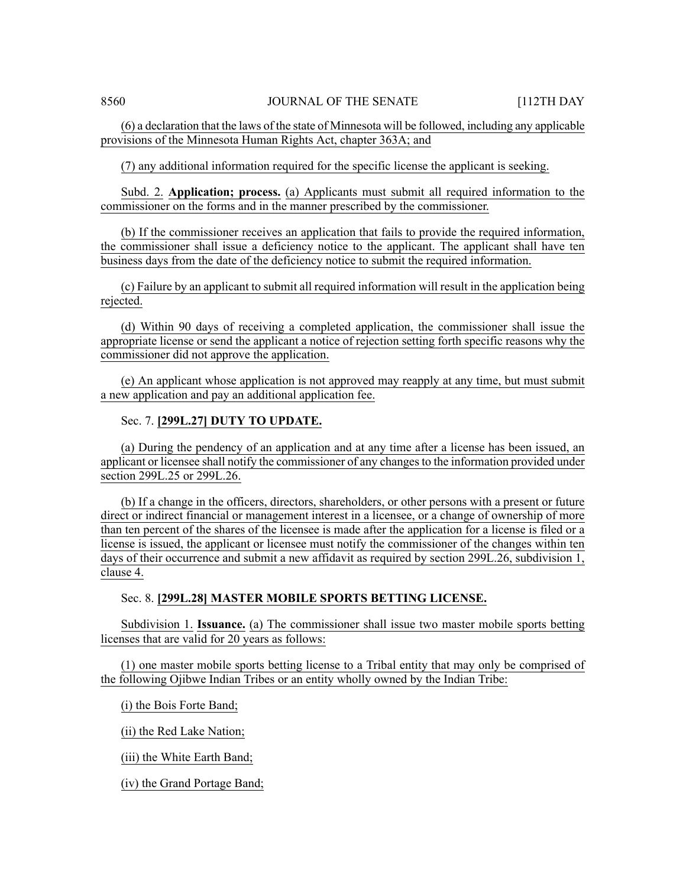(6) a declaration that the laws of the state of Minnesota will be followed, including any applicable provisions of the Minnesota Human Rights Act, chapter 363A; and

(7) any additional information required for the specific license the applicant is seeking.

Subd. 2. **Application; process.** (a) Applicants must submit all required information to the commissioner on the forms and in the manner prescribed by the commissioner.

(b) If the commissioner receives an application that fails to provide the required information, the commissioner shall issue a deficiency notice to the applicant. The applicant shall have ten business days from the date of the deficiency notice to submit the required information.

(c) Failure by an applicant to submit all required information will result in the application being rejected.

(d) Within 90 days of receiving a completed application, the commissioner shall issue the appropriate license or send the applicant a notice of rejection setting forth specific reasons why the commissioner did not approve the application.

(e) An applicant whose application is not approved may reapply at any time, but must submit a new application and pay an additional application fee.

Sec. 7. **[299L.27] DUTY TO UPDATE.**

(a) During the pendency of an application and at any time after a license has been issued, an applicant or licensee shall notify the commissioner of any changes to the information provided under section 299L.25 or 299L.26.

(b) If a change in the officers, directors, shareholders, or other persons with a present or future direct or indirect financial or management interest in a licensee, or a change of ownership of more than ten percent of the shares of the licensee is made after the application for a license is filed or a license is issued, the applicant or licensee must notify the commissioner of the changes within ten days of their occurrence and submit a new affidavit as required by section 299L.26, subdivision 1, clause 4.

Sec. 8. **[299L.28] MASTER MOBILE SPORTS BETTING LICENSE.**

Subdivision 1. **Issuance.** (a) The commissioner shall issue two master mobile sports betting licenses that are valid for 20 years as follows:

(1) one master mobile sports betting license to a Tribal entity that may only be comprised of the following Ojibwe Indian Tribes or an entity wholly owned by the Indian Tribe:

(i) the Bois Forte Band;

(ii) the Red Lake Nation;

(iii) the White Earth Band;

(iv) the Grand Portage Band;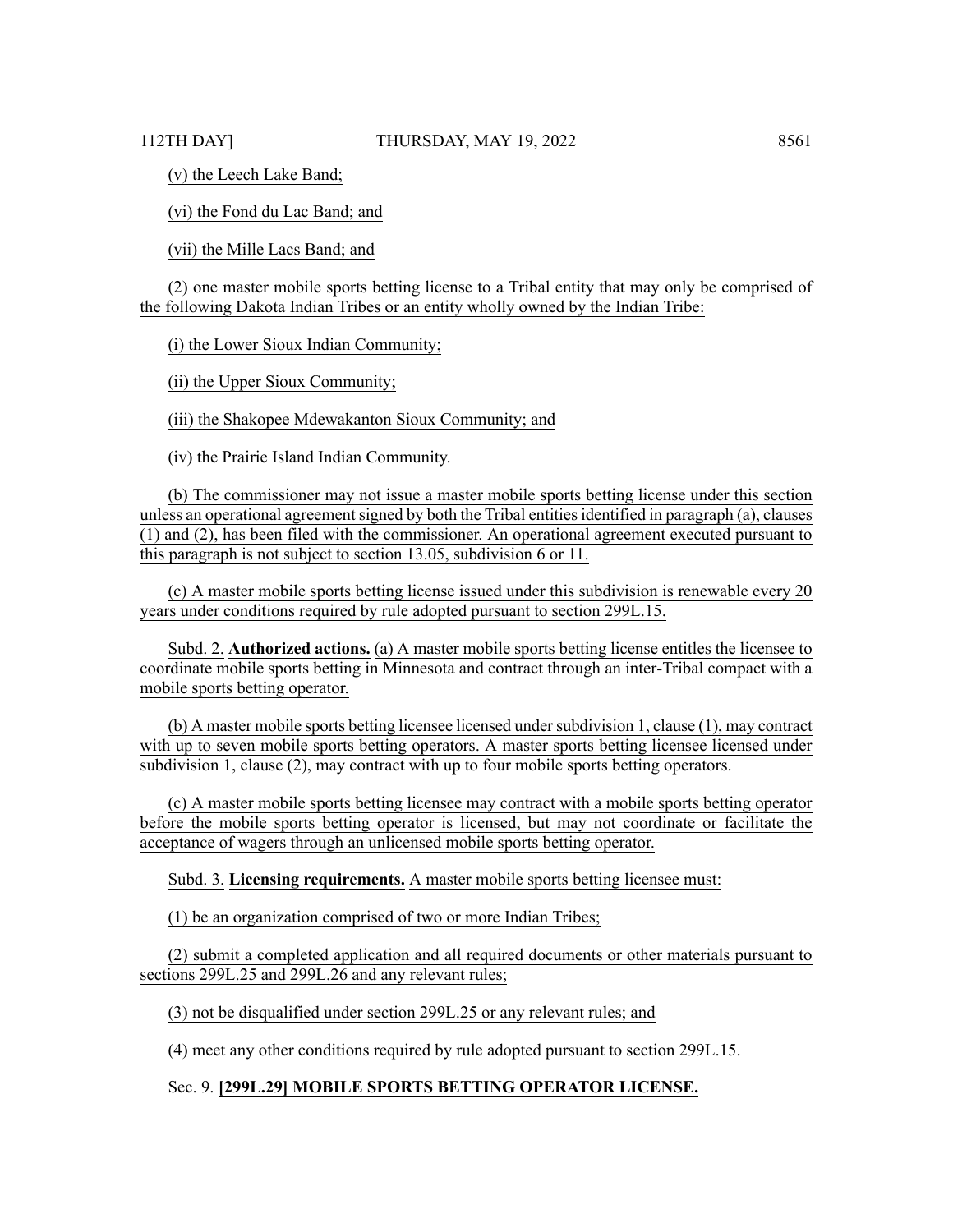(v) the Leech Lake Band;

(vi) the Fond du Lac Band; and

(vii) the Mille Lacs Band; and

(2) one master mobile sports betting license to a Tribal entity that may only be comprised of the following Dakota Indian Tribes or an entity wholly owned by the Indian Tribe:

(i) the Lower Sioux Indian Community;

(ii) the Upper Sioux Community;

(iii) the Shakopee Mdewakanton Sioux Community; and

(iv) the Prairie Island Indian Community.

(b) The commissioner may not issue a master mobile sports betting license under this section unless an operational agreement signed by both the Tribal entities identified in paragraph (a), clauses (1) and (2), has been filed with the commissioner. An operational agreement executed pursuant to this paragraph is not subject to section 13.05, subdivision 6 or 11.

(c) A master mobile sports betting license issued under this subdivision is renewable every 20 years under conditions required by rule adopted pursuant to section 299L.15.

Subd. 2. **Authorized actions.** (a) A master mobile sports betting license entitles the licensee to coordinate mobile sports betting in Minnesota and contract through an inter-Tribal compact with a mobile sports betting operator.

(b) A master mobile sports betting licensee licensed under subdivision 1, clause (1), may contract with up to seven mobile sports betting operators. A master sports betting licensee licensed under subdivision 1, clause (2), may contract with up to four mobile sports betting operators.

(c) A master mobile sports betting licensee may contract with a mobile sports betting operator before the mobile sports betting operator is licensed, but may not coordinate or facilitate the acceptance of wagers through an unlicensed mobile sports betting operator.

Subd. 3. **Licensing requirements.** A master mobile sports betting licensee must:

(1) be an organization comprised of two or more Indian Tribes;

(2) submit a completed application and all required documents or other materials pursuant to sections 299L.25 and 299L.26 and any relevant rules;

(3) not be disqualified under section 299L.25 or any relevant rules; and

(4) meet any other conditions required by rule adopted pursuant to section 299L.15.

Sec. 9. **[299L.29] MOBILE SPORTS BETTING OPERATOR LICENSE.**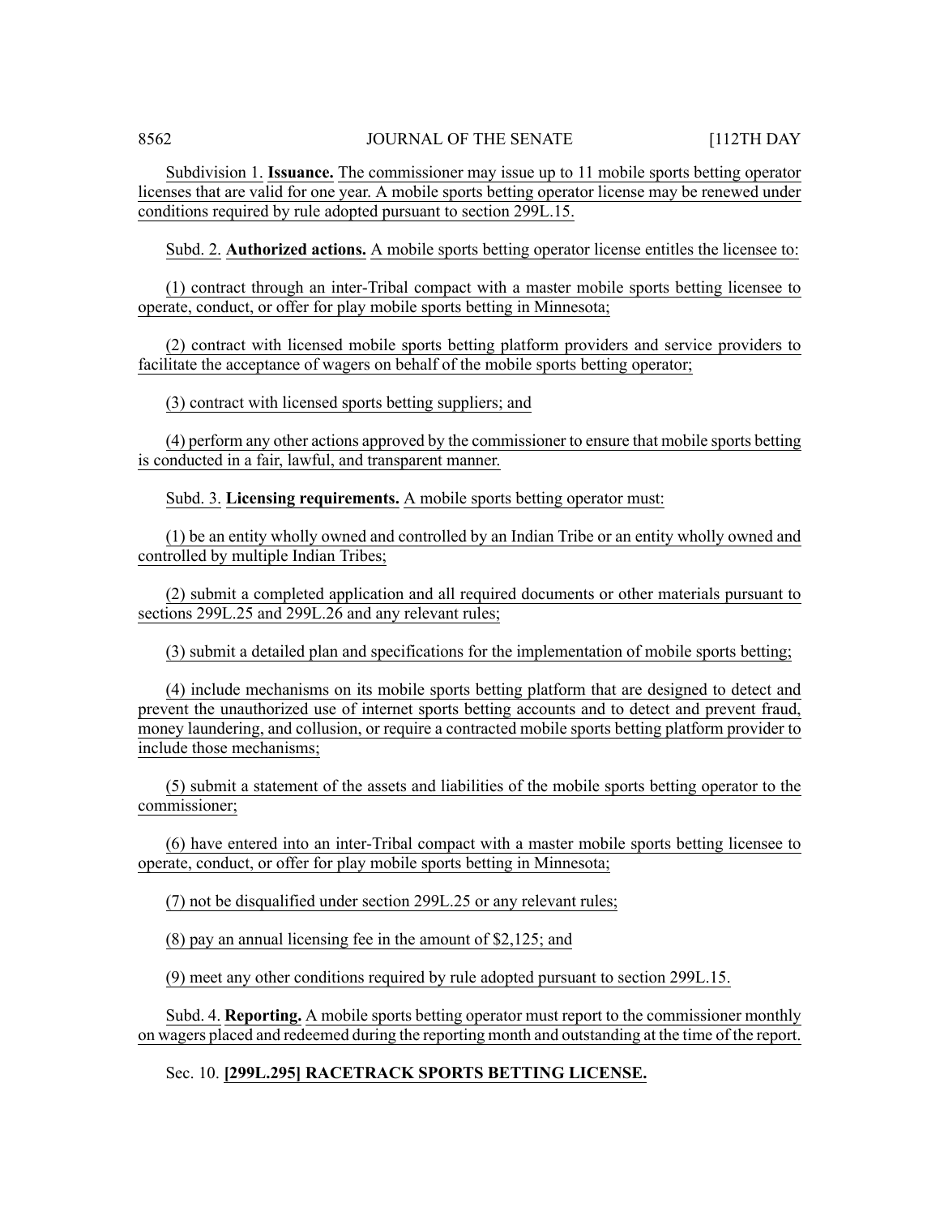Subdivision 1. **Issuance.** The commissioner may issue up to 11 mobile sports betting operator licenses that are valid for one year. A mobile sports betting operator license may be renewed under conditions required by rule adopted pursuant to section 299L.15.

Subd. 2. **Authorized actions.** A mobile sports betting operator license entitles the licensee to:

(1) contract through an inter-Tribal compact with a master mobile sports betting licensee to operate, conduct, or offer for play mobile sports betting in Minnesota;

(2) contract with licensed mobile sports betting platform providers and service providers to facilitate the acceptance of wagers on behalf of the mobile sports betting operator;

(3) contract with licensed sports betting suppliers; and

(4) perform any other actions approved by the commissioner to ensure that mobile sports betting is conducted in a fair, lawful, and transparent manner.

Subd. 3. **Licensing requirements.** A mobile sports betting operator must:

(1) be an entity wholly owned and controlled by an Indian Tribe or an entity wholly owned and controlled by multiple Indian Tribes;

(2) submit a completed application and all required documents or other materials pursuant to sections 299L.25 and 299L.26 and any relevant rules;

(3) submit a detailed plan and specifications for the implementation of mobile sports betting;

(4) include mechanisms on its mobile sports betting platform that are designed to detect and prevent the unauthorized use of internet sports betting accounts and to detect and prevent fraud, money laundering, and collusion, or require a contracted mobile sports betting platform provider to include those mechanisms;

(5) submit a statement of the assets and liabilities of the mobile sports betting operator to the commissioner;

(6) have entered into an inter-Tribal compact with a master mobile sports betting licensee to operate, conduct, or offer for play mobile sports betting in Minnesota;

(7) not be disqualified under section 299L.25 or any relevant rules;

(8) pay an annual licensing fee in the amount of $2,125; and

(9) meet any other conditions required by rule adopted pursuant to section 299L.15.

Subd. 4. **Reporting.** A mobile sports betting operator must report to the commissioner monthly on wagers placed and redeemed during the reporting month and outstanding at the time of the report.

Sec. 10. **[299L.295] RACETRACK SPORTS BETTING LICENSE.**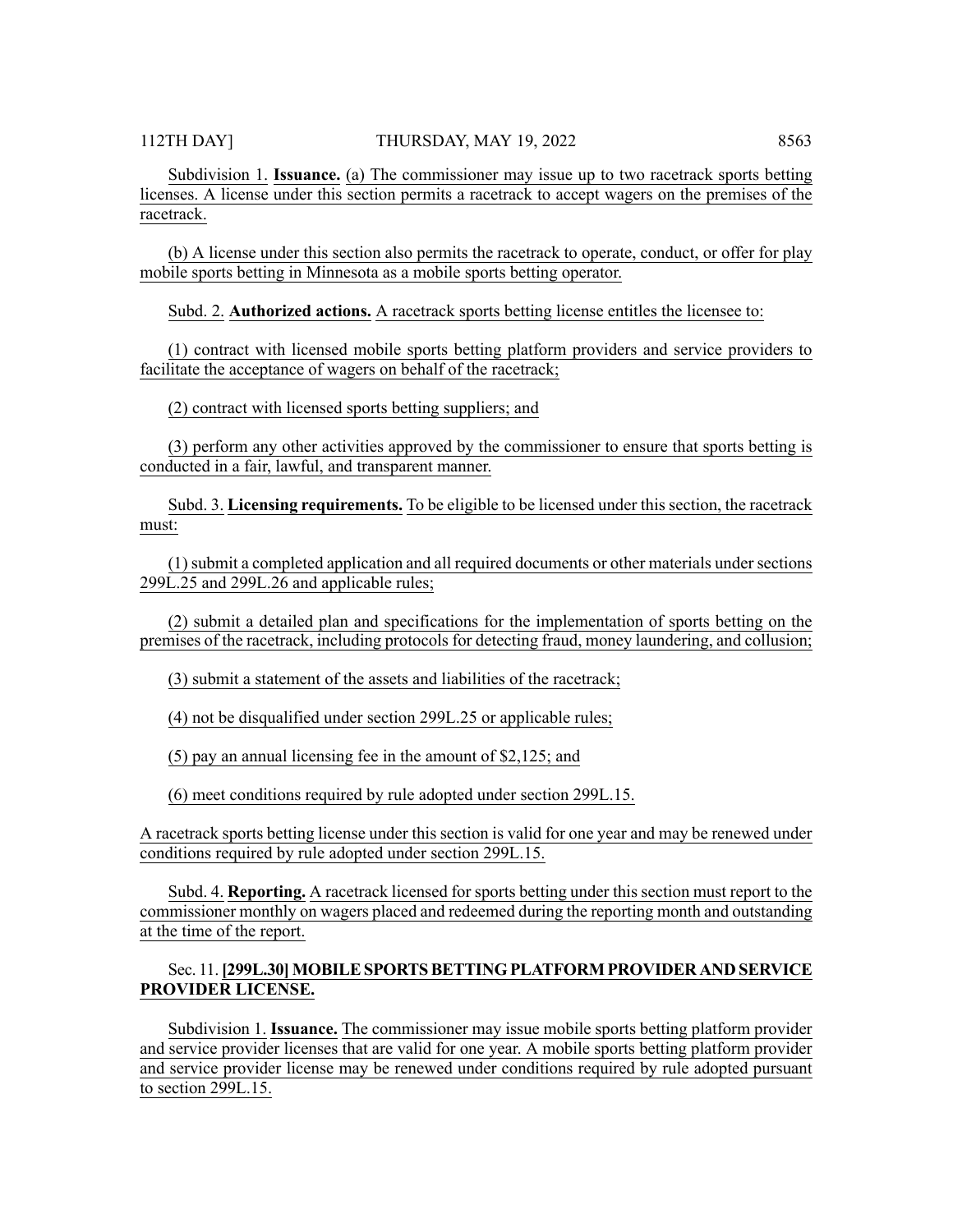Subdivision 1. **Issuance.** (a) The commissioner may issue up to two racetrack sports betting licenses. A license under this section permits a racetrack to accept wagers on the premises of the racetrack.

(b) A license under this section also permits the racetrack to operate, conduct, or offer for play mobile sports betting in Minnesota as a mobile sports betting operator.

Subd. 2. **Authorized actions.** A racetrack sports betting license entitles the licensee to:

(1) contract with licensed mobile sports betting platform providers and service providers to facilitate the acceptance of wagers on behalf of the racetrack;

(2) contract with licensed sports betting suppliers; and

(3) perform any other activities approved by the commissioner to ensure that sports betting is conducted in a fair, lawful, and transparent manner.

Subd. 3. **Licensing requirements.** To be eligible to be licensed under this section, the racetrack must:

(1) submit a completed application and all required documents or other materials under sections 299L.25 and 299L.26 and applicable rules;

(2) submit a detailed plan and specifications for the implementation of sports betting on the premises of the racetrack, including protocols for detecting fraud, money laundering, and collusion;

(3) submit a statement of the assets and liabilities of the racetrack;

(4) not be disqualified under section 299L.25 or applicable rules;

(5) pay an annual licensing fee in the amount of $2,125; and

(6) meet conditions required by rule adopted under section 299L.15.

A racetrack sports betting license under this section is valid for one year and may be renewed under conditions required by rule adopted under section 299L.15.

Subd. 4. **Reporting.** A racetrack licensed for sports betting under this section must report to the commissioner monthly on wagers placed and redeemed during the reporting month and outstanding at the time of the report.

Sec. 11. **[299L.30] MOBILE SPORTS BETTING PLATFORM PROVIDER AND SERVICE PROVIDER LICENSE.**

Subdivision 1. **Issuance.** The commissioner may issue mobile sports betting platform provider and service provider licenses that are valid for one year. A mobile sports betting platform provider and service provider license may be renewed under conditions required by rule adopted pursuant to section 299L.15.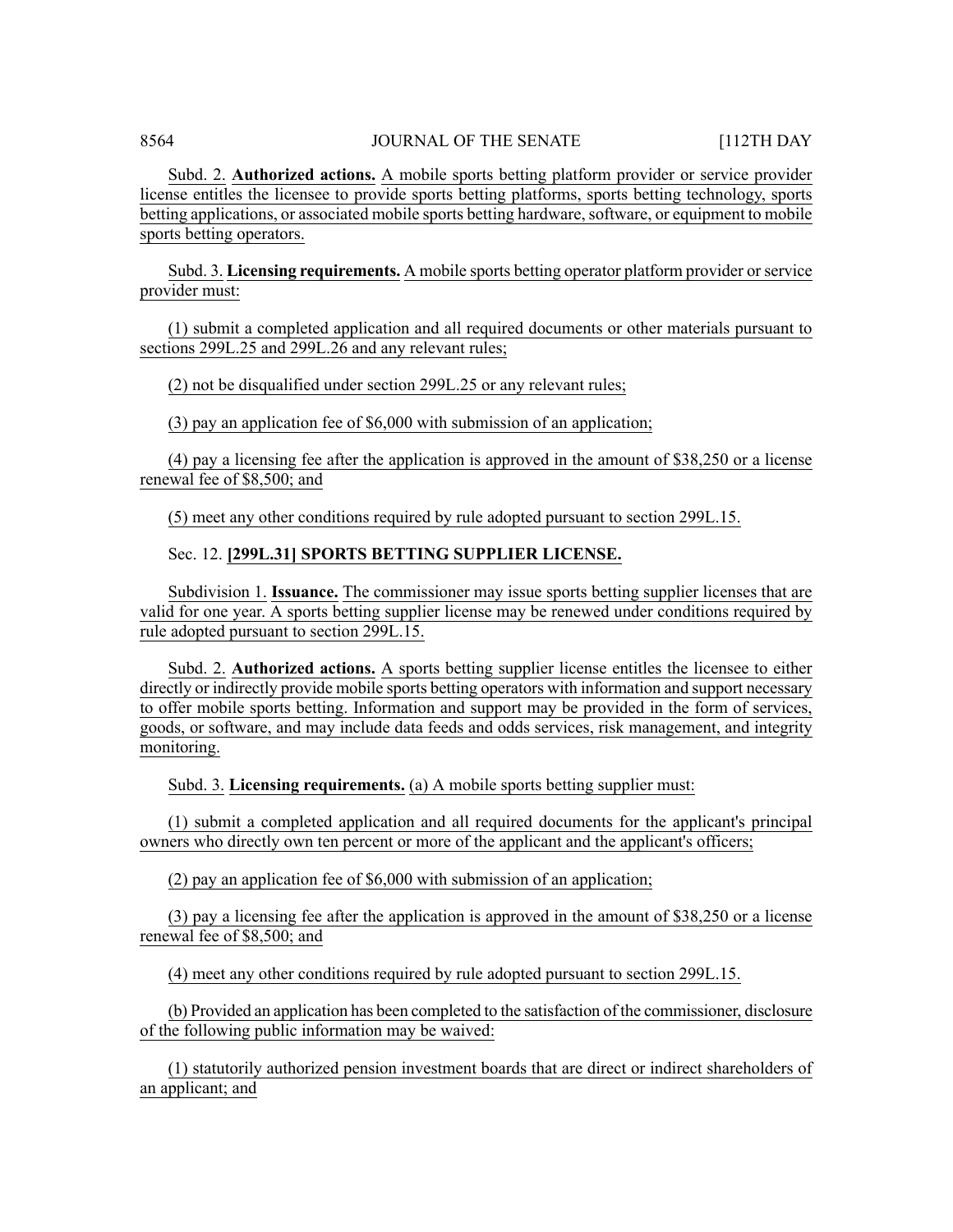Subd. 2. **Authorized actions.** A mobile sports betting platform provider or service provider license entitles the licensee to provide sports betting platforms, sports betting technology, sports betting applications, or associated mobile sports betting hardware, software, or equipment to mobile sports betting operators.

Subd. 3. **Licensing requirements.** A mobile sports betting operator platform provider or service provider must:

(1) submit a completed application and all required documents or other materials pursuant to sections 299L.25 and 299L.26 and any relevant rules;

(2) not be disqualified under section 299L.25 or any relevant rules;

(3) pay an application fee of $6,000 with submission of an application;

(4) pay a licensing fee after the application is approved in the amount of $38,250 or a license renewal fee of $8,500; and

(5) meet any other conditions required by rule adopted pursuant to section 299L.15.

Sec. 12. **[299L.31] SPORTS BETTING SUPPLIER LICENSE.**

Subdivision 1. **Issuance.** The commissioner may issue sports betting supplier licenses that are valid for one year. A sports betting supplier license may be renewed under conditions required by rule adopted pursuant to section 299L.15.

Subd. 2. **Authorized actions.** A sports betting supplier license entitles the licensee to either directly or indirectly provide mobile sports betting operators with information and support necessary to offer mobile sports betting. Information and support may be provided in the form of services, goods, or software, and may include data feeds and odds services, risk management, and integrity monitoring.

Subd. 3. **Licensing requirements.** (a) A mobile sports betting supplier must:

(1) submit a completed application and all required documents for the applicant's principal owners who directly own ten percent or more of the applicant and the applicant's officers;

(2) pay an application fee of $6,000 with submission of an application;

(3) pay a licensing fee after the application is approved in the amount of $38,250 or a license renewal fee of $8,500; and

(4) meet any other conditions required by rule adopted pursuant to section 299L.15.

(b) Provided an application has been completed to the satisfaction of the commissioner, disclosure of the following public information may be waived:

(1) statutorily authorized pension investment boards that are direct or indirect shareholders of an applicant; and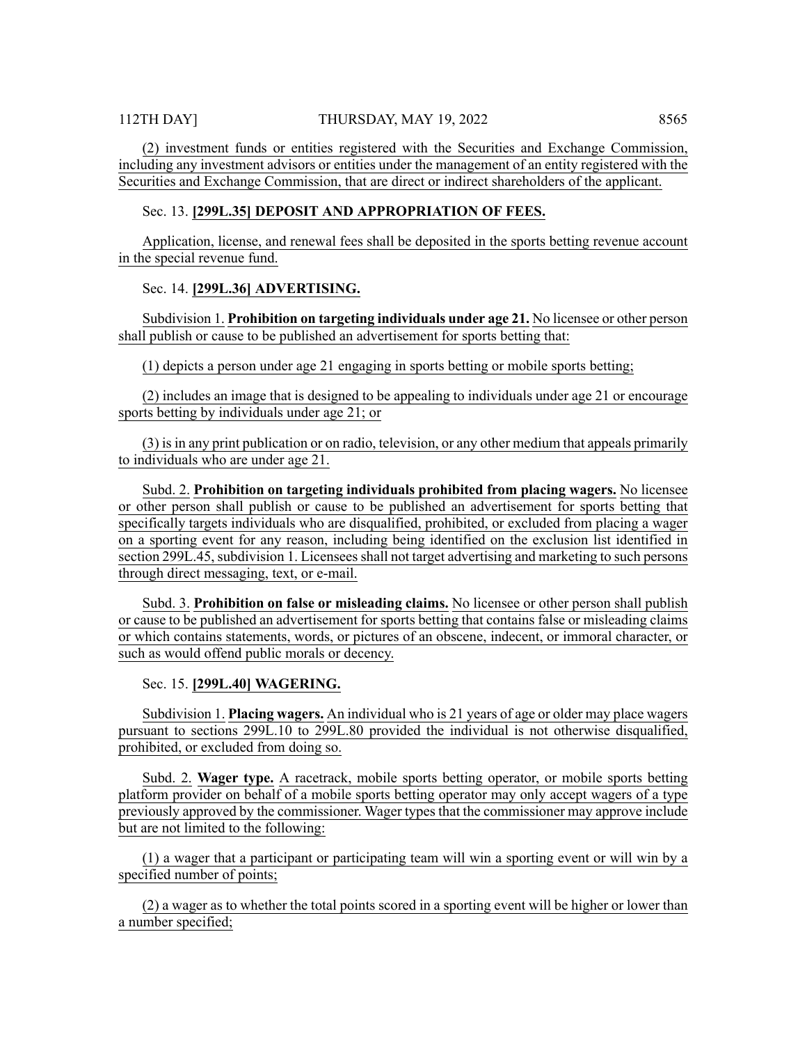(2) investment funds or entities registered with the Securities and Exchange Commission, including any investment advisors or entities under the management of an entity registered with the Securities and Exchange Commission, that are direct or indirect shareholders of the applicant.

Sec. 13. **[299L.35] DEPOSIT AND APPROPRIATION OF FEES.**

Application, license, and renewal fees shall be deposited in the sports betting revenue account in the special revenue fund.

Sec. 14. **[299L.36] ADVERTISING.**

Subdivision 1. **Prohibition on targeting individuals under age 21.** No licensee or other person shall publish or cause to be published an advertisement for sports betting that:

(1) depicts a person under age 21 engaging in sports betting or mobile sports betting;

(2) includes an image that is designed to be appealing to individuals under age 21 or encourage sports betting by individuals under age 21; or

(3) is in any print publication or on radio, television, or any other medium that appeals primarily to individuals who are under age 21.

Subd. 2. **Prohibition on targeting individuals prohibited from placing wagers.** No licensee or other person shall publish or cause to be published an advertisement for sports betting that specifically targets individuals who are disqualified, prohibited, or excluded from placing a wager on a sporting event for any reason, including being identified on the exclusion list identified in section 299L.45, subdivision 1. Licensees shall not target advertising and marketing to such persons through direct messaging, text, or e-mail.

Subd. 3. **Prohibition on false or misleading claims.** No licensee or other person shall publish or cause to be published an advertisement for sports betting that contains false or misleading claims or which contains statements, words, or pictures of an obscene, indecent, or immoral character, or such as would offend public morals or decency.

Sec. 15. **[299L.40] WAGERING.**

Subdivision 1. **Placing wagers.** An individual who is 21 years of age or older may place wagers pursuant to sections 299L.10 to 299L.80 provided the individual is not otherwise disqualified, prohibited, or excluded from doing so.

Subd. 2. **Wager type.** A racetrack, mobile sports betting operator, or mobile sports betting platform provider on behalf of a mobile sports betting operator may only accept wagers of a type previously approved by the commissioner. Wager types that the commissioner may approve include but are not limited to the following:

(1) a wager that a participant or participating team will win a sporting event or will win by a specified number of points;

(2) a wager as to whether the total points scored in a sporting event will be higher or lower than a number specified;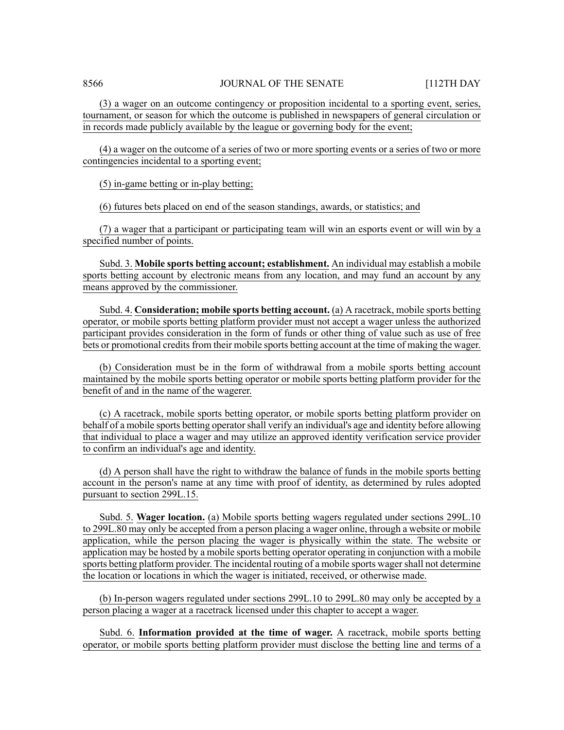(3) a wager on an outcome contingency or proposition incidental to a sporting event, series, tournament, or season for which the outcome is published in newspapers of general circulation or in records made publicly available by the league or governing body for the event;

(4) a wager on the outcome of a series of two or more sporting events or a series of two or more contingencies incidental to a sporting event;

(5) in-game betting or in-play betting;

(6) futures bets placed on end of the season standings, awards, or statistics; and

(7) a wager that a participant or participating team will win an esports event or will win by a specified number of points.

Subd. 3. **Mobile sports betting account; establishment.** An individual may establish a mobile sports betting account by electronic means from any location, and may fund an account by any means approved by the commissioner.

Subd. 4. **Consideration; mobile sports betting account.** (a) A racetrack, mobile sports betting operator, or mobile sports betting platform provider must not accept a wager unless the authorized participant provides consideration in the form of funds or other thing of value such as use of free bets or promotional credits from their mobile sports betting account at the time of making the wager.

(b) Consideration must be in the form of withdrawal from a mobile sports betting account maintained by the mobile sports betting operator or mobile sports betting platform provider for the benefit of and in the name of the wagerer.

(c) A racetrack, mobile sports betting operator, or mobile sports betting platform provider on behalf of a mobile sports betting operator shall verify an individual's age and identity before allowing that individual to place a wager and may utilize an approved identity verification service provider to confirm an individual's age and identity.

(d) A person shall have the right to withdraw the balance of funds in the mobile sports betting account in the person's name at any time with proof of identity, as determined by rules adopted pursuant to section 299L.15.

Subd. 5. **Wager location.** (a) Mobile sports betting wagers regulated under sections 299L.10 to 299L.80 may only be accepted from a person placing a wager online, through a website or mobile application, while the person placing the wager is physically within the state. The website or application may be hosted by a mobile sports betting operator operating in conjunction with a mobile sports betting platform provider. The incidental routing of a mobile sports wager shall not determine the location or locations in which the wager is initiated, received, or otherwise made.

(b) In-person wagers regulated under sections 299L.10 to 299L.80 may only be accepted by a person placing a wager at a racetrack licensed under this chapter to accept a wager.

Subd. 6. **Information provided at the time of wager.** A racetrack, mobile sports betting operator, or mobile sports betting platform provider must disclose the betting line and terms of a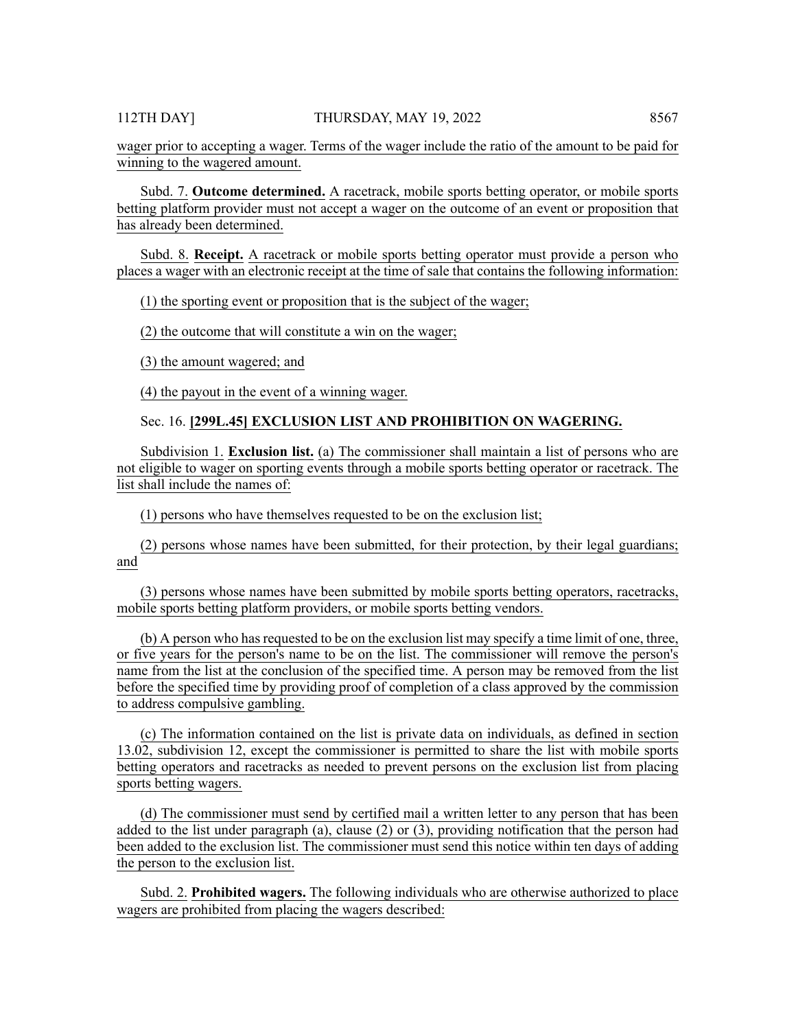wager prior to accepting a wager. Terms of the wager include the ratio of the amount to be paid for winning to the wagered amount.

Subd. 7. **Outcome determined.** A racetrack, mobile sports betting operator, or mobile sports betting platform provider must not accept a wager on the outcome of an event or proposition that has already been determined.

Subd. 8. **Receipt.** A racetrack or mobile sports betting operator must provide a person who places a wager with an electronic receipt at the time of sale that contains the following information:

(1) the sporting event or proposition that is the subject of the wager;

(2) the outcome that will constitute a win on the wager;

(3) the amount wagered; and

(4) the payout in the event of a winning wager.

Sec. 16. **[299L.45] EXCLUSION LIST AND PROHIBITION ON WAGERING.**

Subdivision 1. **Exclusion list.** (a) The commissioner shall maintain a list of persons who are not eligible to wager on sporting events through a mobile sports betting operator or racetrack. The list shall include the names of:

(1) persons who have themselves requested to be on the exclusion list;

(2) persons whose names have been submitted, for their protection, by their legal guardians; and

(3) persons whose names have been submitted by mobile sports betting operators, racetracks, mobile sports betting platform providers, or mobile sports betting vendors.

(b) A person who has requested to be on the exclusion list may specify a time limit of one, three, or five years for the person's name to be on the list. The commissioner will remove the person's name from the list at the conclusion of the specified time. A person may be removed from the list before the specified time by providing proof of completion of a class approved by the commission to address compulsive gambling.

(c) The information contained on the list is private data on individuals, as defined in section 13.02, subdivision 12, except the commissioner is permitted to share the list with mobile sports betting operators and racetracks as needed to prevent persons on the exclusion list from placing sports betting wagers.

(d) The commissioner must send by certified mail a written letter to any person that has been added to the list under paragraph (a), clause (2) or (3), providing notification that the person had been added to the exclusion list. The commissioner must send this notice within ten days of adding the person to the exclusion list.

Subd. 2. **Prohibited wagers.** The following individuals who are otherwise authorized to place wagers are prohibited from placing the wagers described: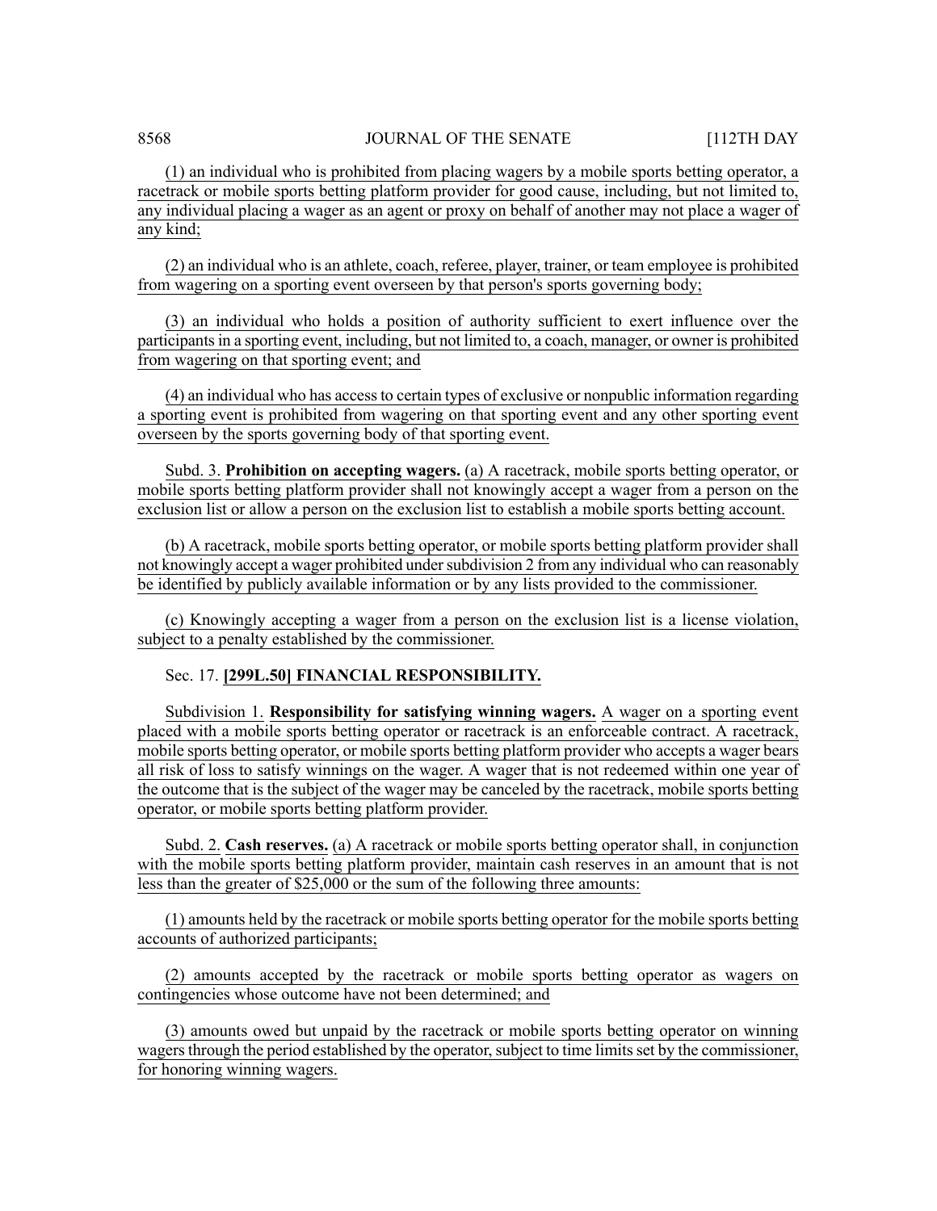(1) an individual who is prohibited from placing wagers by a mobile sports betting operator, a racetrack or mobile sports betting platform provider for good cause, including, but not limited to, any individual placing a wager as an agent or proxy on behalf of another may not place a wager of any kind;

(2) an individual who is an athlete, coach, referee, player, trainer, or team employee is prohibited from wagering on a sporting event overseen by that person's sports governing body;

(3) an individual who holds a position of authority sufficient to exert influence over the participants in a sporting event, including, but not limited to, a coach, manager, or owner is prohibited from wagering on that sporting event; and

(4) an individual who has access to certain types of exclusive or nonpublic information regarding a sporting event is prohibited from wagering on that sporting event and any other sporting event overseen by the sports governing body of that sporting event.

Subd. 3. **Prohibition on accepting wagers.** (a) A racetrack, mobile sports betting operator, or mobile sports betting platform provider shall not knowingly accept a wager from a person on the exclusion list or allow a person on the exclusion list to establish a mobile sports betting account.

(b) A racetrack, mobile sports betting operator, or mobile sports betting platform provider shall not knowingly accept a wager prohibited under subdivision 2 from any individual who can reasonably be identified by publicly available information or by any lists provided to the commissioner.

(c) Knowingly accepting a wager from a person on the exclusion list is a license violation, subject to a penalty established by the commissioner.

Sec. 17. **[299L.50] FINANCIAL RESPONSIBILITY.**

Subdivision 1. **Responsibility for satisfying winning wagers.** A wager on a sporting event placed with a mobile sports betting operator or racetrack is an enforceable contract. A racetrack, mobile sports betting operator, or mobile sports betting platform provider who accepts a wager bears all risk of loss to satisfy winnings on the wager. A wager that is not redeemed within one year of the outcome that is the subject of the wager may be canceled by the racetrack, mobile sports betting operator, or mobile sports betting platform provider.

Subd. 2. **Cash reserves.** (a) A racetrack or mobile sports betting operator shall, in conjunction with the mobile sports betting platform provider, maintain cash reserves in an amount that is not less than the greater of $25,000 or the sum of the following three amounts:

(1) amounts held by the racetrack or mobile sports betting operator for the mobile sports betting accounts of authorized participants;

(2) amounts accepted by the racetrack or mobile sports betting operator as wagers on contingencies whose outcome have not been determined; and

(3) amounts owed but unpaid by the racetrack or mobile sports betting operator on winning wagers through the period established by the operator, subject to time limits set by the commissioner, for honoring winning wagers.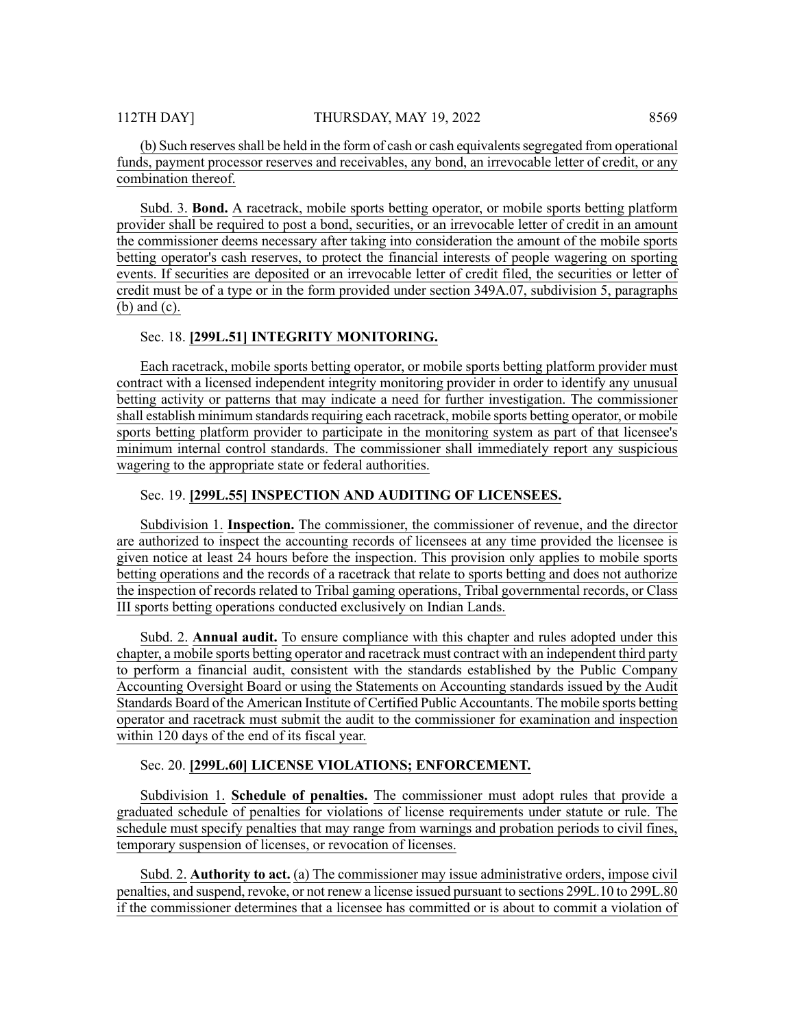(b) Such reserves shall be held in the form of cash or cash equivalents segregated from operational funds, payment processor reserves and receivables, any bond, an irrevocable letter of credit, or any combination thereof.

Subd. 3. **Bond.** A racetrack, mobile sports betting operator, or mobile sports betting platform provider shall be required to post a bond, securities, or an irrevocable letter of credit in an amount the commissioner deems necessary after taking into consideration the amount of the mobile sports betting operator's cash reserves, to protect the financial interests of people wagering on sporting events. If securities are deposited or an irrevocable letter of credit filed, the securities or letter of credit must be of a type or in the form provided under section 349A.07, subdivision 5, paragraphs (b) and (c).

Sec. 18. **[299L.51] INTEGRITY MONITORING.**

Each racetrack, mobile sports betting operator, or mobile sports betting platform provider must contract with a licensed independent integrity monitoring provider in order to identify any unusual betting activity or patterns that may indicate a need for further investigation. The commissioner shall establish minimum standards requiring each racetrack, mobile sports betting operator, or mobile sports betting platform provider to participate in the monitoring system as part of that licensee's minimum internal control standards. The commissioner shall immediately report any suspicious wagering to the appropriate state or federal authorities.

Sec. 19. **[299L.55] INSPECTION AND AUDITING OF LICENSEES.**

Subdivision 1. **Inspection.** The commissioner, the commissioner of revenue, and the director are authorized to inspect the accounting records of licensees at any time provided the licensee is given notice at least 24 hours before the inspection. This provision only applies to mobile sports betting operations and the records of a racetrack that relate to sports betting and does not authorize the inspection of records related to Tribal gaming operations, Tribal governmental records, or Class III sports betting operations conducted exclusively on Indian Lands.

Subd. 2. **Annual audit.** To ensure compliance with this chapter and rules adopted under this chapter, a mobile sports betting operator and racetrack must contract with an independent third party to perform a financial audit, consistent with the standards established by the Public Company Accounting Oversight Board or using the Statements on Accounting standards issued by the Audit Standards Board of the American Institute of Certified Public Accountants. The mobile sports betting operator and racetrack must submit the audit to the commissioner for examination and inspection within 120 days of the end of its fiscal year.

Sec. 20. **[299L.60] LICENSE VIOLATIONS; ENFORCEMENT.**

Subdivision 1. **Schedule of penalties.** The commissioner must adopt rules that provide a graduated schedule of penalties for violations of license requirements under statute or rule. The schedule must specify penalties that may range from warnings and probation periods to civil fines, temporary suspension of licenses, or revocation of licenses.

Subd. 2. **Authority to act.** (a) The commissioner may issue administrative orders, impose civil penalties, and suspend, revoke, or not renew a license issued pursuant to sections 299L.10 to 299L.80 if the commissioner determines that a licensee has committed or is about to commit a violation of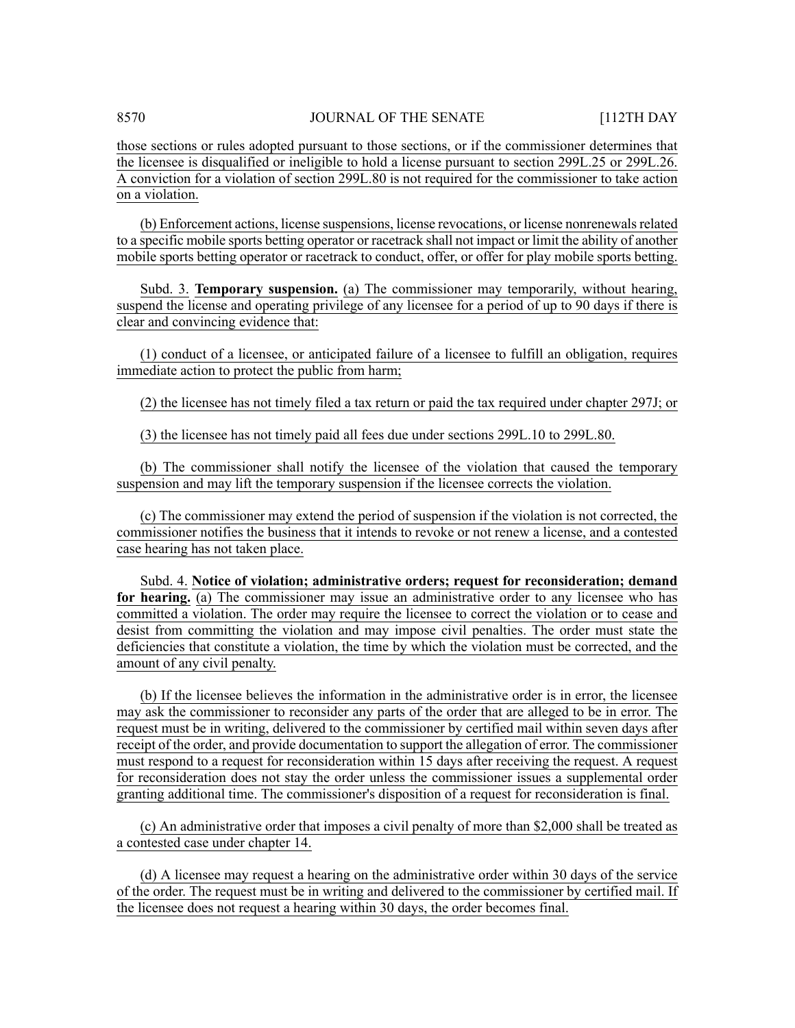those sections or rules adopted pursuant to those sections, or if the commissioner determines that the licensee is disqualified or ineligible to hold a license pursuant to section 299L.25 or 299L.26. A conviction for a violation of section 299L.80 is not required for the commissioner to take action on a violation.

(b) Enforcement actions, license suspensions, license revocations, or license nonrenewals related to a specific mobile sports betting operator or racetrack shall not impact or limit the ability of another mobile sports betting operator or racetrack to conduct, offer, or offer for play mobile sports betting.

Subd. 3. **Temporary suspension.** (a) The commissioner may temporarily, without hearing, suspend the license and operating privilege of any licensee for a period of up to 90 days if there is clear and convincing evidence that:

(1) conduct of a licensee, or anticipated failure of a licensee to fulfill an obligation, requires immediate action to protect the public from harm;

(2) the licensee has not timely filed a tax return or paid the tax required under chapter 297J; or

(3) the licensee has not timely paid all fees due under sections 299L.10 to 299L.80.

(b) The commissioner shall notify the licensee of the violation that caused the temporary suspension and may lift the temporary suspension if the licensee corrects the violation.

(c) The commissioner may extend the period of suspension if the violation is not corrected, the commissioner notifies the business that it intends to revoke or not renew a license, and a contested case hearing has not taken place.

Subd. 4. **Notice of violation; administrative orders; request for reconsideration; demand for hearing.** (a) The commissioner may issue an administrative order to any licensee who has committed a violation. The order may require the licensee to correct the violation or to cease and desist from committing the violation and may impose civil penalties. The order must state the deficiencies that constitute a violation, the time by which the violation must be corrected, and the amount of any civil penalty.

(b) If the licensee believes the information in the administrative order is in error, the licensee may ask the commissioner to reconsider any parts of the order that are alleged to be in error. The request must be in writing, delivered to the commissioner by certified mail within seven days after receipt of the order, and provide documentation to support the allegation of error. The commissioner must respond to a request for reconsideration within 15 days after receiving the request. A request for reconsideration does not stay the order unless the commissioner issues a supplemental order granting additional time. The commissioner's disposition of a request for reconsideration is final.

(c) An administrative order that imposes a civil penalty of more than $2,000 shall be treated as a contested case under chapter 14.

(d) A licensee may request a hearing on the administrative order within 30 days of the service of the order. The request must be in writing and delivered to the commissioner by certified mail. If the licensee does not request a hearing within 30 days, the order becomes final.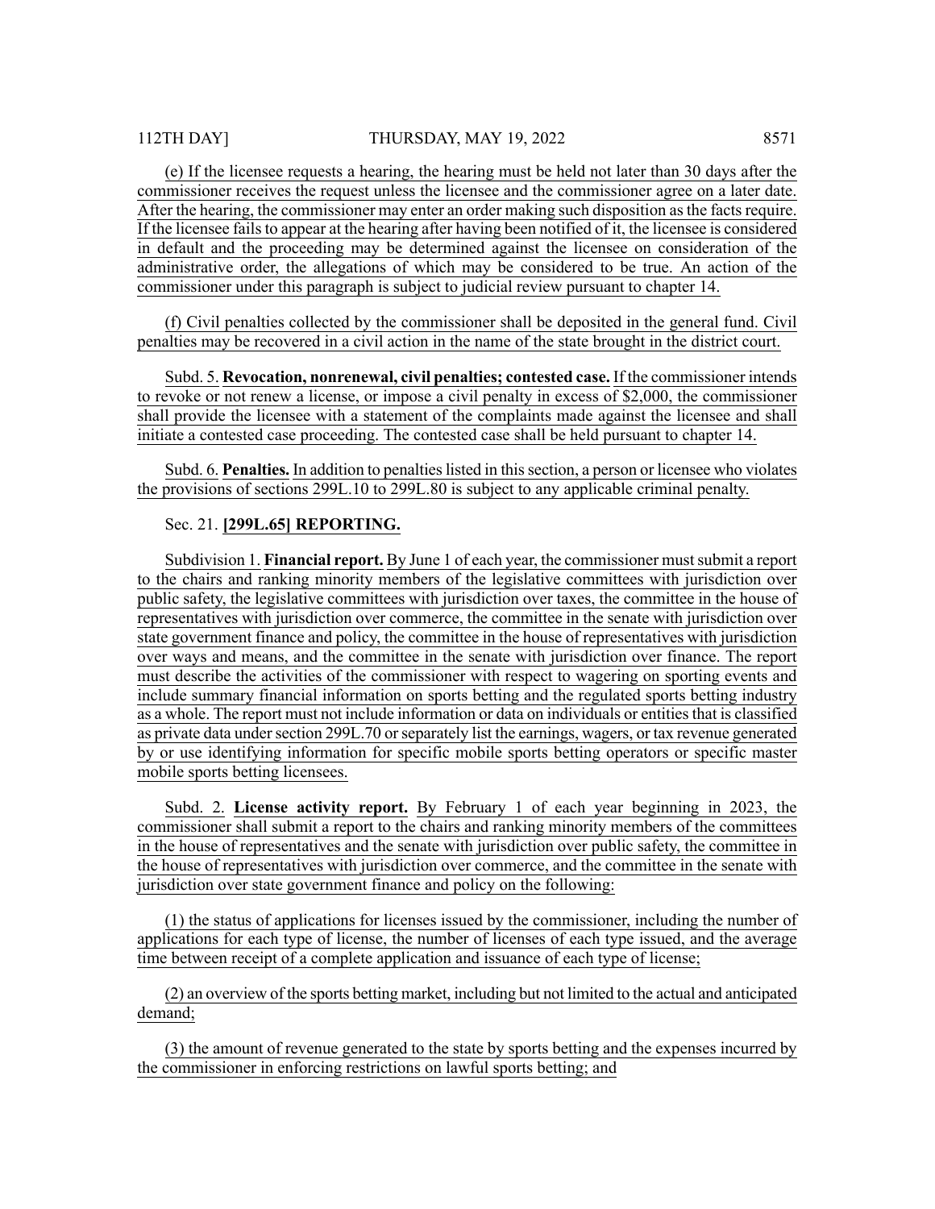(e) If the licensee requests a hearing, the hearing must be held not later than 30 days after the commissioner receives the request unless the licensee and the commissioner agree on a later date. After the hearing, the commissioner may enter an order making such disposition as the facts require. If the licensee fails to appear at the hearing after having been notified of it, the licensee is considered in default and the proceeding may be determined against the licensee on consideration of the administrative order, the allegations of which may be considered to be true. An action of the commissioner under this paragraph is subject to judicial review pursuant to chapter 14.

(f) Civil penalties collected by the commissioner shall be deposited in the general fund. Civil penalties may be recovered in a civil action in the name of the state brought in the district court.

Subd. 5. **Revocation, nonrenewal, civil penalties; contested case.** If the commissioner intends to revoke or not renew a license, or impose a civil penalty in excess of $2,000, the commissioner shall provide the licensee with a statement of the complaints made against the licensee and shall initiate a contested case proceeding. The contested case shall be held pursuant to chapter 14.

Subd. 6. **Penalties.** In addition to penalties listed in this section, a person or licensee who violates the provisions of sections 299L.10 to 299L.80 is subject to any applicable criminal penalty.

Sec. 21. **[299L.65] REPORTING.**

Subdivision 1. **Financial report.** By June 1 of each year, the commissioner must submit a report to the chairs and ranking minority members of the legislative committees with jurisdiction over public safety, the legislative committees with jurisdiction over taxes, the committee in the house of representatives with jurisdiction over commerce, the committee in the senate with jurisdiction over state government finance and policy, the committee in the house of representatives with jurisdiction over ways and means, and the committee in the senate with jurisdiction over finance. The report must describe the activities of the commissioner with respect to wagering on sporting events and include summary financial information on sports betting and the regulated sports betting industry as a whole. The report must not include information or data on individuals or entities that is classified as private data under section 299L.70 or separately list the earnings, wagers, or tax revenue generated by or use identifying information for specific mobile sports betting operators or specific master mobile sports betting licensees.

Subd. 2. **License activity report.** By February 1 of each year beginning in 2023, the commissioner shall submit a report to the chairs and ranking minority members of the committees in the house of representatives and the senate with jurisdiction over public safety, the committee in the house of representatives with jurisdiction over commerce, and the committee in the senate with jurisdiction over state government finance and policy on the following:

(1) the status of applications for licenses issued by the commissioner, including the number of applications for each type of license, the number of licenses of each type issued, and the average time between receipt of a complete application and issuance of each type of license;

(2) an overview of the sports betting market, including but not limited to the actual and anticipated demand;

(3) the amount of revenue generated to the state by sports betting and the expenses incurred by the commissioner in enforcing restrictions on lawful sports betting; and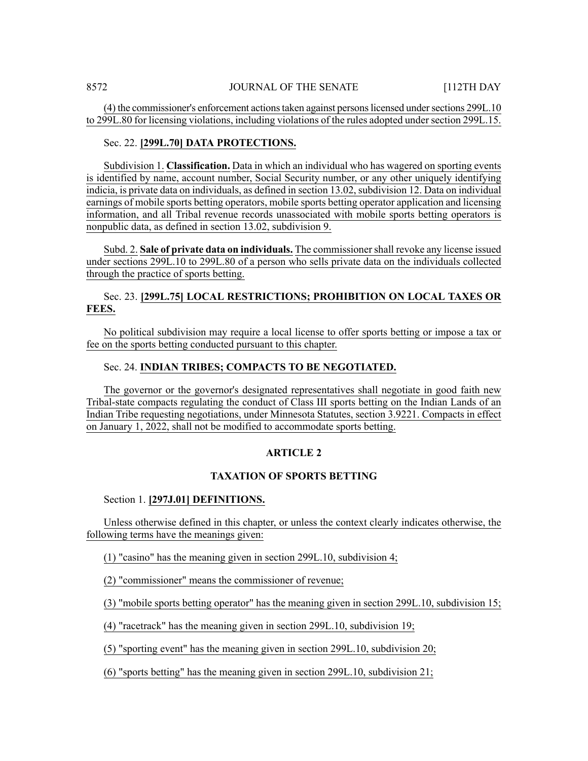(4) the commissioner's enforcement actions taken against persons licensed under sections 299L.10 to 299L.80 for licensing violations, including violations of the rules adopted under section 299L.15.

Sec. 22. **[299L.70] DATA PROTECTIONS.**

Subdivision 1. **Classification.** Data in which an individual who has wagered on sporting events is identified by name, account number, Social Security number, or any other uniquely identifying indicia, is private data on individuals, as defined in section 13.02, subdivision 12. Data on individual earnings of mobile sports betting operators, mobile sports betting operator application and licensing information, and all Tribal revenue records unassociated with mobile sports betting operators is nonpublic data, as defined in section 13.02, subdivision 9.

Subd. 2. **Sale of private data on individuals.** The commissioner shall revoke any license issued under sections 299L.10 to 299L.80 of a person who sells private data on the individuals collected through the practice of sports betting.

Sec. 23. **[299L.75] LOCAL RESTRICTIONS; PROHIBITION ON LOCAL TAXES OR FEES.**

No political subdivision may require a local license to offer sports betting or impose a tax or fee on the sports betting conducted pursuant to this chapter.

Sec. 24. **INDIAN TRIBES; COMPACTS TO BE NEGOTIATED.**

The governor or the governor's designated representatives shall negotiate in good faith new Tribal-state compacts regulating the conduct of Class III sports betting on the Indian Lands of an Indian Tribe requesting negotiations, under Minnesota Statutes, section 3.9221. Compacts in effect on January 1, 2022, shall not be modified to accommodate sports betting.

## ARTICLE 2

## TAXATION OF SPORTS BETTING

Section 1. **[297J.01] DEFINITIONS.**

Unless otherwise defined in this chapter, or unless the context clearly indicates otherwise, the following terms have the meanings given:

(1) "casino" has the meaning given in section 299L.10, subdivision 4;

(2) "commissioner" means the commissioner of revenue;

(3) "mobile sports betting operator" has the meaning given in section 299L.10, subdivision 15;

(4) "racetrack" has the meaning given in section 299L.10, subdivision 19;

(5) "sporting event" has the meaning given in section 299L.10, subdivision 20;

(6) "sports betting" has the meaning given in section 299L.10, subdivision 21;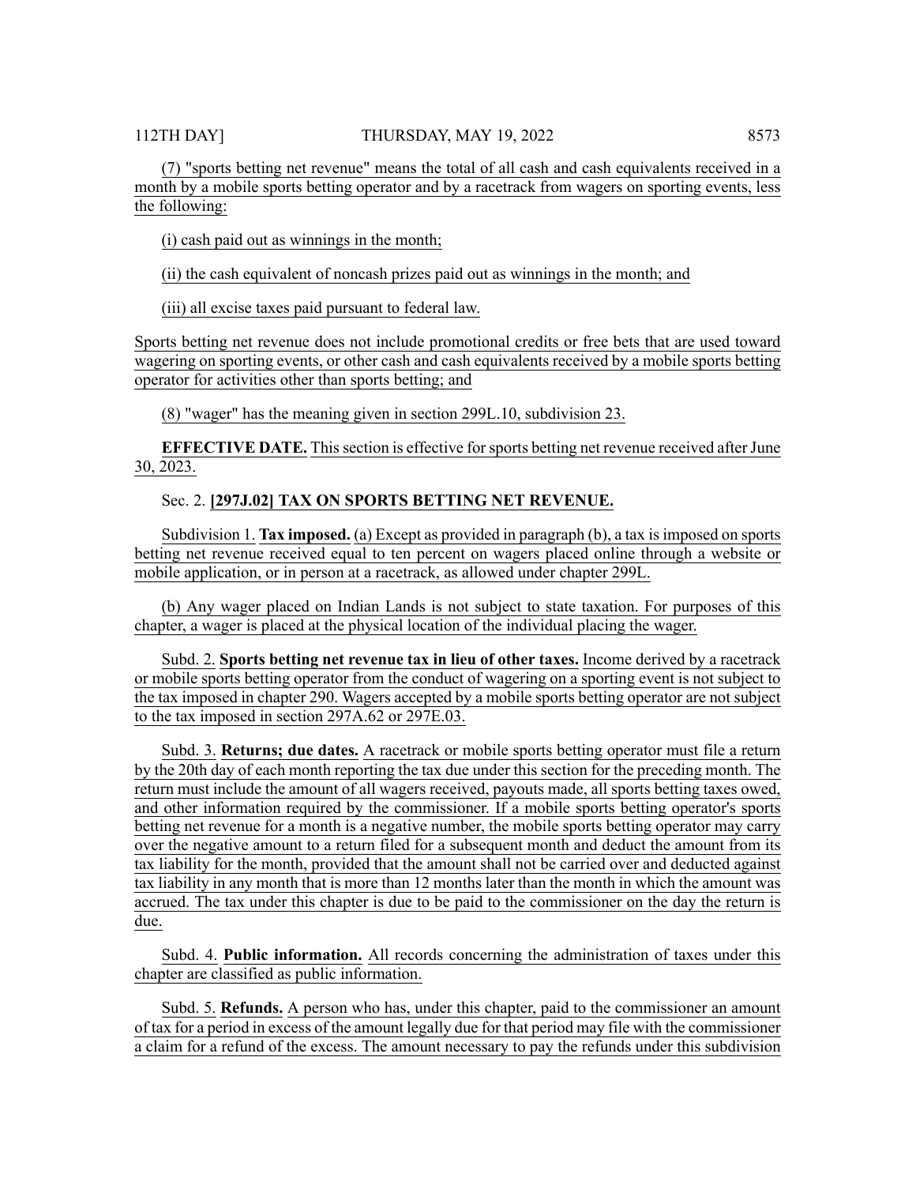(7) "sports betting net revenue" means the total of all cash and cash equivalents received in a month by a mobile sports betting operator and by a racetrack from wagers on sporting events, less the following:

(i) cash paid out as winnings in the month;

(ii) the cash equivalent of noncash prizes paid out as winnings in the month; and

(iii) all excise taxes paid pursuant to federal law.

Sports betting net revenue does not include promotional credits or free bets that are used toward wagering on sporting events, or other cash and cash equivalents received by a mobile sports betting operator for activities other than sports betting; and

(8) "wager" has the meaning given in section 299L.10, subdivision 23.

**EFFECTIVE DATE.** This section is effective for sports betting net revenue received after June 30, 2023.

Sec. 2. **[297J.02] TAX ON SPORTS BETTING NET REVENUE.**

Subdivision 1. **Tax imposed.** (a) Except as provided in paragraph (b), a tax is imposed on sports betting net revenue received equal to ten percent on wagers placed online through a website or mobile application, or in person at a racetrack, as allowed under chapter 299L.

(b) Any wager placed on Indian Lands is not subject to state taxation. For purposes of this chapter, a wager is placed at the physical location of the individual placing the wager.

Subd. 2. **Sports betting net revenue tax in lieu of other taxes.** Income derived by a racetrack or mobile sports betting operator from the conduct of wagering on a sporting event is not subject to the tax imposed in chapter 290. Wagers accepted by a mobile sports betting operator are not subject to the tax imposed in section 297A.62 or 297E.03.

Subd. 3. **Returns; due dates.** A racetrack or mobile sports betting operator must file a return by the 20th day of each month reporting the tax due under this section for the preceding month. The return must include the amount of all wagers received, payouts made, all sports betting taxes owed, and other information required by the commissioner. If a mobile sports betting operator's sports betting net revenue for a month is a negative number, the mobile sports betting operator may carry over the negative amount to a return filed for a subsequent month and deduct the amount from its tax liability for the month, provided that the amount shall not be carried over and deducted against tax liability in any month that is more than 12 months later than the month in which the amount was accrued. The tax under this chapter is due to be paid to the commissioner on the day the return is due.

Subd. 4. **Public information.** All records concerning the administration of taxes under this chapter are classified as public information.

Subd. 5. **Refunds.** A person who has, under this chapter, paid to the commissioner an amount of tax for a period in excess of the amount legally due for that period may file with the commissioner a claim for a refund of the excess. The amount necessary to pay the refunds under this subdivision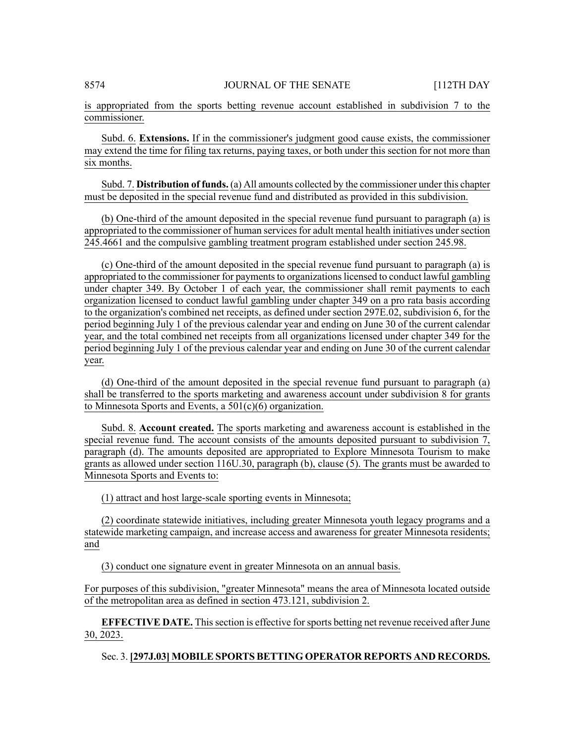is appropriated from the sports betting revenue account established in subdivision 7 to the commissioner.

Subd. 6. **Extensions.** If in the commissioner's judgment good cause exists, the commissioner may extend the time for filing tax returns, paying taxes, or both under this section for not more than six months.

Subd. 7. **Distribution of funds.** (a) All amounts collected by the commissioner under this chapter must be deposited in the special revenue fund and distributed as provided in this subdivision.

(b) One-third of the amount deposited in the special revenue fund pursuant to paragraph (a) is appropriated to the commissioner of human services for adult mental health initiatives under section 245.4661 and the compulsive gambling treatment program established under section 245.98.

(c) One-third of the amount deposited in the special revenue fund pursuant to paragraph (a) is appropriated to the commissioner for payments to organizations licensed to conduct lawful gambling under chapter 349. By October 1 of each year, the commissioner shall remit payments to each organization licensed to conduct lawful gambling under chapter 349 on a pro rata basis according to the organization's combined net receipts, as defined under section 297E.02, subdivision 6, for the period beginning July 1 of the previous calendar year and ending on June 30 of the current calendar year, and the total combined net receipts from all organizations licensed under chapter 349 for the period beginning July 1 of the previous calendar year and ending on June 30 of the current calendar year.

(d) One-third of the amount deposited in the special revenue fund pursuant to paragraph (a) shall be transferred to the sports marketing and awareness account under subdivision 8 for grants to Minnesota Sports and Events, a 501(c)(6) organization.

Subd. 8. **Account created.** The sports marketing and awareness account is established in the special revenue fund. The account consists of the amounts deposited pursuant to subdivision 7, paragraph (d). The amounts deposited are appropriated to Explore Minnesota Tourism to make grants as allowed under section 116U.30, paragraph (b), clause (5). The grants must be awarded to Minnesota Sports and Events to:

(1) attract and host large-scale sporting events in Minnesota;

(2) coordinate statewide initiatives, including greater Minnesota youth legacy programs and a statewide marketing campaign, and increase access and awareness for greater Minnesota residents; and

(3) conduct one signature event in greater Minnesota on an annual basis.

For purposes of this subdivision, "greater Minnesota" means the area of Minnesota located outside of the metropolitan area as defined in section 473.121, subdivision 2.

**EFFECTIVE DATE.** This section is effective for sports betting net revenue received after June 30, 2023.

Sec. 3. **[297J.03] MOBILE SPORTS BETTING OPERATOR REPORTS AND RECORDS.**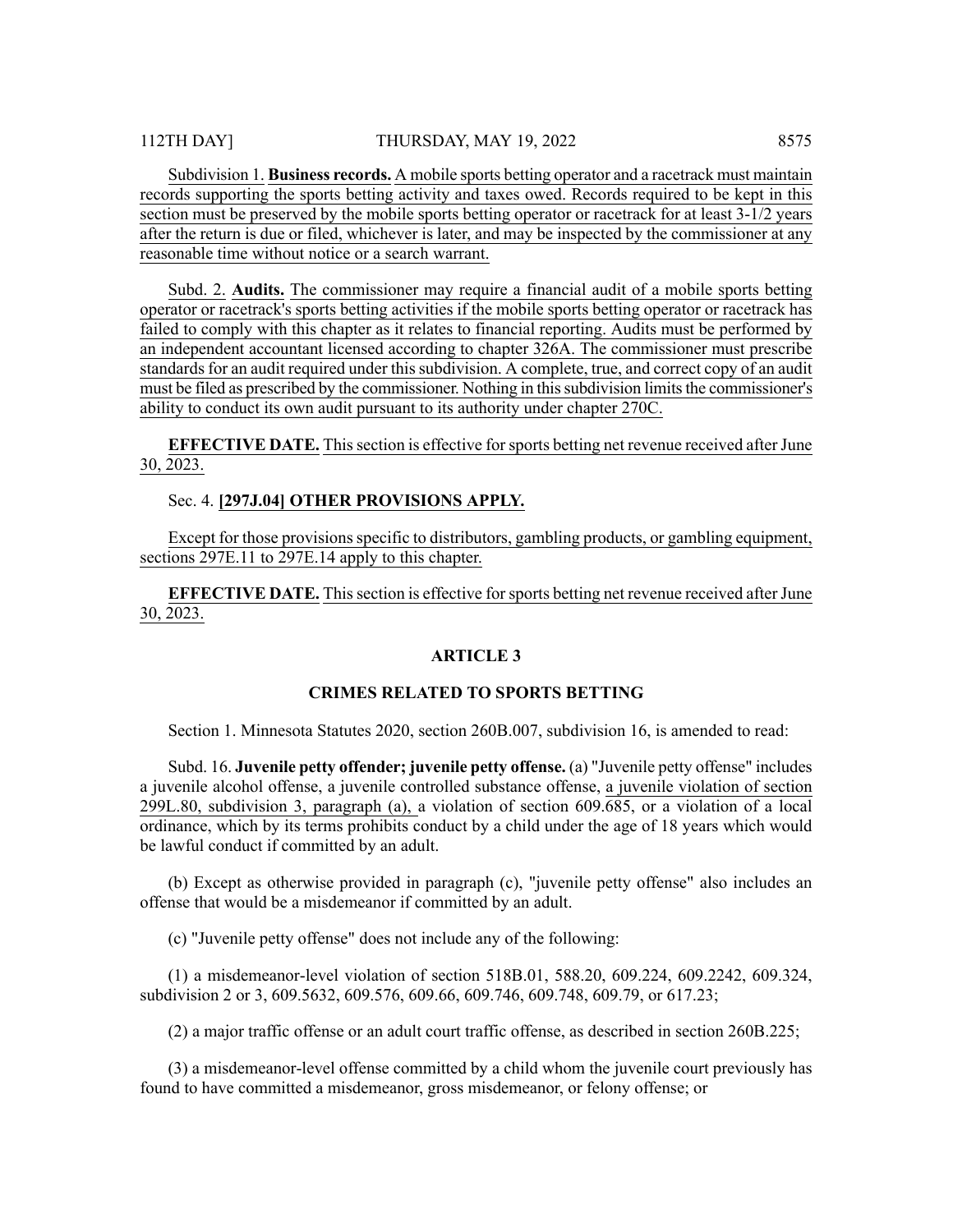Subdivision 1. **Business records.** A mobile sports betting operator and a racetrack must maintain records supporting the sports betting activity and taxes owed. Records required to be kept in this section must be preserved by the mobile sports betting operator or racetrack for at least 3-1/2 years after the return is due or filed, whichever is later, and may be inspected by the commissioner at any reasonable time without notice or a search warrant.

Subd. 2. **Audits.** The commissioner may require a financial audit of a mobile sports betting operator or racetrack's sports betting activities if the mobile sports betting operator or racetrack has failed to comply with this chapter as it relates to financial reporting. Audits must be performed by an independent accountant licensed according to chapter 326A. The commissioner must prescribe standards for an audit required under this subdivision. A complete, true, and correct copy of an audit must be filed as prescribed by the commissioner. Nothing in this subdivision limits the commissioner's ability to conduct its own audit pursuant to its authority under chapter 270C.

**EFFECTIVE DATE.** This section is effective for sports betting net revenue received after June 30, 2023.

Sec. 4. **[297J.04] OTHER PROVISIONS APPLY.**

Except for those provisions specific to distributors, gambling products, or gambling equipment, sections 297E.11 to 297E.14 apply to this chapter.

**EFFECTIVE DATE.** This section is effective for sports betting net revenue received after June 30, 2023.

## ARTICLE 3

## CRIMES RELATED TO SPORTS BETTING

Section 1. Minnesota Statutes 2020, section 260B.007, subdivision 16, is amended to read:

Subd. 16. **Juvenile petty offender; juvenile petty offense.** (a) "Juvenile petty offense" includes a juvenile alcohol offense, a juvenile controlled substance offense, a juvenile violation of section 299L.80, subdivision 3, paragraph (a), a violation of section 609.685, or a violation of a local ordinance, which by its terms prohibits conduct by a child under the age of 18 years which would be lawful conduct if committed by an adult.

(b) Except as otherwise provided in paragraph (c), "juvenile petty offense" also includes an offense that would be a misdemeanor if committed by an adult.

(c) "Juvenile petty offense" does not include any of the following:

(1) a misdemeanor-level violation of section 518B.01, 588.20, 609.224, 609.2242, 609.324, subdivision 2 or 3, 609.5632, 609.576, 609.66, 609.746, 609.748, 609.79, or 617.23;

(2) a major traffic offense or an adult court traffic offense, as described in section 260B.225;

(3) a misdemeanor-level offense committed by a child whom the juvenile court previously has found to have committed a misdemeanor, gross misdemeanor, or felony offense; or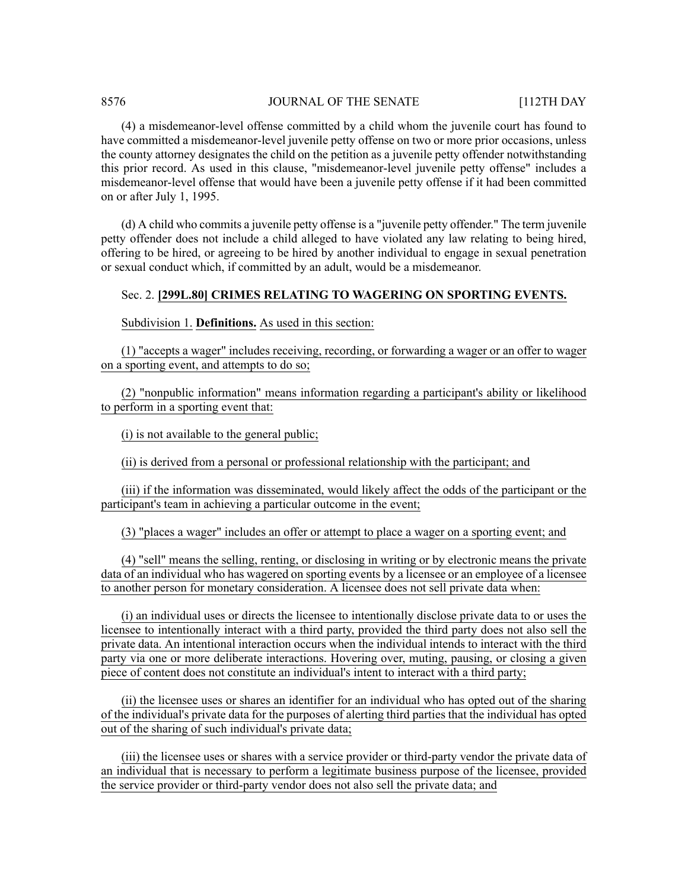(4) a misdemeanor-level offense committed by a child whom the juvenile court has found to have committed a misdemeanor-level juvenile petty offense on two or more prior occasions, unless the county attorney designates the child on the petition as a juvenile petty offender notwithstanding this prior record. As used in this clause, "misdemeanor-level juvenile petty offense" includes a misdemeanor-level offense that would have been a juvenile petty offense if it had been committed on or after July 1, 1995.

(d) A child who commits a juvenile petty offense is a "juvenile petty offender." The term juvenile petty offender does not include a child alleged to have violated any law relating to being hired, offering to be hired, or agreeing to be hired by another individual to engage in sexual penetration or sexual conduct which, if committed by an adult, would be a misdemeanor.

Sec. 2. **[299L.80] CRIMES RELATING TO WAGERING ON SPORTING EVENTS.**

Subdivision 1. **Definitions.** As used in this section:

(1) "accepts a wager" includes receiving, recording, or forwarding a wager or an offer to wager on a sporting event, and attempts to do so;

(2) "nonpublic information" means information regarding a participant's ability or likelihood to perform in a sporting event that:

(i) is not available to the general public;

(ii) is derived from a personal or professional relationship with the participant; and

(iii) if the information was disseminated, would likely affect the odds of the participant or the participant's team in achieving a particular outcome in the event;

(3) "places a wager" includes an offer or attempt to place a wager on a sporting event; and

(4) "sell" means the selling, renting, or disclosing in writing or by electronic means the private data of an individual who has wagered on sporting events by a licensee or an employee of a licensee to another person for monetary consideration. A licensee does not sell private data when:

(i) an individual uses or directs the licensee to intentionally disclose private data to or uses the licensee to intentionally interact with a third party, provided the third party does not also sell the private data. An intentional interaction occurs when the individual intends to interact with the third party via one or more deliberate interactions. Hovering over, muting, pausing, or closing a given piece of content does not constitute an individual's intent to interact with a third party;

(ii) the licensee uses or shares an identifier for an individual who has opted out of the sharing of the individual's private data for the purposes of alerting third parties that the individual has opted out of the sharing of such individual's private data;

(iii) the licensee uses or shares with a service provider or third-party vendor the private data of an individual that is necessary to perform a legitimate business purpose of the licensee, provided the service provider or third-party vendor does not also sell the private data; and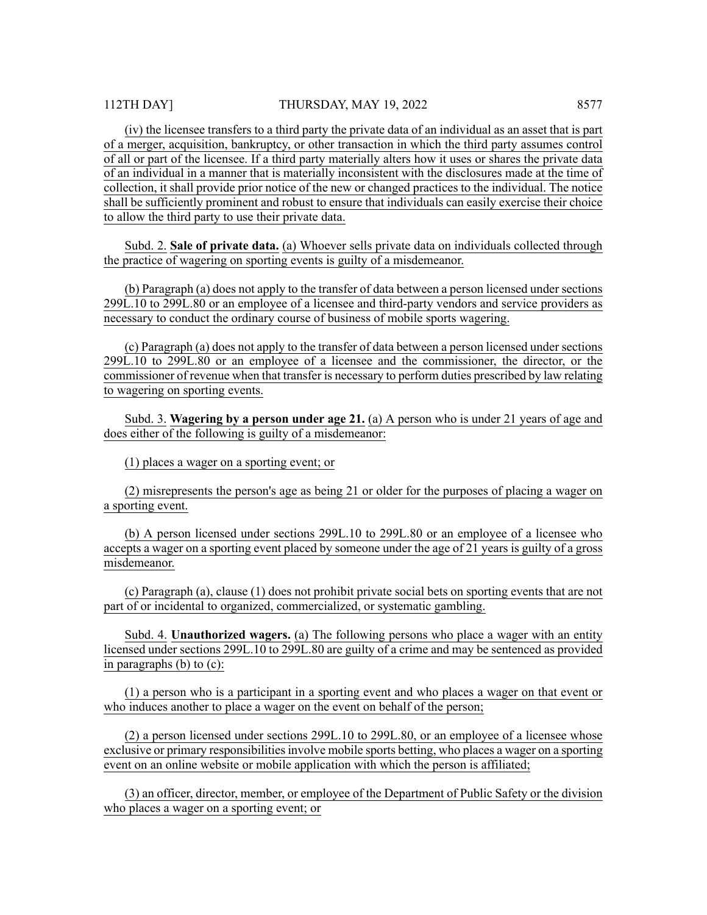(iv) the licensee transfers to a third party the private data of an individual as an asset that is part of a merger, acquisition, bankruptcy, or other transaction in which the third party assumes control of all or part of the licensee. If a third party materially alters how it uses or shares the private data of an individual in a manner that is materially inconsistent with the disclosures made at the time of collection, it shall provide prior notice of the new or changed practices to the individual. The notice shall be sufficiently prominent and robust to ensure that individuals can easily exercise their choice to allow the third party to use their private data.

Subd. 2. **Sale of private data.** (a) Whoever sells private data on individuals collected through the practice of wagering on sporting events is guilty of a misdemeanor.

(b) Paragraph (a) does not apply to the transfer of data between a person licensed under sections 299L.10 to 299L.80 or an employee of a licensee and third-party vendors and service providers as necessary to conduct the ordinary course of business of mobile sports wagering.

(c) Paragraph (a) does not apply to the transfer of data between a person licensed under sections 299L.10 to 299L.80 or an employee of a licensee and the commissioner, the director, or the commissioner of revenue when that transfer is necessary to perform duties prescribed by law relating to wagering on sporting events.

Subd. 3. **Wagering by a person under age 21.** (a) A person who is under 21 years of age and does either of the following is guilty of a misdemeanor:

(1) places a wager on a sporting event; or

(2) misrepresents the person's age as being 21 or older for the purposes of placing a wager on a sporting event.

(b) A person licensed under sections 299L.10 to 299L.80 or an employee of a licensee who accepts a wager on a sporting event placed by someone under the age of 21 years is guilty of a gross misdemeanor.

(c) Paragraph (a), clause (1) does not prohibit private social bets on sporting events that are not part of or incidental to organized, commercialized, or systematic gambling.

Subd. 4. **Unauthorized wagers.** (a) The following persons who place a wager with an entity licensed under sections 299L.10 to 299L.80 are guilty of a crime and may be sentenced as provided in paragraphs (b) to (c):

(1) a person who is a participant in a sporting event and who places a wager on that event or who induces another to place a wager on the event on behalf of the person;

(2) a person licensed under sections 299L.10 to 299L.80, or an employee of a licensee whose exclusive or primary responsibilities involve mobile sports betting, who places a wager on a sporting event on an online website or mobile application with which the person is affiliated;

(3) an officer, director, member, or employee of the Department of Public Safety or the division who places a wager on a sporting event; or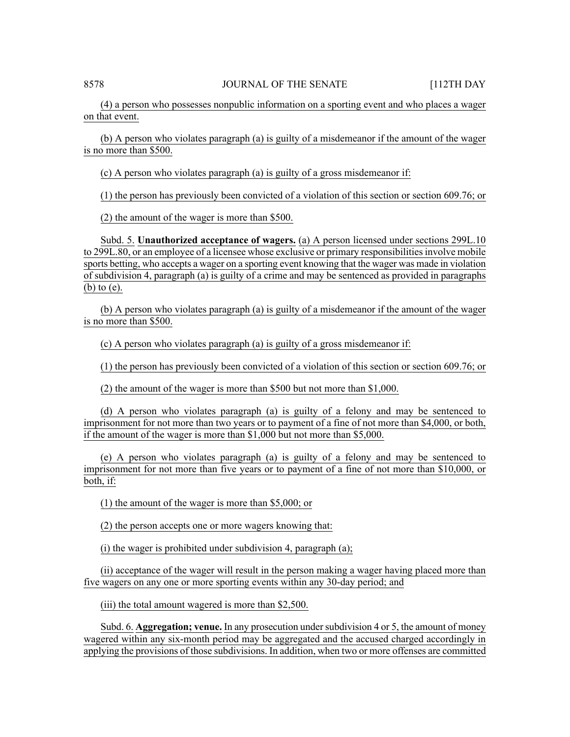(4) a person who possesses nonpublic information on a sporting event and who places a wager on that event.

(b) A person who violates paragraph (a) is guilty of a misdemeanor if the amount of the wager is no more than $500.

(c) A person who violates paragraph (a) is guilty of a gross misdemeanor if:

(1) the person has previously been convicted of a violation of this section or section 609.76; or

(2) the amount of the wager is more than $500.

Subd. 5. **Unauthorized acceptance of wagers.** (a) A person licensed under sections 299L.10 to 299L.80, or an employee of a licensee whose exclusive or primary responsibilities involve mobile sports betting, who accepts a wager on a sporting event knowing that the wager was made in violation of subdivision 4, paragraph (a) is guilty of a crime and may be sentenced as provided in paragraphs (b) to (e).

(b) A person who violates paragraph (a) is guilty of a misdemeanor if the amount of the wager is no more than $500.

(c) A person who violates paragraph (a) is guilty of a gross misdemeanor if:

(1) the person has previously been convicted of a violation of this section or section 609.76; or

(2) the amount of the wager is more than $500 but not more than $1,000.

(d) A person who violates paragraph (a) is guilty of a felony and may be sentenced to imprisonment for not more than two years or to payment of a fine of not more than $4,000, or both, if the amount of the wager is more than $1,000 but not more than $5,000.

(e) A person who violates paragraph (a) is guilty of a felony and may be sentenced to imprisonment for not more than five years or to payment of a fine of not more than $10,000, or both, if:

(1) the amount of the wager is more than $5,000; or

(2) the person accepts one or more wagers knowing that:

(i) the wager is prohibited under subdivision 4, paragraph (a);

(ii) acceptance of the wager will result in the person making a wager having placed more than five wagers on any one or more sporting events within any 30-day period; and

(iii) the total amount wagered is more than $2,500.

Subd. 6. **Aggregation; venue.** In any prosecution under subdivision 4 or 5, the amount of money wagered within any six-month period may be aggregated and the accused charged accordingly in applying the provisions of those subdivisions. In addition, when two or more offenses are committed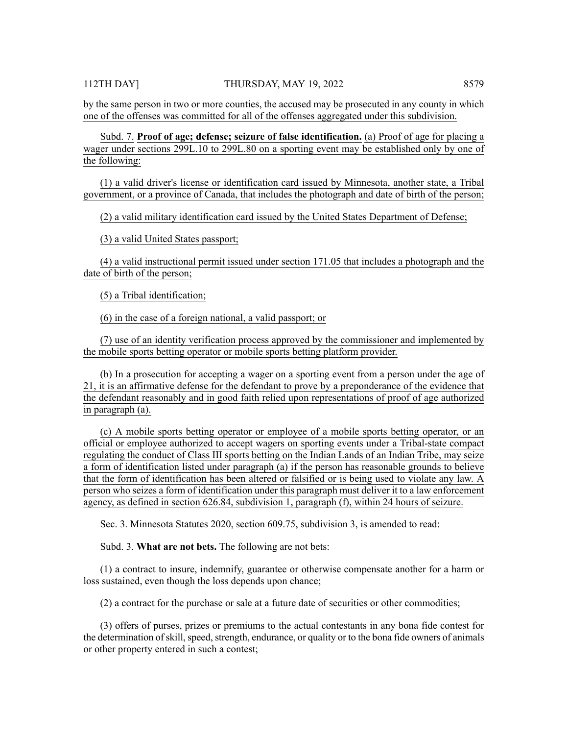by the same person in two or more counties, the accused may be prosecuted in any county in which one of the offenses was committed for all of the offenses aggregated under this subdivision.

Subd. 7. **Proof of age; defense; seizure of false identification.** (a) Proof of age for placing a wager under sections 299L.10 to 299L.80 on a sporting event may be established only by one of the following:

(1) a valid driver's license or identification card issued by Minnesota, another state, a Tribal government, or a province of Canada, that includes the photograph and date of birth of the person;

(2) a valid military identification card issued by the United States Department of Defense;

(3) a valid United States passport;

(4) a valid instructional permit issued under section 171.05 that includes a photograph and the date of birth of the person;

(5) a Tribal identification;

(6) in the case of a foreign national, a valid passport; or

(7) use of an identity verification process approved by the commissioner and implemented by the mobile sports betting operator or mobile sports betting platform provider.

(b) In a prosecution for accepting a wager on a sporting event from a person under the age of 21, it is an affirmative defense for the defendant to prove by a preponderance of the evidence that the defendant reasonably and in good faith relied upon representations of proof of age authorized in paragraph (a).

(c) A mobile sports betting operator or employee of a mobile sports betting operator, or an official or employee authorized to accept wagers on sporting events under a Tribal-state compact regulating the conduct of Class III sports betting on the Indian Lands of an Indian Tribe, may seize a form of identification listed under paragraph (a) if the person has reasonable grounds to believe that the form of identification has been altered or falsified or is being used to violate any law. A person who seizes a form of identification under this paragraph must deliver it to a law enforcement agency, as defined in section 626.84, subdivision 1, paragraph (f), within 24 hours of seizure.

Sec. 3. Minnesota Statutes 2020, section 609.75, subdivision 3, is amended to read:

Subd. 3. **What are not bets.** The following are not bets:

(1) a contract to insure, indemnify, guarantee or otherwise compensate another for a harm or loss sustained, even though the loss depends upon chance;

(2) a contract for the purchase or sale at a future date of securities or other commodities;

(3) offers of purses, prizes or premiums to the actual contestants in any bona fide contest for the determination of skill, speed, strength, endurance, or quality or to the bona fide owners of animals or other property entered in such a contest;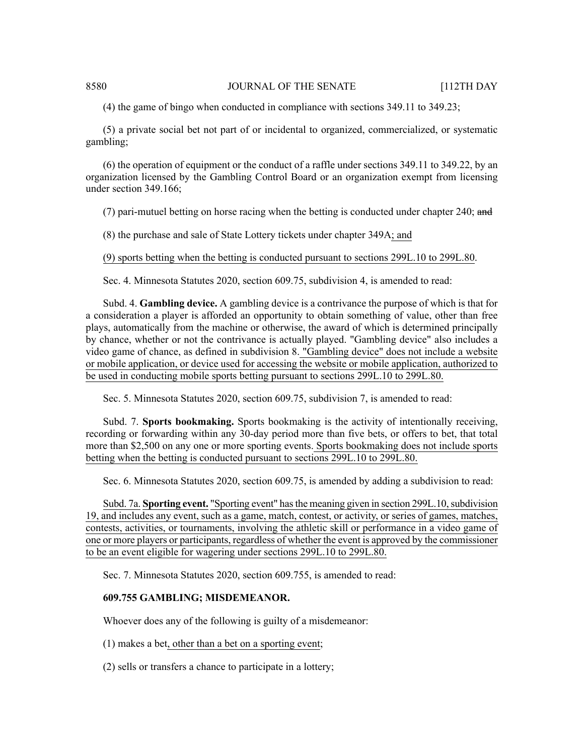(4) the game of bingo when conducted in compliance with sections 349.11 to 349.23;

(5) a private social bet not part of or incidental to organized, commercialized, or systematic gambling;

(6) the operation of equipment or the conduct of a raffle under sections 349.11 to 349.22, by an organization licensed by the Gambling Control Board or an organization exempt from licensing under section 349.166;

(7) pari-mutuel betting on horse racing when the betting is conducted under chapter 240; ~~and~~

(8) the purchase and sale of State Lottery tickets under chapter 349A; and

(9) sports betting when the betting is conducted pursuant to sections 299L.10 to 299L.80.

Sec. 4. Minnesota Statutes 2020, section 609.75, subdivision 4, is amended to read:

Subd. 4. **Gambling device.** A gambling device is a contrivance the purpose of which is that for a consideration a player is afforded an opportunity to obtain something of value, other than free plays, automatically from the machine or otherwise, the award of which is determined principally by chance, whether or not the contrivance is actually played. "Gambling device" also includes a video game of chance, as defined in subdivision 8. "Gambling device" does not include a website or mobile application, or device used for accessing the website or mobile application, authorized to be used in conducting mobile sports betting pursuant to sections 299L.10 to 299L.80.

Sec. 5. Minnesota Statutes 2020, section 609.75, subdivision 7, is amended to read:

Subd. 7. **Sports bookmaking.** Sports bookmaking is the activity of intentionally receiving, recording or forwarding within any 30-day period more than five bets, or offers to bet, that total more than $2,500 on any one or more sporting events. Sports bookmaking does not include sports betting when the betting is conducted pursuant to sections 299L.10 to 299L.80.

Sec. 6. Minnesota Statutes 2020, section 609.75, is amended by adding a subdivision to read:

Subd. 7a. **Sporting event.** "Sporting event" has the meaning given in section 299L.10, subdivision 19, and includes any event, such as a game, match, contest, or activity, or series of games, matches, contests, activities, or tournaments, involving the athletic skill or performance in a video game of one or more players or participants, regardless of whether the event is approved by the commissioner to be an event eligible for wagering under sections 299L.10 to 299L.80.

Sec. 7. Minnesota Statutes 2020, section 609.755, is amended to read:

**609.755 GAMBLING; MISDEMEANOR.**

Whoever does any of the following is guilty of a misdemeanor:

(1) makes a bet, other than a bet on a sporting event;

(2) sells or transfers a chance to participate in a lottery;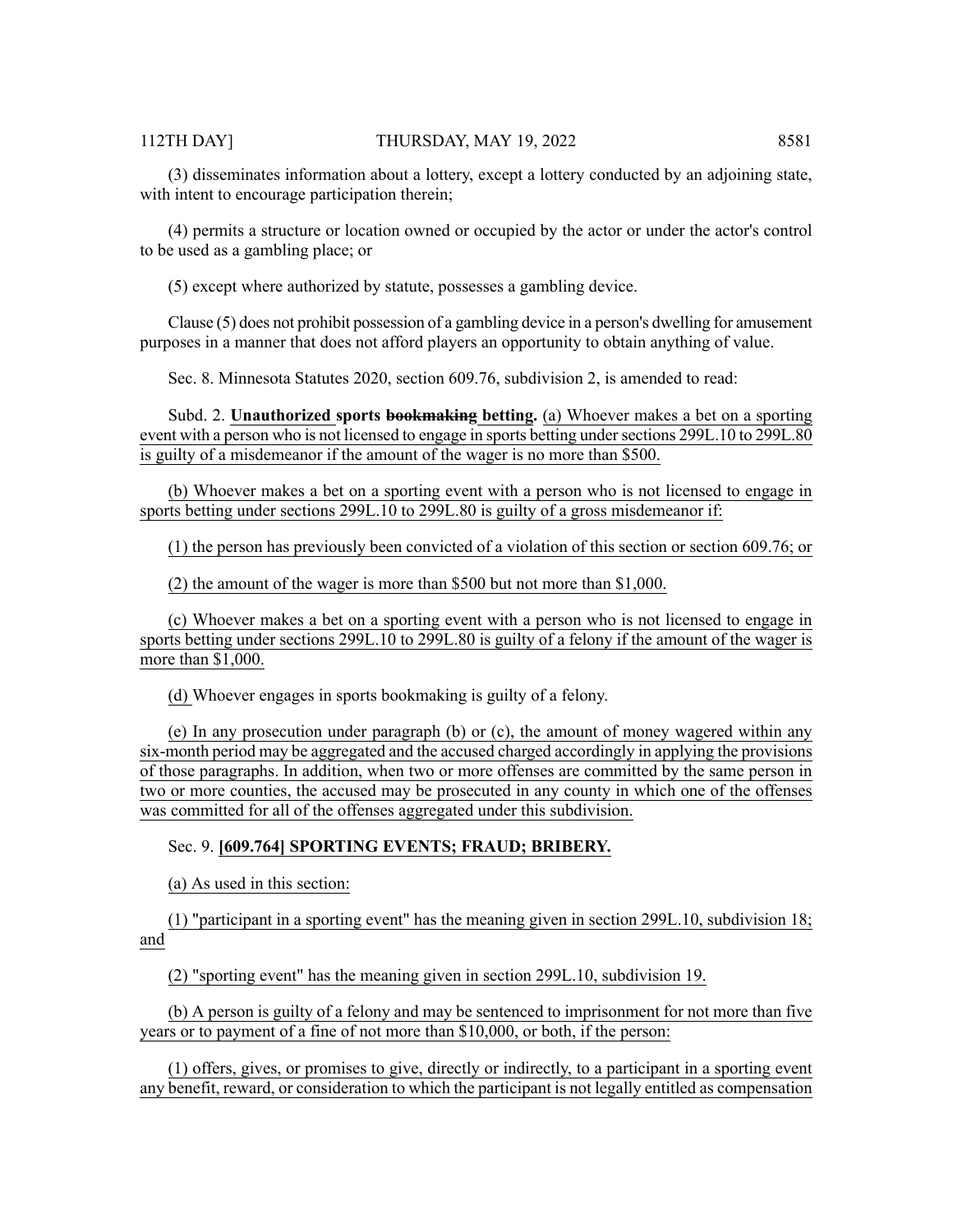(3) disseminates information about a lottery, except a lottery conducted by an adjoining state, with intent to encourage participation therein;

(4) permits a structure or location owned or occupied by the actor or under the actor's control to be used as a gambling place; or

(5) except where authorized by statute, possesses a gambling device.

Clause (5) does not prohibit possession of a gambling device in a person's dwelling for amusement purposes in a manner that does not afford players an opportunity to obtain anything of value.

Sec. 8. Minnesota Statutes 2020, section 609.76, subdivision 2, is amended to read:

Subd. 2. **Unauthorized sports ~~bookmaking~~ betting.** (a) Whoever makes a bet on a sporting event with a person who is not licensed to engage in sports betting under sections 299L.10 to 299L.80 is guilty of a misdemeanor if the amount of the wager is no more than $500.

(b) Whoever makes a bet on a sporting event with a person who is not licensed to engage in sports betting under sections 299L.10 to 299L.80 is guilty of a gross misdemeanor if:

(1) the person has previously been convicted of a violation of this section or section 609.76; or

(2) the amount of the wager is more than $500 but not more than $1,000.

(c) Whoever makes a bet on a sporting event with a person who is not licensed to engage in sports betting under sections 299L.10 to 299L.80 is guilty of a felony if the amount of the wager is more than $1,000.

(d) Whoever engages in sports bookmaking is guilty of a felony.

(e) In any prosecution under paragraph (b) or (c), the amount of money wagered within any six-month period may be aggregated and the accused charged accordingly in applying the provisions of those paragraphs. In addition, when two or more offenses are committed by the same person in two or more counties, the accused may be prosecuted in any county in which one of the offenses was committed for all of the offenses aggregated under this subdivision.

Sec. 9. **[609.764] SPORTING EVENTS; FRAUD; BRIBERY.**

(a) As used in this section:

(1) "participant in a sporting event" has the meaning given in section 299L.10, subdivision 18; and

(2) "sporting event" has the meaning given in section 299L.10, subdivision 19.

(b) A person is guilty of a felony and may be sentenced to imprisonment for not more than five years or to payment of a fine of not more than $10,000, or both, if the person:

(1) offers, gives, or promises to give, directly or indirectly, to a participant in a sporting event any benefit, reward, or consideration to which the participant is not legally entitled as compensation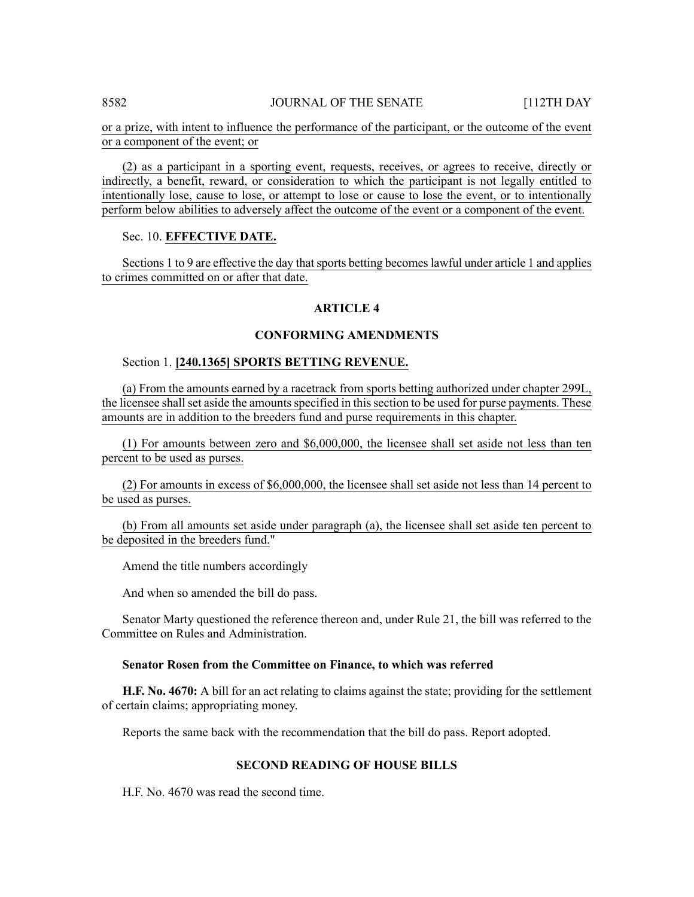or a prize, with intent to influence the performance of the participant, or the outcome of the event or a component of the event; or

(2) as a participant in a sporting event, requests, receives, or agrees to receive, directly or indirectly, a benefit, reward, or consideration to which the participant is not legally entitled to intentionally lose, cause to lose, or attempt to lose or cause to lose the event, or to intentionally perform below abilities to adversely affect the outcome of the event or a component of the event.

Sec. 10. **EFFECTIVE DATE.**

Sections 1 to 9 are effective the day that sports betting becomes lawful under article 1 and applies to crimes committed on or after that date.

**ARTICLE 4**

**CONFORMING AMENDMENTS**

Section 1. **[240.1365] SPORTS BETTING REVENUE.**

(a) From the amounts earned by a racetrack from sports betting authorized under chapter 299L, the licensee shall set aside the amounts specified in this section to be used for purse payments. These amounts are in addition to the breeders fund and purse requirements in this chapter.

(1) For amounts between zero and $6,000,000, the licensee shall set aside not less than ten percent to be used as purses.

(2) For amounts in excess of $6,000,000, the licensee shall set aside not less than 14 percent to be used as purses.

(b) From all amounts set aside under paragraph (a), the licensee shall set aside ten percent to be deposited in the breeders fund."

Amend the title numbers accordingly

And when so amended the bill do pass.

Senator Marty questioned the reference thereon and, under Rule 21, the bill was referred to the Committee on Rules and Administration.

**Senator Rosen from the Committee on Finance, to which was referred**

**H.F. No. 4670:** A bill for an act relating to claims against the state; providing for the settlement of certain claims; appropriating money.

Reports the same back with the recommendation that the bill do pass. Report adopted.

**SECOND READING OF HOUSE BILLS**

H.F. No. 4670 was read the second time.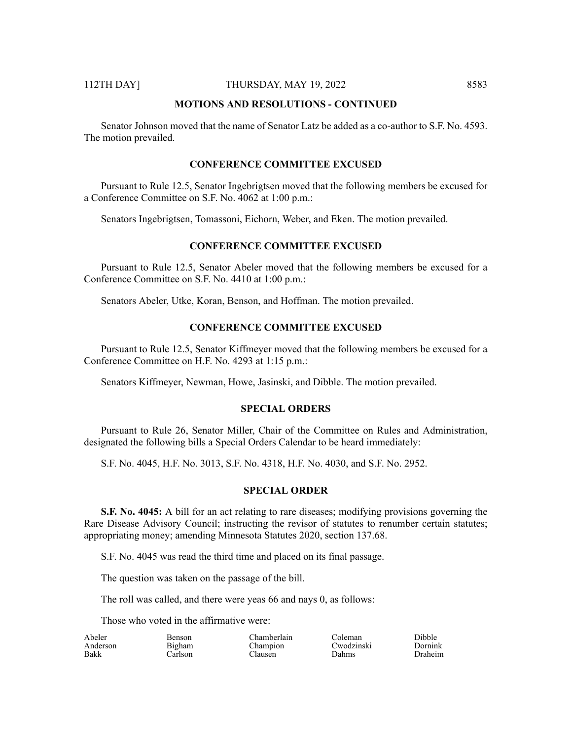## MOTIONS AND RESOLUTIONS - CONTINUED

Senator Johnson moved that the name of Senator Latz be added as a co-author to S.F. No. 4593. The motion prevailed.

## CONFERENCE COMMITTEE EXCUSED

Pursuant to Rule 12.5, Senator Ingebrigtsen moved that the following members be excused for a Conference Committee on S.F. No. 4062 at 1:00 p.m.:

Senators Ingebrigtsen, Tomassoni, Eichorn, Weber, and Eken. The motion prevailed.

## CONFERENCE COMMITTEE EXCUSED

Pursuant to Rule 12.5, Senator Abeler moved that the following members be excused for a Conference Committee on S.F. No. 4410 at 1:00 p.m.:

Senators Abeler, Utke, Koran, Benson, and Hoffman. The motion prevailed.

## CONFERENCE COMMITTEE EXCUSED

Pursuant to Rule 12.5, Senator Kiffmeyer moved that the following members be excused for a Conference Committee on H.F. No. 4293 at 1:15 p.m.:

Senators Kiffmeyer, Newman, Howe, Jasinski, and Dibble. The motion prevailed.

## SPECIAL ORDERS

Pursuant to Rule 26, Senator Miller, Chair of the Committee on Rules and Administration, designated the following bills a Special Orders Calendar to be heard immediately:

S.F. No. 4045, H.F. No. 3013, S.F. No. 4318, H.F. No. 4030, and S.F. No. 2952.

## SPECIAL ORDER

**S.F. No. 4045:** A bill for an act relating to rare diseases; modifying provisions governing the Rare Disease Advisory Council; instructing the revisor of statutes to renumber certain statutes; appropriating money; amending Minnesota Statutes 2020, section 137.68.

S.F. No. 4045 was read the third time and placed on its final passage.

The question was taken on the passage of the bill.

The roll was called, and there were yeas 66 and nays 0, as follows:

Those who voted in the affirmative were:

| | | | | |
|---|---|---|---|---|
| Abeler | Benson | Chamberlain | Coleman | Dibble |
| Anderson | Bigham | Champion | Cwodzinski | Dornink |
| Bakk | Carlson | Clausen | Dahms | Draheim |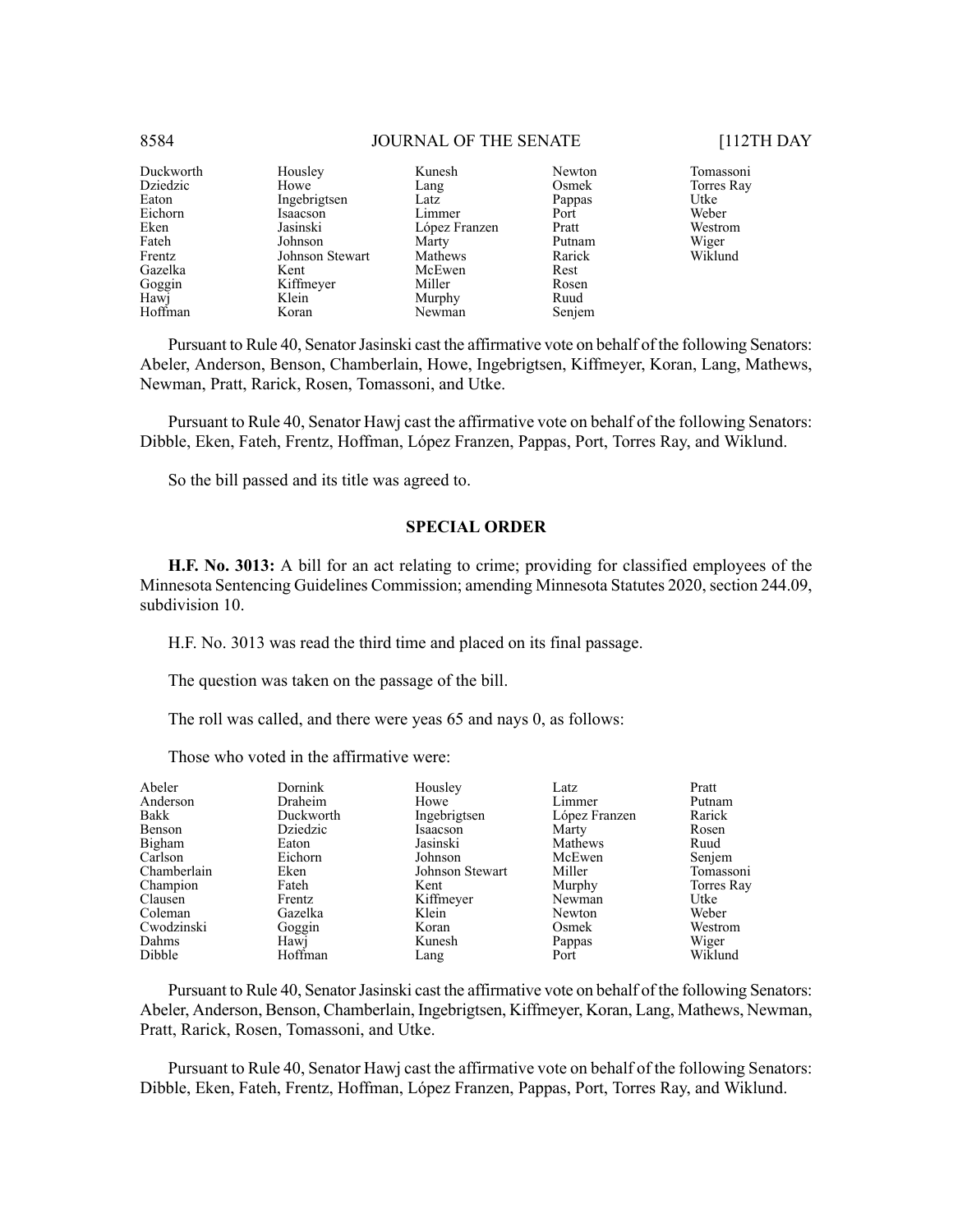| | | | | |
|---|---|---|---|---|
| Duckworth | Housley | Kunesh | Newton | Tomassoni |
| Dziedzic | Howe | Lang | Osmek | Torres Ray |
| Eaton | Ingebrigtsen | Latz | Pappas | Utke |
| Eichorn | Isaacson | Limmer | Port | Weber |
| Eken | Jasinski | López Franzen | Pratt | Westrom |
| Fateh | Johnson | Marty | Putnam | Wiger |
| Frentz | Johnson Stewart | Mathews | Rarick | Wiklund |
| Gazelka | Kent | McEwen | Rest | |
| Goggin | Kiffmeyer | Miller | Rosen | |
| Hawj | Klein | Murphy | Ruud | |
| Hoffman | Koran | Newman | Senjem | |

Pursuant to Rule 40, Senator Jasinski cast the affirmative vote on behalf of the following Senators: Abeler, Anderson, Benson, Chamberlain, Howe, Ingebrigtsen, Kiffmeyer, Koran, Lang, Mathews, Newman, Pratt, Rarick, Rosen, Tomassoni, and Utke.

Pursuant to Rule 40, Senator Hawj cast the affirmative vote on behalf of the following Senators: Dibble, Eken, Fateh, Frentz, Hoffman, López Franzen, Pappas, Port, Torres Ray, and Wiklund.

So the bill passed and its title was agreed to.

## SPECIAL ORDER

**H.F. No. 3013:** A bill for an act relating to crime; providing for classified employees of the Minnesota Sentencing Guidelines Commission; amending Minnesota Statutes 2020, section 244.09, subdivision 10.

H.F. No. 3013 was read the third time and placed on its final passage.

The question was taken on the passage of the bill.

The roll was called, and there were yeas 65 and nays 0, as follows:

Those who voted in the affirmative were:

| | | | | |
|---|---|---|---|---|
| Abeler | Dornink | Housley | Latz | Pratt |
| Anderson | Draheim | Howe | Limmer | Putnam |
| Bakk | Duckworth | Ingebrigtsen | López Franzen | Rarick |
| Benson | Dziedzic | Isaacson | Marty | Rosen |
| Bigham | Eaton | Jasinski | Mathews | Ruud |
| Carlson | Eichorn | Johnson | McEwen | Senjem |
| Chamberlain | Eken | Johnson Stewart | Miller | Tomassoni |
| Champion | Fateh | Kent | Murphy | Torres Ray |
| Clausen | Frentz | Kiffmeyer | Newman | Utke |
| Coleman | Gazelka | Klein | Newton | Weber |
| Cwodzinski | Goggin | Koran | Osmek | Westrom |
| Dahms | Hawj | Kunesh | Pappas | Wiger |
| Dibble | Hoffman | Lang | Port | Wiklund |

Pursuant to Rule 40, Senator Jasinski cast the affirmative vote on behalf of the following Senators: Abeler, Anderson, Benson, Chamberlain, Ingebrigtsen, Kiffmeyer, Koran, Lang, Mathews, Newman, Pratt, Rarick, Rosen, Tomassoni, and Utke.

Pursuant to Rule 40, Senator Hawj cast the affirmative vote on behalf of the following Senators: Dibble, Eken, Fateh, Frentz, Hoffman, López Franzen, Pappas, Port, Torres Ray, and Wiklund.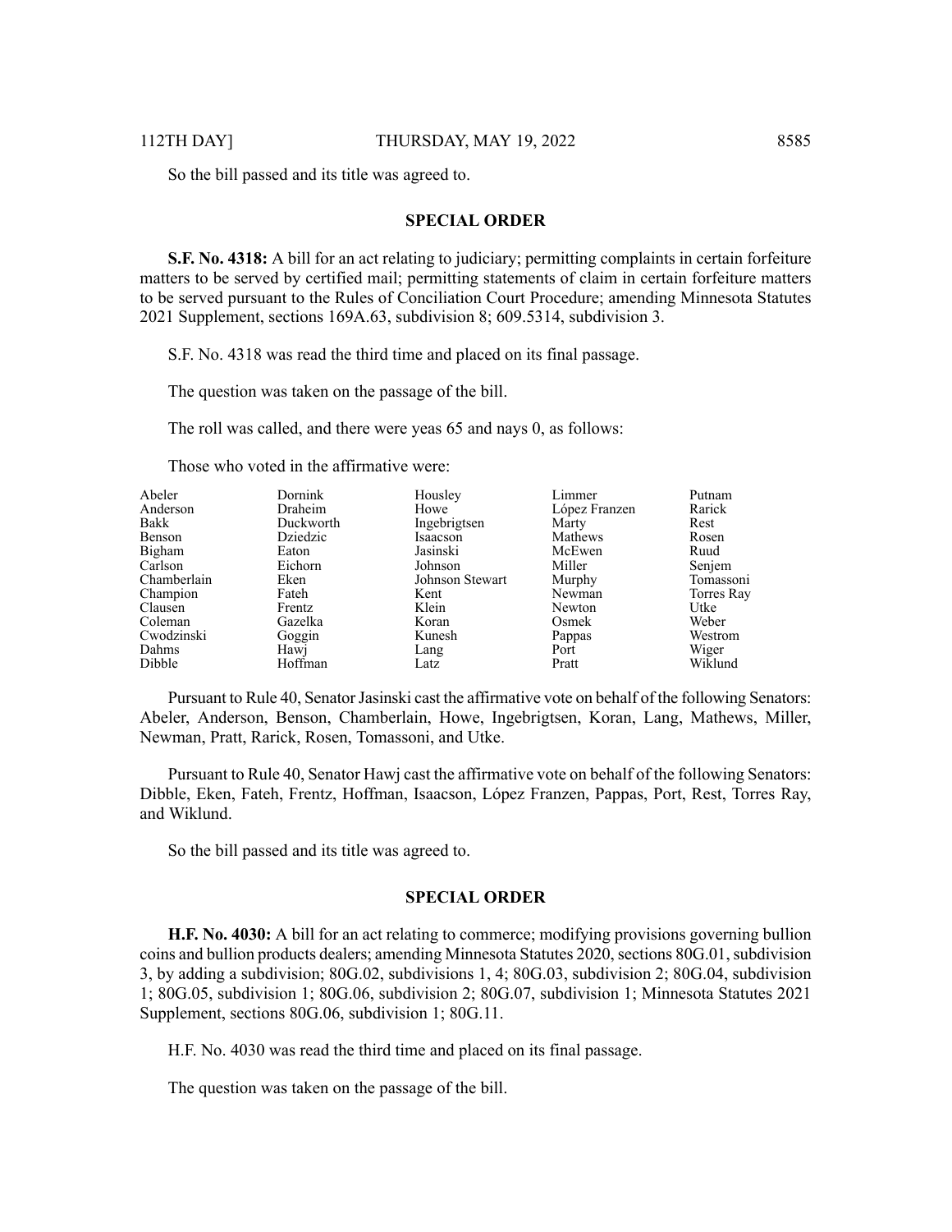So the bill passed and its title was agreed to.

## SPECIAL ORDER

**S.F. No. 4318:** A bill for an act relating to judiciary; permitting complaints in certain forfeiture matters to be served by certified mail; permitting statements of claim in certain forfeiture matters to be served pursuant to the Rules of Conciliation Court Procedure; amending Minnesota Statutes 2021 Supplement, sections 169A.63, subdivision 8; 609.5314, subdivision 3.

S.F. No. 4318 was read the third time and placed on its final passage.

The question was taken on the passage of the bill.

The roll was called, and there were yeas 65 and nays 0, as follows:

Those who voted in the affirmative were:

| | | | | |
|---|---|---|---|---|
| Abeler | Dornink | Housley | Limmer | Putnam |
| Anderson | Draheim | Howe | López Franzen | Rarick |
| Bakk | Duckworth | Ingebrigtsen | Marty | Rest |
| Benson | Dziedzic | Isaacson | Mathews | Rosen |
| Bigham | Eaton | Jasinski | McEwen | Ruud |
| Carlson | Eichorn | Johnson | Miller | Senjem |
| Chamberlain | Eken | Johnson Stewart | Murphy | Tomassoni |
| Champion | Fateh | Kent | Newman | Torres Ray |
| Clausen | Frentz | Klein | Newton | Utke |
| Coleman | Gazelka | Koran | Osmek | Weber |
| Cwodzinski | Goggin | Kunesh | Pappas | Westrom |
| Dahms | Hawj | Lang | Port | Wiger |
| Dibble | Hoffman | Latz | Pratt | Wiklund |

Pursuant to Rule 40, Senator Jasinski cast the affirmative vote on behalf of the following Senators: Abeler, Anderson, Benson, Chamberlain, Howe, Ingebrigtsen, Koran, Lang, Mathews, Miller, Newman, Pratt, Rarick, Rosen, Tomassoni, and Utke.

Pursuant to Rule 40, Senator Hawj cast the affirmative vote on behalf of the following Senators: Dibble, Eken, Fateh, Frentz, Hoffman, Isaacson, López Franzen, Pappas, Port, Rest, Torres Ray, and Wiklund.

So the bill passed and its title was agreed to.

## SPECIAL ORDER

**H.F. No. 4030:** A bill for an act relating to commerce; modifying provisions governing bullion coins and bullion products dealers; amending Minnesota Statutes 2020, sections 80G.01, subdivision 3, by adding a subdivision; 80G.02, subdivisions 1, 4; 80G.03, subdivision 2; 80G.04, subdivision 1; 80G.05, subdivision 1; 80G.06, subdivision 2; 80G.07, subdivision 1; Minnesota Statutes 2021 Supplement, sections 80G.06, subdivision 1; 80G.11.

H.F. No. 4030 was read the third time and placed on its final passage.

The question was taken on the passage of the bill.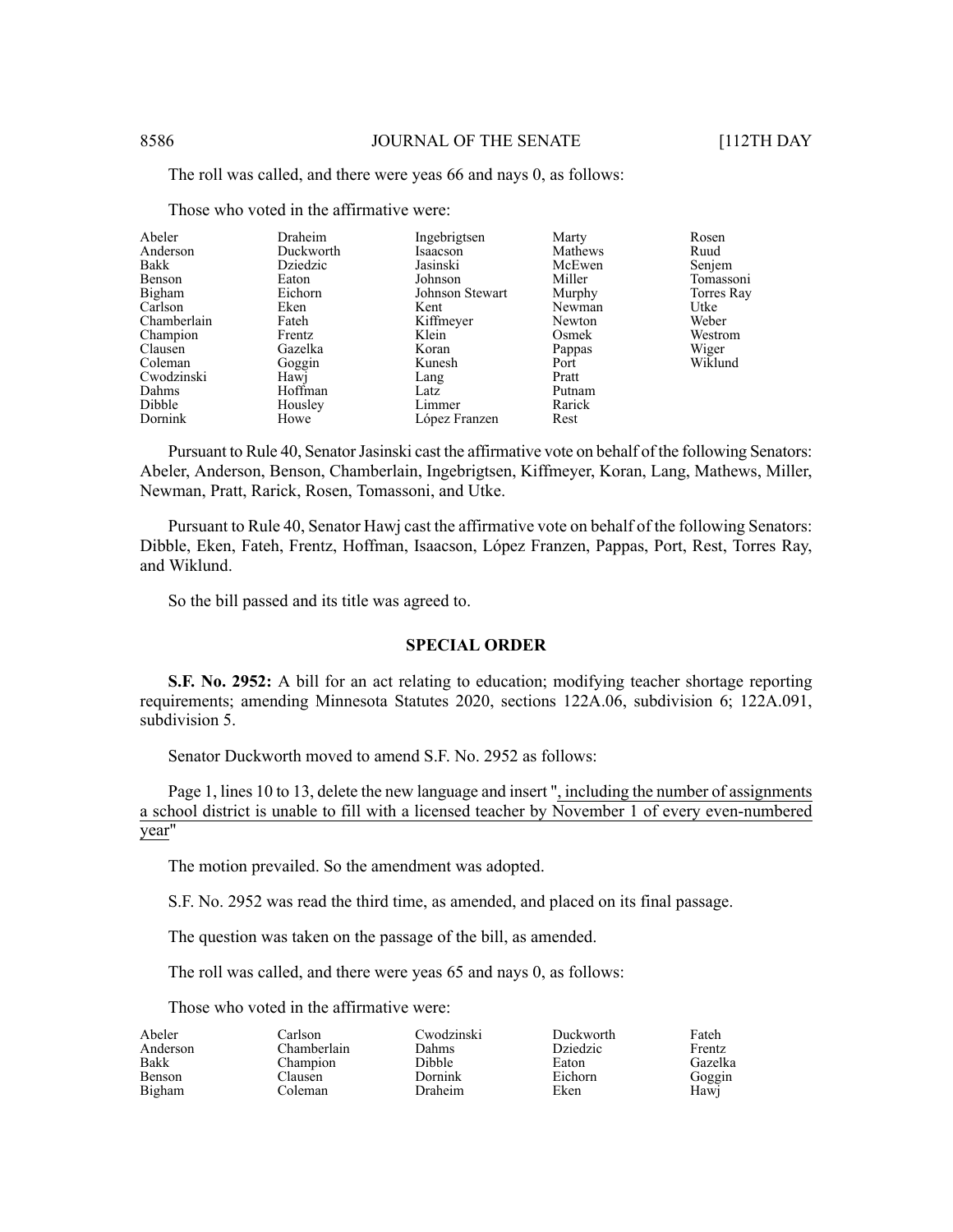The roll was called, and there were yeas 66 and nays 0, as follows:

Those who voted in the affirmative were:

| | | | | |
|---|---|---|---|---|
| Abeler | Draheim | Ingebrigtsen | Marty | Rosen |
| Anderson | Duckworth | Isaacson | Mathews | Ruud |
| Bakk | Dziedzic | Jasinski | McEwen | Senjem |
| Benson | Eaton | Johnson | Miller | Tomassoni |
| Bigham | Eichorn | Johnson Stewart | Murphy | Torres Ray |
| Carlson | Eken | Kent | Newman | Utke |
| Chamberlain | Fateh | Kiffmeyer | Newton | Weber |
| Champion | Frentz | Klein | Osmek | Westrom |
| Clausen | Gazelka | Koran | Pappas | Wiger |
| Coleman | Goggin | Kunesh | Port | Wiklund |
| Cwodzinski | Hawj | Lang | Pratt | |
| Dahms | Hoffman | Latz | Putnam | |
| Dibble | Housley | Limmer | Rarick | |
| Dornink | Howe | López Franzen | Rest | |

Pursuant to Rule 40, Senator Jasinski cast the affirmative vote on behalf of the following Senators: Abeler, Anderson, Benson, Chamberlain, Ingebrigtsen, Kiffmeyer, Koran, Lang, Mathews, Miller, Newman, Pratt, Rarick, Rosen, Tomassoni, and Utke.

Pursuant to Rule 40, Senator Hawj cast the affirmative vote on behalf of the following Senators: Dibble, Eken, Fateh, Frentz, Hoffman, Isaacson, López Franzen, Pappas, Port, Rest, Torres Ray, and Wiklund.

So the bill passed and its title was agreed to.

## SPECIAL ORDER

**S.F. No. 2952:** A bill for an act relating to education; modifying teacher shortage reporting requirements; amending Minnesota Statutes 2020, sections 122A.06, subdivision 6; 122A.091, subdivision 5.

Senator Duckworth moved to amend S.F. No. 2952 as follows:

Page 1, lines 10 to 13, delete the new language and insert "<u>, including the number of assignments a school district is unable to fill with a licensed teacher by November 1 of every even-numbered year</u>"

The motion prevailed. So the amendment was adopted.

S.F. No. 2952 was read the third time, as amended, and placed on its final passage.

The question was taken on the passage of the bill, as amended.

The roll was called, and there were yeas 65 and nays 0, as follows:

Those who voted in the affirmative were:

| | | | | |
|---|---|---|---|---|
| Abeler | Carlson | Cwodzinski | Duckworth | Fateh |
| Anderson | Chamberlain | Dahms | Dziedzic | Frentz |
| Bakk | Champion | Dibble | Eaton | Gazelka |
| Benson | Clausen | Dornink | Eichorn | Goggin |
| Bigham | Coleman | Draheim | Eken | Hawj |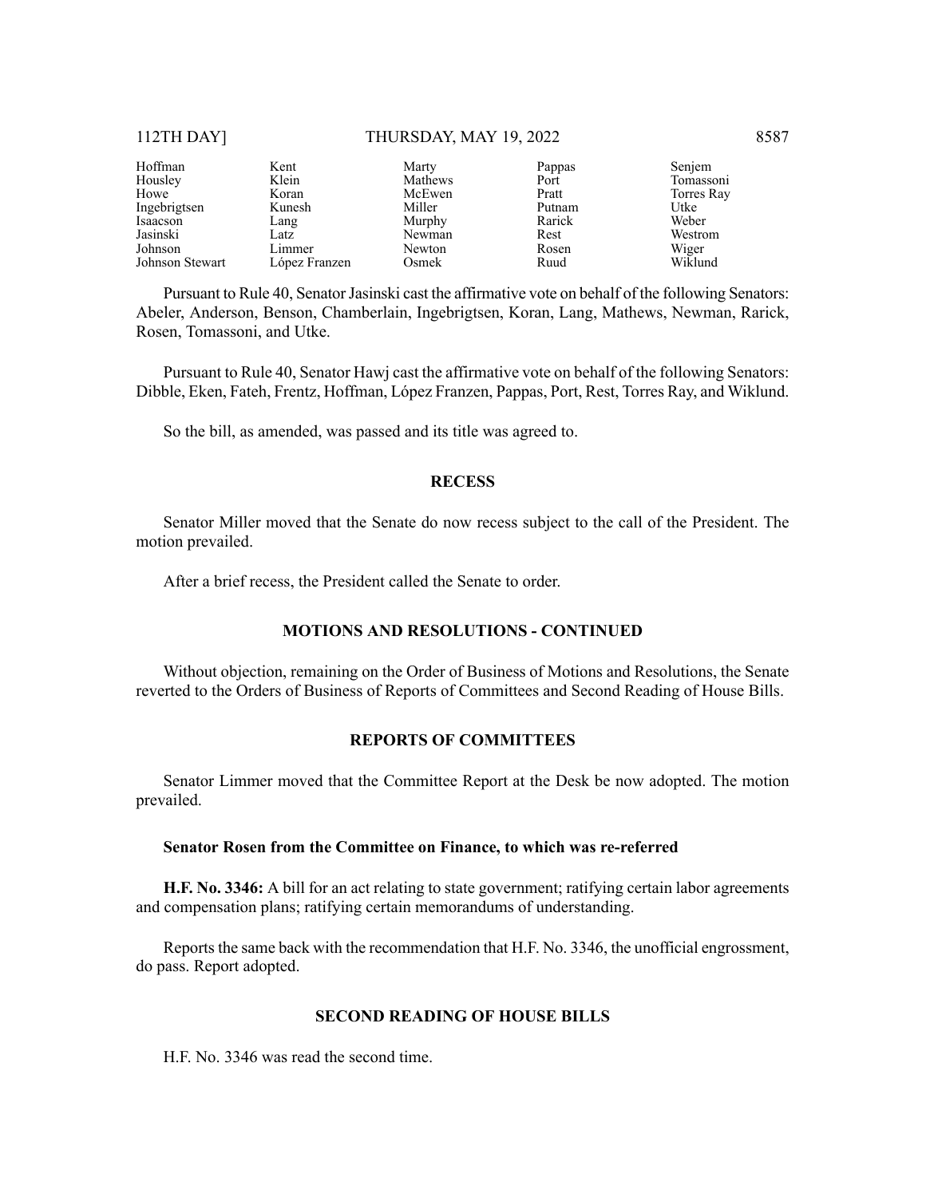| | | | | |
|---|---|---|---|---|
| Hoffman | Kent | Marty | Pappas | Senjem |
| Housley | Klein | Mathews | Port | Tomassoni |
| Howe | Koran | McEwen | Pratt | Torres Ray |
| Ingebrigtsen | Kunesh | Miller | Putnam | Utke |
| Isaacson | Lang | Murphy | Rarick | Weber |
| Jasinski | Latz | Newman | Rest | Westrom |
| Johnson | Limmer | Newton | Rosen | Wiger |
| Johnson Stewart | López Franzen | Osmek | Ruud | Wiklund |

Pursuant to Rule 40, Senator Jasinski cast the affirmative vote on behalf of the following Senators: Abeler, Anderson, Benson, Chamberlain, Ingebrigtsen, Koran, Lang, Mathews, Newman, Rarick, Rosen, Tomassoni, and Utke.

Pursuant to Rule 40, Senator Hawj cast the affirmative vote on behalf of the following Senators: Dibble, Eken, Fateh, Frentz, Hoffman, López Franzen, Pappas, Port, Rest, Torres Ray, and Wiklund.

So the bill, as amended, was passed and its title was agreed to.

## RECESS

Senator Miller moved that the Senate do now recess subject to the call of the President. The motion prevailed.

After a brief recess, the President called the Senate to order.

## MOTIONS AND RESOLUTIONS - CONTINUED

Without objection, remaining on the Order of Business of Motions and Resolutions, the Senate reverted to the Orders of Business of Reports of Committees and Second Reading of House Bills.

## REPORTS OF COMMITTEES

Senator Limmer moved that the Committee Report at the Desk be now adopted. The motion prevailed.

**Senator Rosen from the Committee on Finance, to which was re-referred**

**H.F. No. 3346:** A bill for an act relating to state government; ratifying certain labor agreements and compensation plans; ratifying certain memorandums of understanding.

Reports the same back with the recommendation that H.F. No. 3346, the unofficial engrossment, do pass. Report adopted.

## SECOND READING OF HOUSE BILLS

H.F. No. 3346 was read the second time.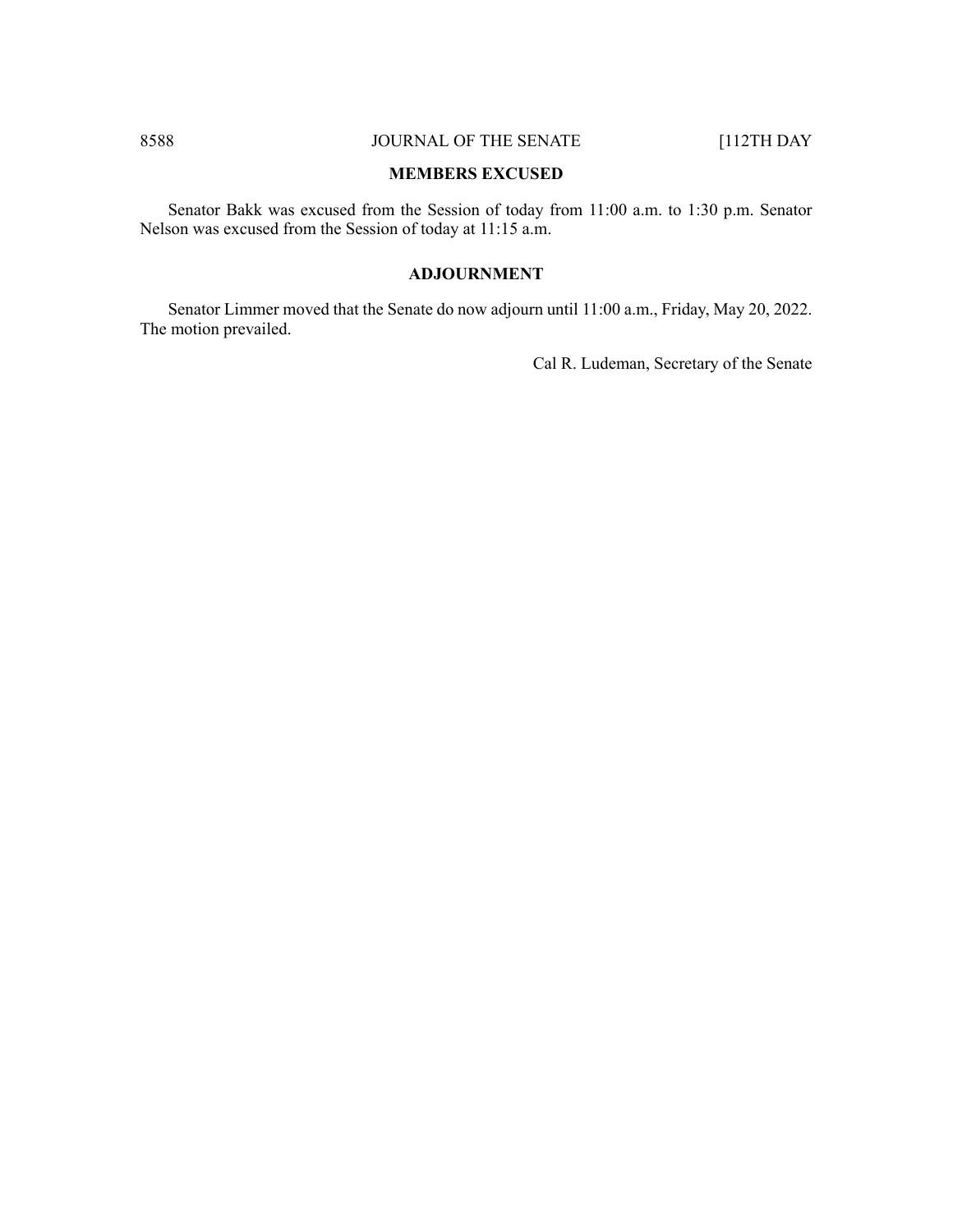## MEMBERS EXCUSED

Senator Bakk was excused from the Session of today from 11:00 a.m. to 1:30 p.m. Senator Nelson was excused from the Session of today at 11:15 a.m.

## ADJOURNMENT

Senator Limmer moved that the Senate do now adjourn until 11:00 a.m., Friday, May 20, 2022. The motion prevailed.

Cal R. Ludeman, Secretary of the Senate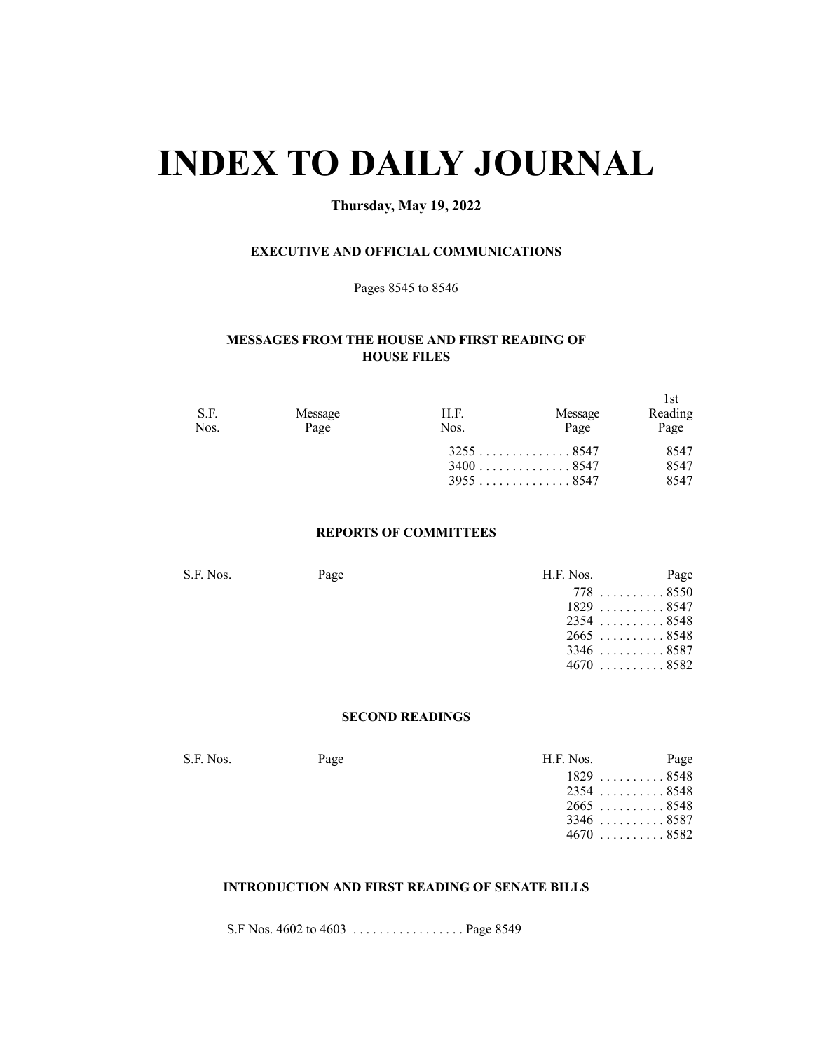# INDEX TO DAILY JOURNAL

**Thursday, May 19, 2022**

### EXECUTIVE AND OFFICIAL COMMUNICATIONS

Pages 8545 to 8546

### MESSAGES FROM THE HOUSE AND FIRST READING OF HOUSE FILES

| S.F. Nos. | Message Page | H.F. Nos. | Message Page | 1st Reading Page |
|---|---|---|---|---|
| | | 3255 | 8547 | 8547 |
| | | 3400 | 8547 | 8547 |
| | | 3955 | 8547 | 8547 |

### REPORTS OF COMMITTEES

| S.F. Nos. | Page | H.F. Nos. | Page |
|---|---|---|---|
| | | 778 | 8550 |
| | | 1829 | 8547 |
| | | 2354 | 8548 |
| | | 2665 | 8548 |
| | | 3346 | 8587 |
| | | 4670 | 8582 |

### SECOND READINGS

| S.F. Nos. | Page | H.F. Nos. | Page |
|---|---|---|---|
| | | 1829 | 8548 |
| | | 2354 | 8548 |
| | | 2665 | 8548 |
| | | 3346 | 8587 |
| | | 4670 | 8582 |

### INTRODUCTION AND FIRST READING OF SENATE BILLS

S.F Nos. 4602 to 4603 . . . . . . . . . . . . . . . . . Page 8549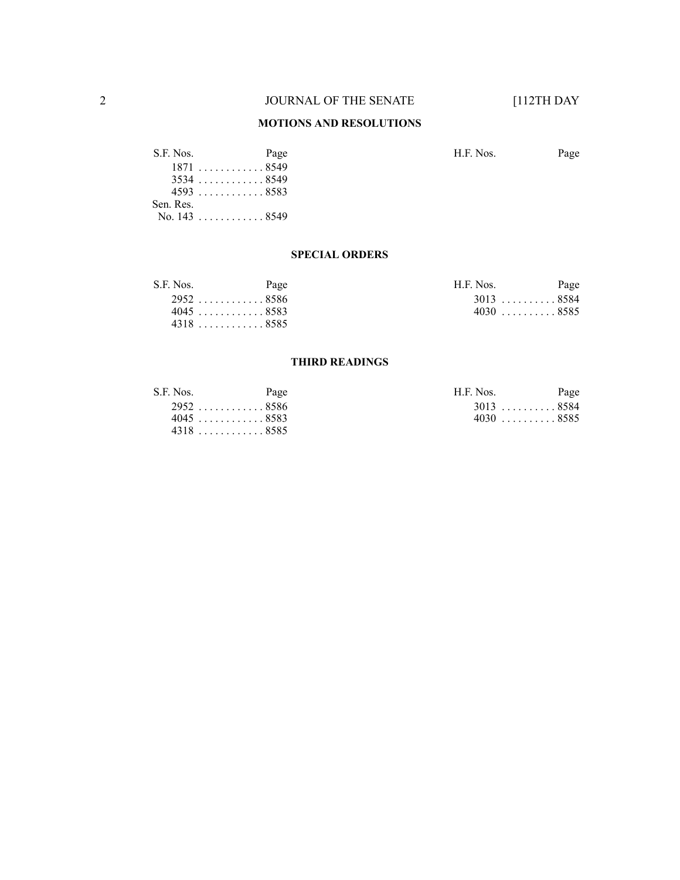## MOTIONS AND RESOLUTIONS

| S.F. Nos. | Page | H.F. Nos. | Page |
|---|---|---|---|
| 1871 | 8549 | | |
| 3534 | 8549 | | |
| 4593 | 8583 | | |
| Sen. Res. No. 143 | 8549 | | |

## SPECIAL ORDERS

| S.F. Nos. | Page | H.F. Nos. | Page |
|---|---|---|---|
| 2952 | 8586 | 3013 | 8584 |
| 4045 | 8583 | 4030 | 8585 |
| 4318 | 8585 | | |

## THIRD READINGS

| S.F. Nos. | Page | H.F. Nos. | Page |
|---|---|---|---|
| 2952 | 8586 | 3013 | 8584 |
| 4045 | 8583 | 4030 | 8585 |
| 4318 | 8585 | | |